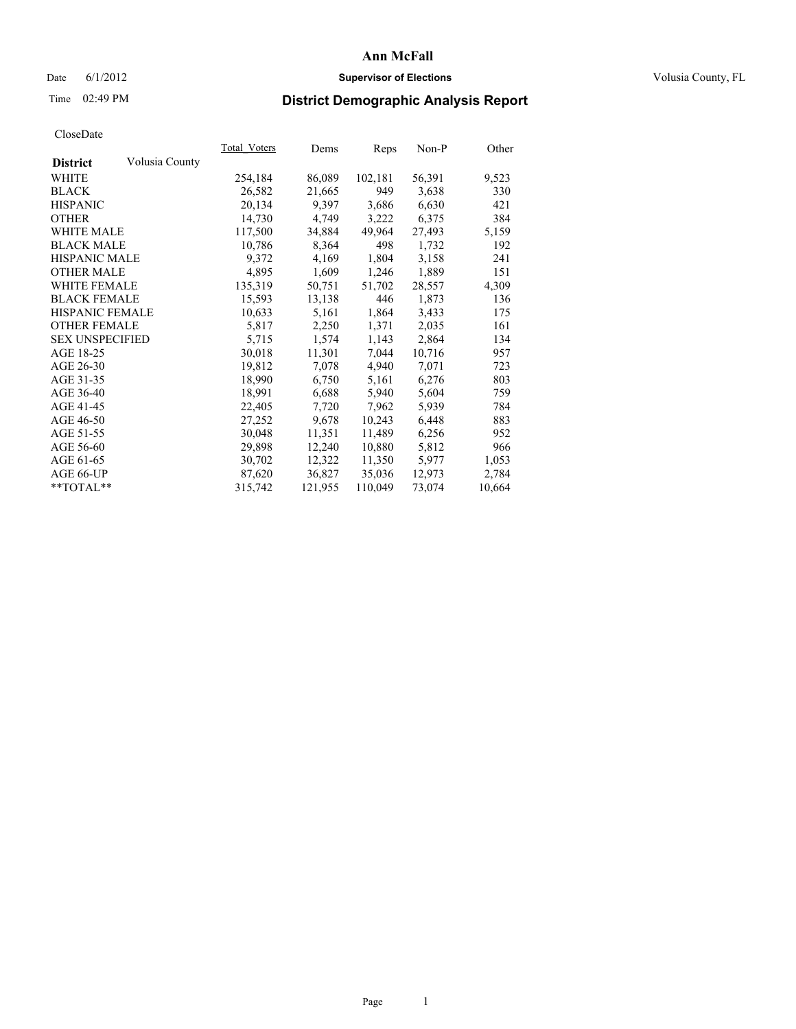Date 6/1/2012

Time 02:49 PM

# Ann McFall

**Supervisor of Elections**

Volusia County, FL

## District Demographic Analysis Report

CloseDate

| District | Volusia County | Total_Voters | Dems | Reps | Non-P | Other |
|---|---|---|---|---|---|---|
| WHITE | | 254,184 | 86,089 | 102,181 | 56,391 | 9,523 |
| BLACK | | 26,582 | 21,665 | 949 | 3,638 | 330 |
| HISPANIC | | 20,134 | 9,397 | 3,686 | 6,630 | 421 |
| OTHER | | 14,730 | 4,749 | 3,222 | 6,375 | 384 |
| WHITE MALE | | 117,500 | 34,884 | 49,964 | 27,493 | 5,159 |
| BLACK MALE | | 10,786 | 8,364 | 498 | 1,732 | 192 |
| HISPANIC MALE | | 9,372 | 4,169 | 1,804 | 3,158 | 241 |
| OTHER MALE | | 4,895 | 1,609 | 1,246 | 1,889 | 151 |
| WHITE FEMALE | | 135,319 | 50,751 | 51,702 | 28,557 | 4,309 |
| BLACK FEMALE | | 15,593 | 13,138 | 446 | 1,873 | 136 |
| HISPANIC FEMALE | | 10,633 | 5,161 | 1,864 | 3,433 | 175 |
| OTHER FEMALE | | 5,817 | 2,250 | 1,371 | 2,035 | 161 |
| SEX UNSPECIFIED | | 5,715 | 1,574 | 1,143 | 2,864 | 134 |
| AGE 18-25 | | 30,018 | 11,301 | 7,044 | 10,716 | 957 |
| AGE 26-30 | | 19,812 | 7,078 | 4,940 | 7,071 | 723 |
| AGE 31-35 | | 18,990 | 6,750 | 5,161 | 6,276 | 803 |
| AGE 36-40 | | 18,991 | 6,688 | 5,940 | 5,604 | 759 |
| AGE 41-45 | | 22,405 | 7,720 | 7,962 | 5,939 | 784 |
| AGE 46-50 | | 27,252 | 9,678 | 10,243 | 6,448 | 883 |
| AGE 51-55 | | 30,048 | 11,351 | 11,489 | 6,256 | 952 |
| AGE 56-60 | | 29,898 | 12,240 | 10,880 | 5,812 | 966 |
| AGE 61-65 | | 30,702 | 12,322 | 11,350 | 5,977 | 1,053 |
| AGE 66-UP | | 87,620 | 36,827 | 35,036 | 12,973 | 2,784 |
| **TOTAL** | | 315,742 | 121,955 | 110,049 | 73,074 | 10,664 |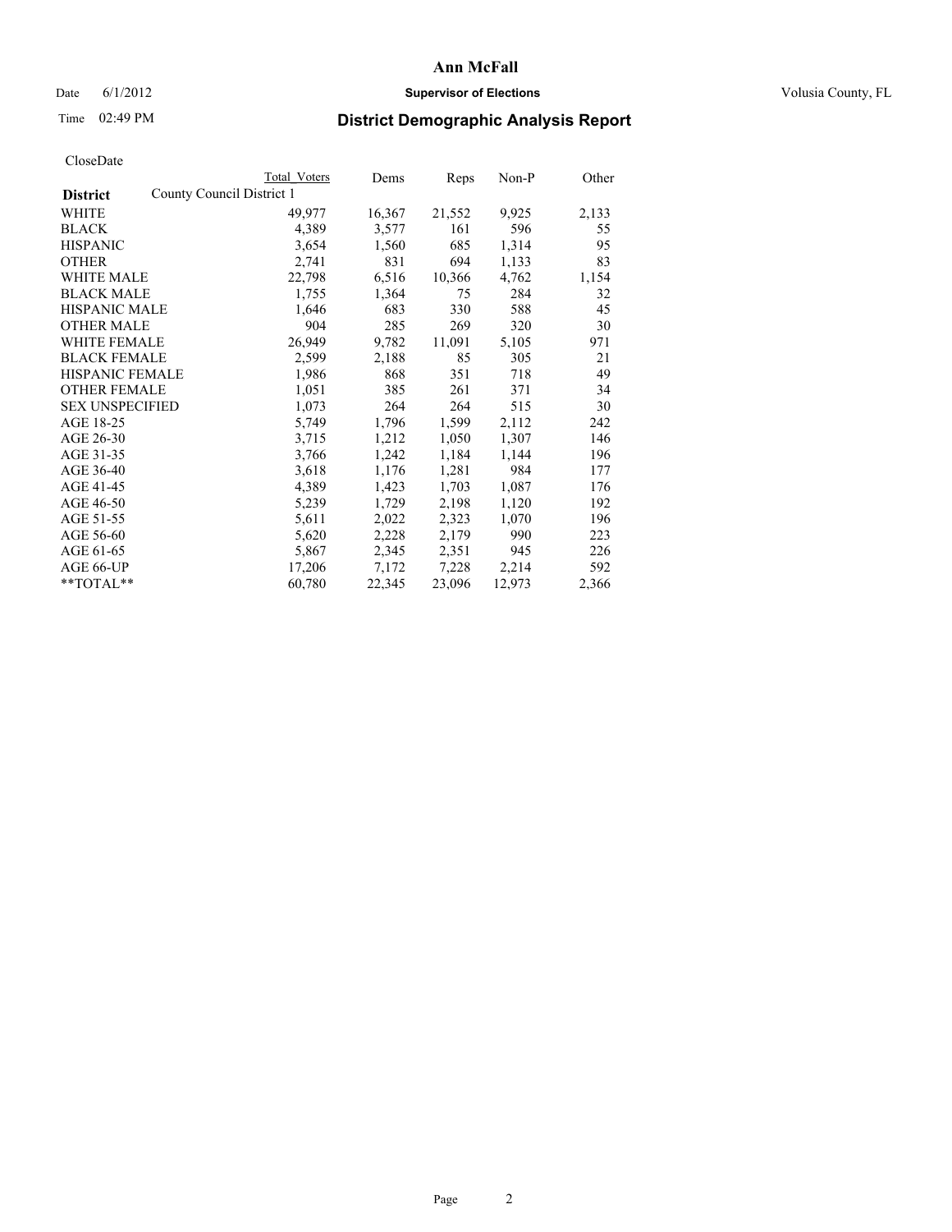# Ann McFall

Date 6/1/2012 **Supervisor of Elections** Volusia County, FL

Time 02:49 PM **District Demographic Analysis Report**

CloseDate

| District | Total Voters | Dems | Reps | Non-P | Other |
|---|---|---|---|---|---|
| County Council District 1 | | | | | |
| WHITE | 49,977 | 16,367 | 21,552 | 9,925 | 2,133 |
| BLACK | 4,389 | 3,577 | 161 | 596 | 55 |
| HISPANIC | 3,654 | 1,560 | 685 | 1,314 | 95 |
| OTHER | 2,741 | 831 | 694 | 1,133 | 83 |
| WHITE MALE | 22,798 | 6,516 | 10,366 | 4,762 | 1,154 |
| BLACK MALE | 1,755 | 1,364 | 75 | 284 | 32 |
| HISPANIC MALE | 1,646 | 683 | 330 | 588 | 45 |
| OTHER MALE | 904 | 285 | 269 | 320 | 30 |
| WHITE FEMALE | 26,949 | 9,782 | 11,091 | 5,105 | 971 |
| BLACK FEMALE | 2,599 | 2,188 | 85 | 305 | 21 |
| HISPANIC FEMALE | 1,986 | 868 | 351 | 718 | 49 |
| OTHER FEMALE | 1,051 | 385 | 261 | 371 | 34 |
| SEX UNSPECIFIED | 1,073 | 264 | 264 | 515 | 30 |
| AGE 18-25 | 5,749 | 1,796 | 1,599 | 2,112 | 242 |
| AGE 26-30 | 3,715 | 1,212 | 1,050 | 1,307 | 146 |
| AGE 31-35 | 3,766 | 1,242 | 1,184 | 1,144 | 196 |
| AGE 36-40 | 3,618 | 1,176 | 1,281 | 984 | 177 |
| AGE 41-45 | 4,389 | 1,423 | 1,703 | 1,087 | 176 |
| AGE 46-50 | 5,239 | 1,729 | 2,198 | 1,120 | 192 |
| AGE 51-55 | 5,611 | 2,022 | 2,323 | 1,070 | 196 |
| AGE 56-60 | 5,620 | 2,228 | 2,179 | 990 | 223 |
| AGE 61-65 | 5,867 | 2,345 | 2,351 | 945 | 226 |
| AGE 66-UP | 17,206 | 7,172 | 7,228 | 2,214 | 592 |
| **TOTAL** | 60,780 | 22,345 | 23,096 | 12,973 | 2,366 |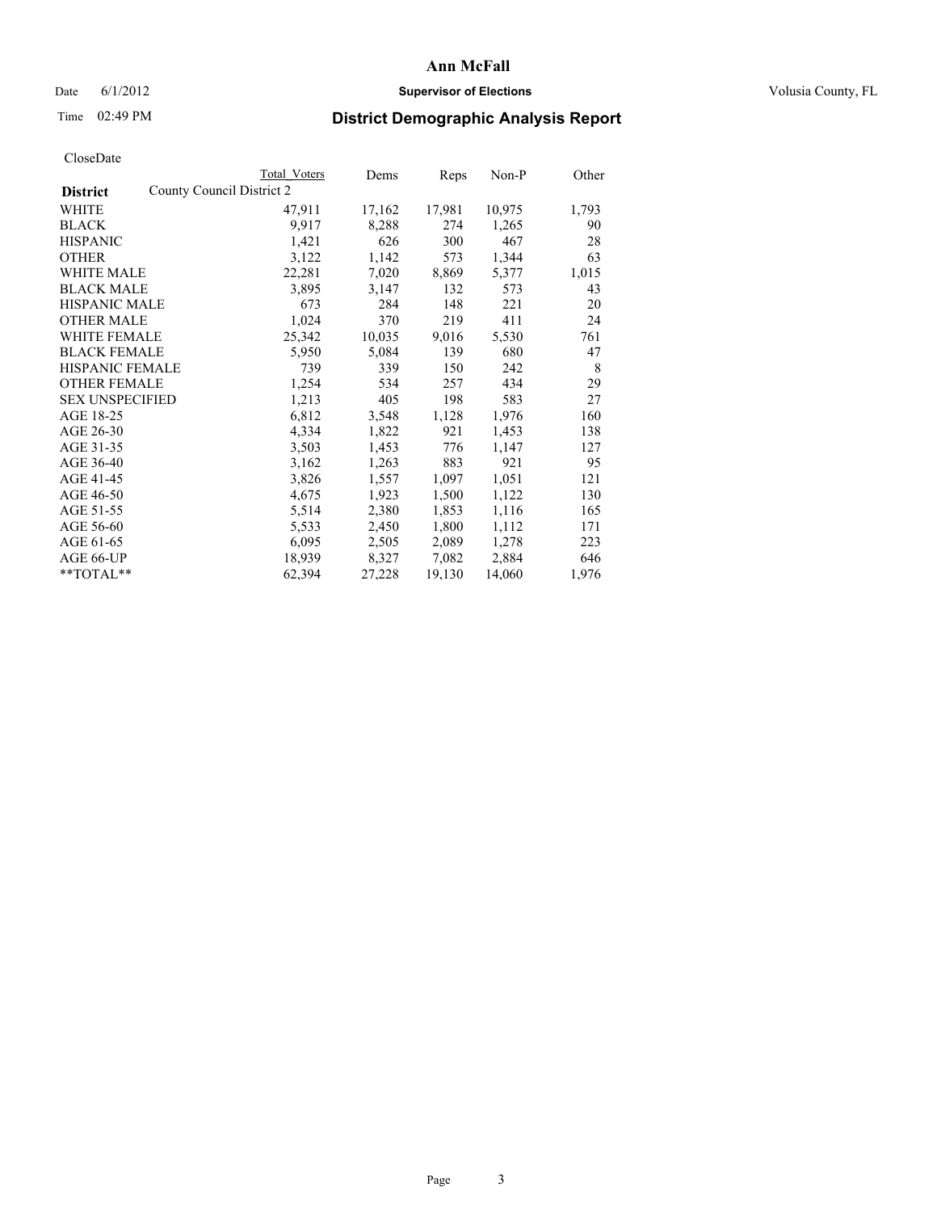# Ann McFall

Date 6/1/2012 **Supervisor of Elections** Volusia County, FL

Time 02:49 PM

## District Demographic Analysis Report

CloseDate

| | Total Voters | Dems | Reps | Non-P | Other |
|---|---|---|---|---|---|
| **District** County Council District 2 | | | | | |
| WHITE | 47,911 | 17,162 | 17,981 | 10,975 | 1,793 |
| BLACK | 9,917 | 8,288 | 274 | 1,265 | 90 |
| HISPANIC | 1,421 | 626 | 300 | 467 | 28 |
| OTHER | 3,122 | 1,142 | 573 | 1,344 | 63 |
| WHITE MALE | 22,281 | 7,020 | 8,869 | 5,377 | 1,015 |
| BLACK MALE | 3,895 | 3,147 | 132 | 573 | 43 |
| HISPANIC MALE | 673 | 284 | 148 | 221 | 20 |
| OTHER MALE | 1,024 | 370 | 219 | 411 | 24 |
| WHITE FEMALE | 25,342 | 10,035 | 9,016 | 5,530 | 761 |
| BLACK FEMALE | 5,950 | 5,084 | 139 | 680 | 47 |
| HISPANIC FEMALE | 739 | 339 | 150 | 242 | 8 |
| OTHER FEMALE | 1,254 | 534 | 257 | 434 | 29 |
| SEX UNSPECIFIED | 1,213 | 405 | 198 | 583 | 27 |
| AGE 18-25 | 6,812 | 3,548 | 1,128 | 1,976 | 160 |
| AGE 26-30 | 4,334 | 1,822 | 921 | 1,453 | 138 |
| AGE 31-35 | 3,503 | 1,453 | 776 | 1,147 | 127 |
| AGE 36-40 | 3,162 | 1,263 | 883 | 921 | 95 |
| AGE 41-45 | 3,826 | 1,557 | 1,097 | 1,051 | 121 |
| AGE 46-50 | 4,675 | 1,923 | 1,500 | 1,122 | 130 |
| AGE 51-55 | 5,514 | 2,380 | 1,853 | 1,116 | 165 |
| AGE 56-60 | 5,533 | 2,450 | 1,800 | 1,112 | 171 |
| AGE 61-65 | 6,095 | 2,505 | 2,089 | 1,278 | 223 |
| AGE 66-UP | 18,939 | 8,327 | 7,082 | 2,884 | 646 |
| **TOTAL** | 62,394 | 27,228 | 19,130 | 14,060 | 1,976 |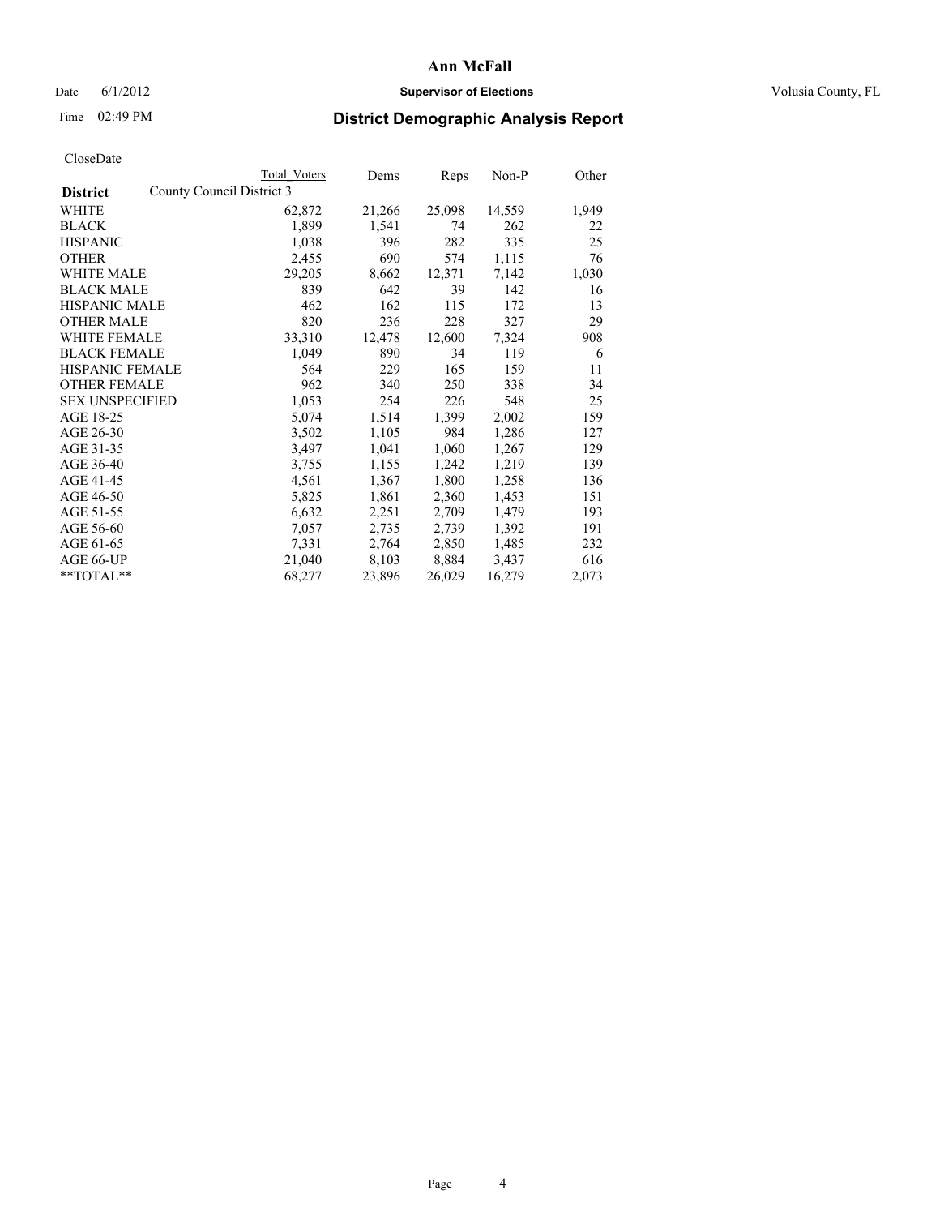**Ann McFall**

Date 6/1/2012 **Supervisor of Elections** Volusia County, FL

Time 02:49 PM **District Demographic Analysis Report**

CloseDate

| **District** | County Council District 3 Total Voters | Dems | Reps | Non-P | Other |
|---|---|---|---|---|---|
| WHITE | 62,872 | 21,266 | 25,098 | 14,559 | 1,949 |
| BLACK | 1,899 | 1,541 | 74 | 262 | 22 |
| HISPANIC | 1,038 | 396 | 282 | 335 | 25 |
| OTHER | 2,455 | 690 | 574 | 1,115 | 76 |
| WHITE MALE | 29,205 | 8,662 | 12,371 | 7,142 | 1,030 |
| BLACK MALE | 839 | 642 | 39 | 142 | 16 |
| HISPANIC MALE | 462 | 162 | 115 | 172 | 13 |
| OTHER MALE | 820 | 236 | 228 | 327 | 29 |
| WHITE FEMALE | 33,310 | 12,478 | 12,600 | 7,324 | 908 |
| BLACK FEMALE | 1,049 | 890 | 34 | 119 | 6 |
| HISPANIC FEMALE | 564 | 229 | 165 | 159 | 11 |
| OTHER FEMALE | 962 | 340 | 250 | 338 | 34 |
| SEX UNSPECIFIED | 1,053 | 254 | 226 | 548 | 25 |
| AGE 18-25 | 5,074 | 1,514 | 1,399 | 2,002 | 159 |
| AGE 26-30 | 3,502 | 1,105 | 984 | 1,286 | 127 |
| AGE 31-35 | 3,497 | 1,041 | 1,060 | 1,267 | 129 |
| AGE 36-40 | 3,755 | 1,155 | 1,242 | 1,219 | 139 |
| AGE 41-45 | 4,561 | 1,367 | 1,800 | 1,258 | 136 |
| AGE 46-50 | 5,825 | 1,861 | 2,360 | 1,453 | 151 |
| AGE 51-55 | 6,632 | 2,251 | 2,709 | 1,479 | 193 |
| AGE 56-60 | 7,057 | 2,735 | 2,739 | 1,392 | 191 |
| AGE 61-65 | 7,331 | 2,764 | 2,850 | 1,485 | 232 |
| AGE 66-UP | 21,040 | 8,103 | 8,884 | 3,437 | 616 |
| **TOTAL** | 68,277 | 23,896 | 26,029 | 16,279 | 2,073 |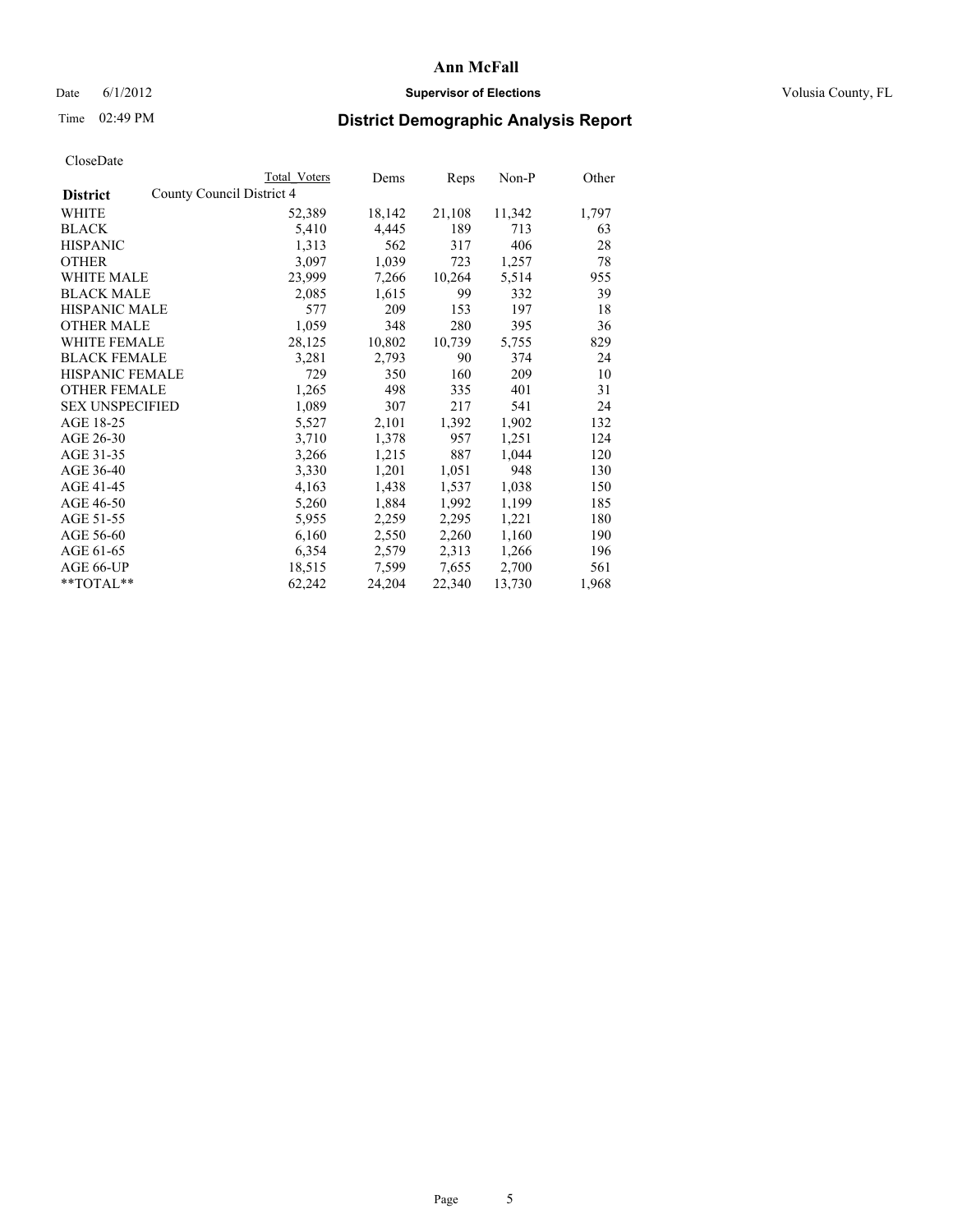# Ann McFall

Date 6/1/2012 **Supervisor of Elections** Volusia County, FL

Time 02:49 PM

## District Demographic Analysis Report

CloseDate

| | Total Voters | Dems | Reps | Non-P | Other |
|---|---|---|---|---|---|
| **District** County Council District 4 | | | | | |
| WHITE | 52,389 | 18,142 | 21,108 | 11,342 | 1,797 |
| BLACK | 5,410 | 4,445 | 189 | 713 | 63 |
| HISPANIC | 1,313 | 562 | 317 | 406 | 28 |
| OTHER | 3,097 | 1,039 | 723 | 1,257 | 78 |
| WHITE MALE | 23,999 | 7,266 | 10,264 | 5,514 | 955 |
| BLACK MALE | 2,085 | 1,615 | 99 | 332 | 39 |
| HISPANIC MALE | 577 | 209 | 153 | 197 | 18 |
| OTHER MALE | 1,059 | 348 | 280 | 395 | 36 |
| WHITE FEMALE | 28,125 | 10,802 | 10,739 | 5,755 | 829 |
| BLACK FEMALE | 3,281 | 2,793 | 90 | 374 | 24 |
| HISPANIC FEMALE | 729 | 350 | 160 | 209 | 10 |
| OTHER FEMALE | 1,265 | 498 | 335 | 401 | 31 |
| SEX UNSPECIFIED | 1,089 | 307 | 217 | 541 | 24 |
| AGE 18-25 | 5,527 | 2,101 | 1,392 | 1,902 | 132 |
| AGE 26-30 | 3,710 | 1,378 | 957 | 1,251 | 124 |
| AGE 31-35 | 3,266 | 1,215 | 887 | 1,044 | 120 |
| AGE 36-40 | 3,330 | 1,201 | 1,051 | 948 | 130 |
| AGE 41-45 | 4,163 | 1,438 | 1,537 | 1,038 | 150 |
| AGE 46-50 | 5,260 | 1,884 | 1,992 | 1,199 | 185 |
| AGE 51-55 | 5,955 | 2,259 | 2,295 | 1,221 | 180 |
| AGE 56-60 | 6,160 | 2,550 | 2,260 | 1,160 | 190 |
| AGE 61-65 | 6,354 | 2,579 | 2,313 | 1,266 | 196 |
| AGE 66-UP | 18,515 | 7,599 | 7,655 | 2,700 | 561 |
| **TOTAL** | 62,242 | 24,204 | 22,340 | 13,730 | 1,968 |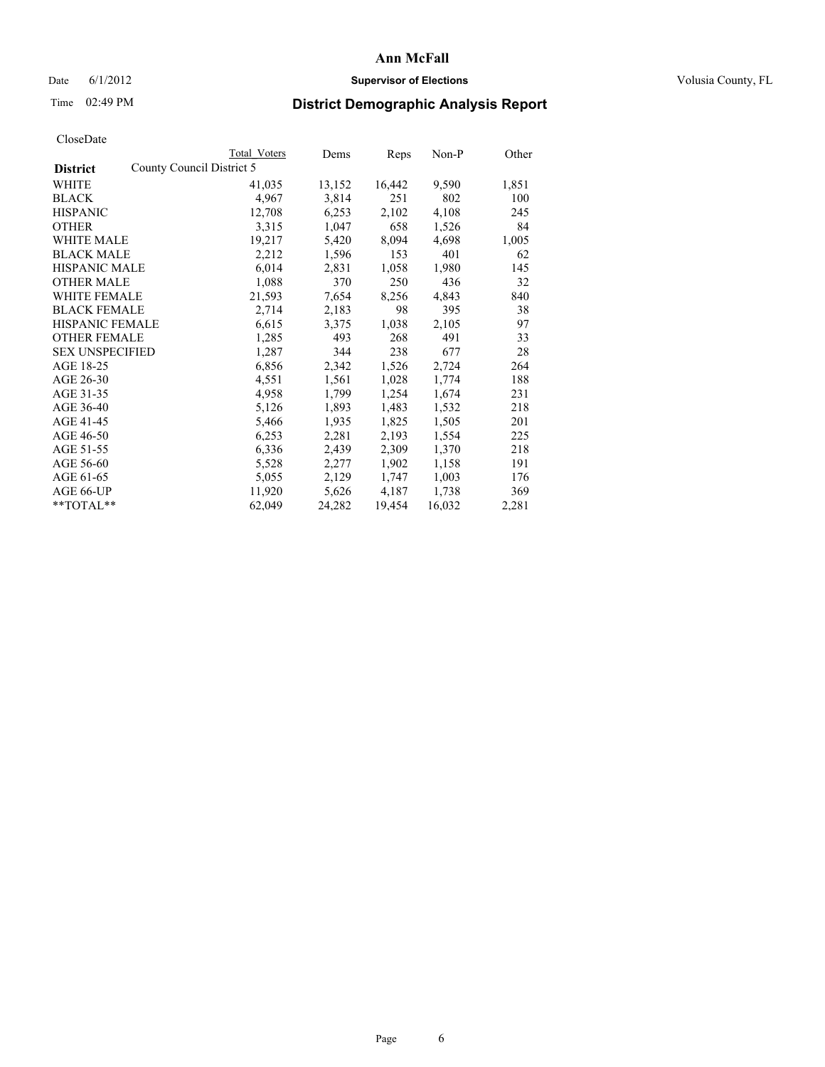# Ann McFall

Date 6/1/2012 **Supervisor of Elections** Volusia County, FL

Time 02:49 PM

## District Demographic Analysis Report

CloseDate

| **District** | County Council District 5 | Total Voters | Dems | Reps | Non-P | Other |
|---|---|---|---|---|---|---|
| WHITE | | 41,035 | 13,152 | 16,442 | 9,590 | 1,851 |
| BLACK | | 4,967 | 3,814 | 251 | 802 | 100 |
| HISPANIC | | 12,708 | 6,253 | 2,102 | 4,108 | 245 |
| OTHER | | 3,315 | 1,047 | 658 | 1,526 | 84 |
| WHITE MALE | | 19,217 | 5,420 | 8,094 | 4,698 | 1,005 |
| BLACK MALE | | 2,212 | 1,596 | 153 | 401 | 62 |
| HISPANIC MALE | | 6,014 | 2,831 | 1,058 | 1,980 | 145 |
| OTHER MALE | | 1,088 | 370 | 250 | 436 | 32 |
| WHITE FEMALE | | 21,593 | 7,654 | 8,256 | 4,843 | 840 |
| BLACK FEMALE | | 2,714 | 2,183 | 98 | 395 | 38 |
| HISPANIC FEMALE | | 6,615 | 3,375 | 1,038 | 2,105 | 97 |
| OTHER FEMALE | | 1,285 | 493 | 268 | 491 | 33 |
| SEX UNSPECIFIED | | 1,287 | 344 | 238 | 677 | 28 |
| AGE 18-25 | | 6,856 | 2,342 | 1,526 | 2,724 | 264 |
| AGE 26-30 | | 4,551 | 1,561 | 1,028 | 1,774 | 188 |
| AGE 31-35 | | 4,958 | 1,799 | 1,254 | 1,674 | 231 |
| AGE 36-40 | | 5,126 | 1,893 | 1,483 | 1,532 | 218 |
| AGE 41-45 | | 5,466 | 1,935 | 1,825 | 1,505 | 201 |
| AGE 46-50 | | 6,253 | 2,281 | 2,193 | 1,554 | 225 |
| AGE 51-55 | | 6,336 | 2,439 | 2,309 | 1,370 | 218 |
| AGE 56-60 | | 5,528 | 2,277 | 1,902 | 1,158 | 191 |
| AGE 61-65 | | 5,055 | 2,129 | 1,747 | 1,003 | 176 |
| AGE 66-UP | | 11,920 | 5,626 | 4,187 | 1,738 | 369 |
| **TOTAL** | | 62,049 | 24,282 | 19,454 | 16,032 | 2,281 |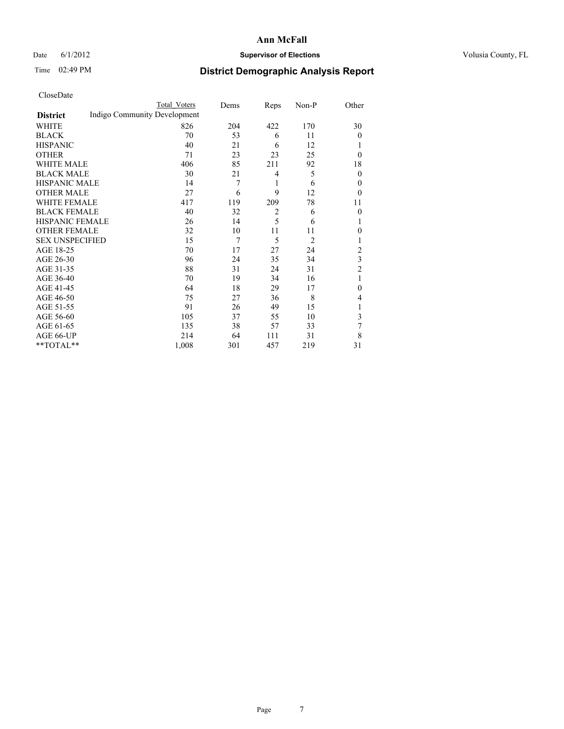# Ann McFall

Date 6/1/2012 **Supervisor of Elections** Volusia County, FL

Time 02:49 PM **District Demographic Analysis Report**

CloseDate

| **District** | Total Voters | Dems | Reps | Non-P | Other |
|---|---|---|---|---|---|
| Indigo Community Development | | | | | |
| WHITE | 826 | 204 | 422 | 170 | 30 |
| BLACK | 70 | 53 | 6 | 11 | 0 |
| HISPANIC | 40 | 21 | 6 | 12 | 1 |
| OTHER | 71 | 23 | 23 | 25 | 0 |
| WHITE MALE | 406 | 85 | 211 | 92 | 18 |
| BLACK MALE | 30 | 21 | 4 | 5 | 0 |
| HISPANIC MALE | 14 | 7 | 1 | 6 | 0 |
| OTHER MALE | 27 | 6 | 9 | 12 | 0 |
| WHITE FEMALE | 417 | 119 | 209 | 78 | 11 |
| BLACK FEMALE | 40 | 32 | 2 | 6 | 0 |
| HISPANIC FEMALE | 26 | 14 | 5 | 6 | 1 |
| OTHER FEMALE | 32 | 10 | 11 | 11 | 0 |
| SEX UNSPECIFIED | 15 | 7 | 5 | 2 | 1 |
| AGE 18-25 | 70 | 17 | 27 | 24 | 2 |
| AGE 26-30 | 96 | 24 | 35 | 34 | 3 |
| AGE 31-35 | 88 | 31 | 24 | 31 | 2 |
| AGE 36-40 | 70 | 19 | 34 | 16 | 1 |
| AGE 41-45 | 64 | 18 | 29 | 17 | 0 |
| AGE 46-50 | 75 | 27 | 36 | 8 | 4 |
| AGE 51-55 | 91 | 26 | 49 | 15 | 1 |
| AGE 56-60 | 105 | 37 | 55 | 10 | 3 |
| AGE 61-65 | 135 | 38 | 57 | 33 | 7 |
| AGE 66-UP | 214 | 64 | 111 | 31 | 8 |
| **TOTAL** | 1,008 | 301 | 457 | 219 | 31 |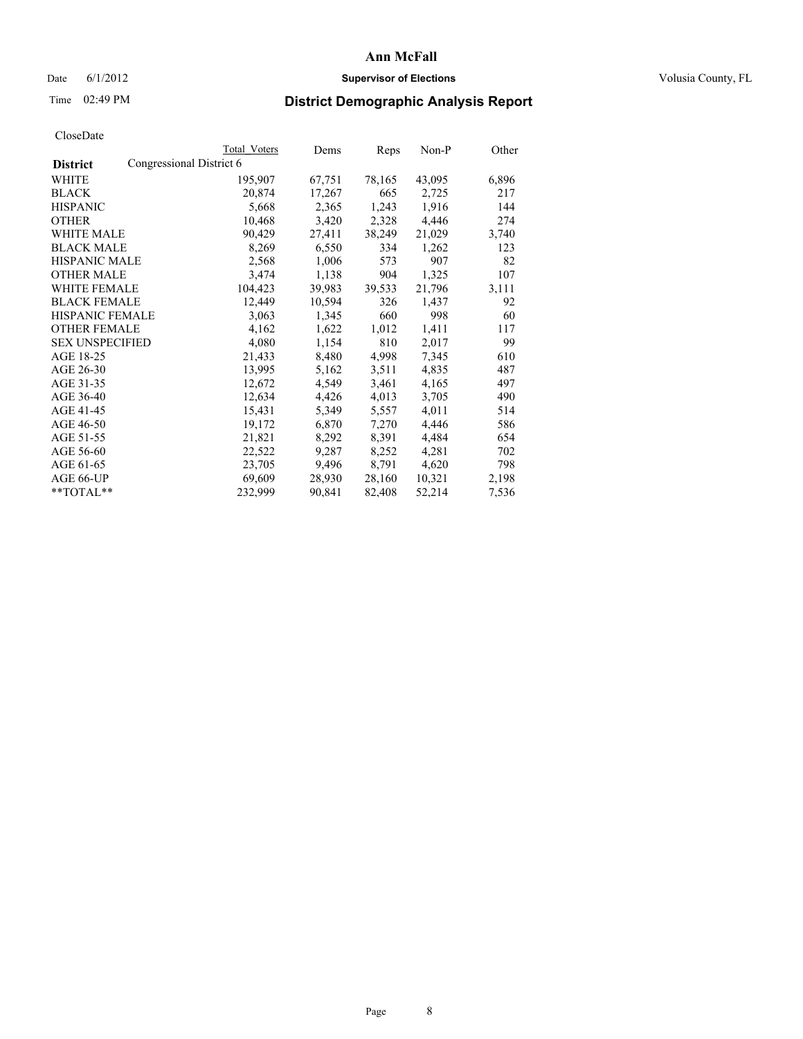# Ann McFall

Date 6/1/2012 **Supervisor of Elections** Volusia County, FL

Time 02:49 PM

## District Demographic Analysis Report

CloseDate

| **District** | Total Voters | Dems | Reps | Non-P | Other |
|---|---|---|---|---|---|
| Congressional District 6 | | | | | |
| WHITE | 195,907 | 67,751 | 78,165 | 43,095 | 6,896 |
| BLACK | 20,874 | 17,267 | 665 | 2,725 | 217 |
| HISPANIC | 5,668 | 2,365 | 1,243 | 1,916 | 144 |
| OTHER | 10,468 | 3,420 | 2,328 | 4,446 | 274 |
| WHITE MALE | 90,429 | 27,411 | 38,249 | 21,029 | 3,740 |
| BLACK MALE | 8,269 | 6,550 | 334 | 1,262 | 123 |
| HISPANIC MALE | 2,568 | 1,006 | 573 | 907 | 82 |
| OTHER MALE | 3,474 | 1,138 | 904 | 1,325 | 107 |
| WHITE FEMALE | 104,423 | 39,983 | 39,533 | 21,796 | 3,111 |
| BLACK FEMALE | 12,449 | 10,594 | 326 | 1,437 | 92 |
| HISPANIC FEMALE | 3,063 | 1,345 | 660 | 998 | 60 |
| OTHER FEMALE | 4,162 | 1,622 | 1,012 | 1,411 | 117 |
| SEX UNSPECIFIED | 4,080 | 1,154 | 810 | 2,017 | 99 |
| AGE 18-25 | 21,433 | 8,480 | 4,998 | 7,345 | 610 |
| AGE 26-30 | 13,995 | 5,162 | 3,511 | 4,835 | 487 |
| AGE 31-35 | 12,672 | 4,549 | 3,461 | 4,165 | 497 |
| AGE 36-40 | 12,634 | 4,426 | 4,013 | 3,705 | 490 |
| AGE 41-45 | 15,431 | 5,349 | 5,557 | 4,011 | 514 |
| AGE 46-50 | 19,172 | 6,870 | 7,270 | 4,446 | 586 |
| AGE 51-55 | 21,821 | 8,292 | 8,391 | 4,484 | 654 |
| AGE 56-60 | 22,522 | 9,287 | 8,252 | 4,281 | 702 |
| AGE 61-65 | 23,705 | 9,496 | 8,791 | 4,620 | 798 |
| AGE 66-UP | 69,609 | 28,930 | 28,160 | 10,321 | 2,198 |
| **TOTAL** | 232,999 | 90,841 | 82,408 | 52,214 | 7,536 |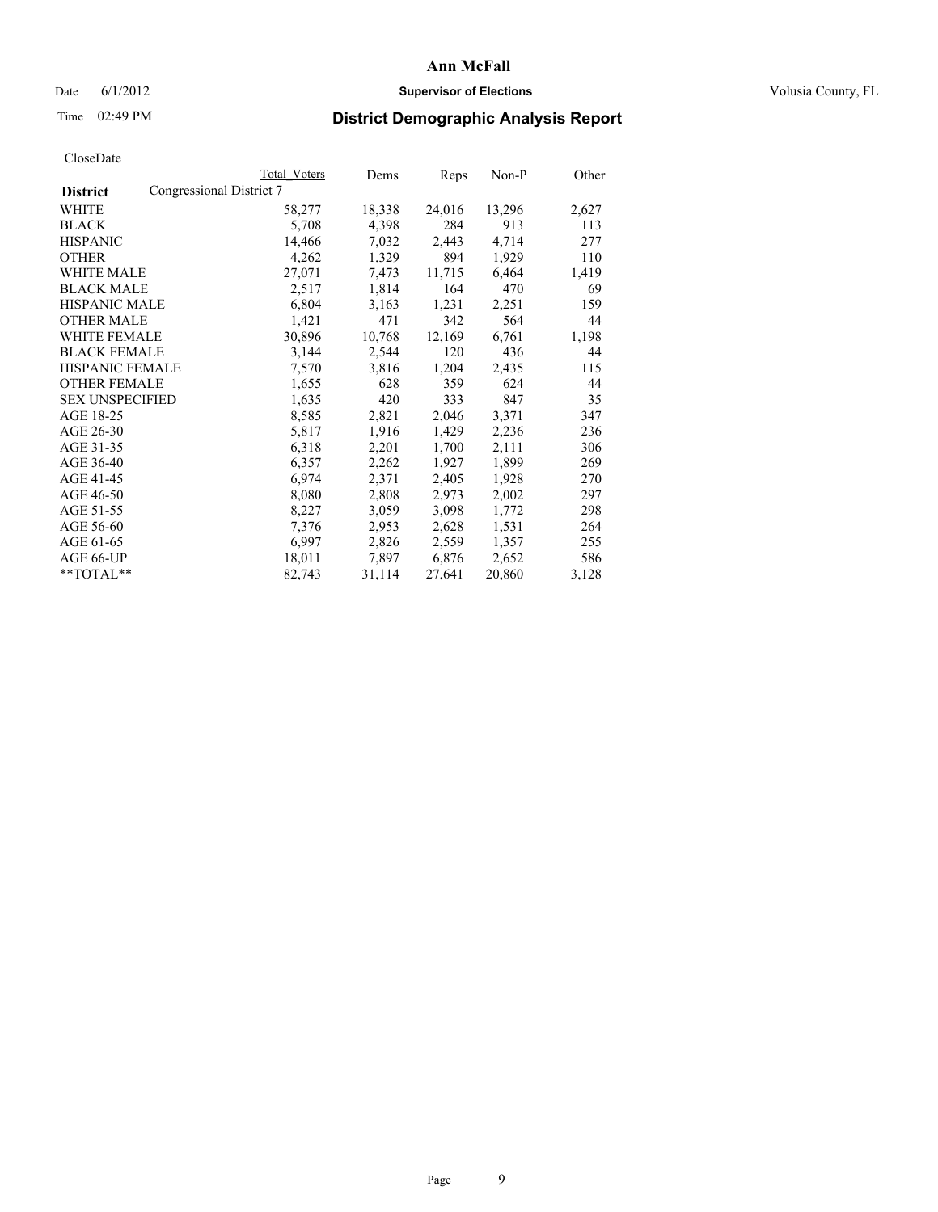**Ann McFall**

Date 6/1/2012 **Supervisor of Elections** Volusia County, FL

Time 02:49 PM

# District Demographic Analysis Report

CloseDate

| District | Total Voters | Dems | Reps | Non-P | Other |
|---|---|---|---|---|---|
| Congressional District 7 | | | | | |
| WHITE | 58,277 | 18,338 | 24,016 | 13,296 | 2,627 |
| BLACK | 5,708 | 4,398 | 284 | 913 | 113 |
| HISPANIC | 14,466 | 7,032 | 2,443 | 4,714 | 277 |
| OTHER | 4,262 | 1,329 | 894 | 1,929 | 110 |
| WHITE MALE | 27,071 | 7,473 | 11,715 | 6,464 | 1,419 |
| BLACK MALE | 2,517 | 1,814 | 164 | 470 | 69 |
| HISPANIC MALE | 6,804 | 3,163 | 1,231 | 2,251 | 159 |
| OTHER MALE | 1,421 | 471 | 342 | 564 | 44 |
| WHITE FEMALE | 30,896 | 10,768 | 12,169 | 6,761 | 1,198 |
| BLACK FEMALE | 3,144 | 2,544 | 120 | 436 | 44 |
| HISPANIC FEMALE | 7,570 | 3,816 | 1,204 | 2,435 | 115 |
| OTHER FEMALE | 1,655 | 628 | 359 | 624 | 44 |
| SEX UNSPECIFIED | 1,635 | 420 | 333 | 847 | 35 |
| AGE 18-25 | 8,585 | 2,821 | 2,046 | 3,371 | 347 |
| AGE 26-30 | 5,817 | 1,916 | 1,429 | 2,236 | 236 |
| AGE 31-35 | 6,318 | 2,201 | 1,700 | 2,111 | 306 |
| AGE 36-40 | 6,357 | 2,262 | 1,927 | 1,899 | 269 |
| AGE 41-45 | 6,974 | 2,371 | 2,405 | 1,928 | 270 |
| AGE 46-50 | 8,080 | 2,808 | 2,973 | 2,002 | 297 |
| AGE 51-55 | 8,227 | 3,059 | 3,098 | 1,772 | 298 |
| AGE 56-60 | 7,376 | 2,953 | 2,628 | 1,531 | 264 |
| AGE 61-65 | 6,997 | 2,826 | 2,559 | 1,357 | 255 |
| AGE 66-UP | 18,011 | 7,897 | 6,876 | 2,652 | 586 |
| **TOTAL** | 82,743 | 31,114 | 27,641 | 20,860 | 3,128 |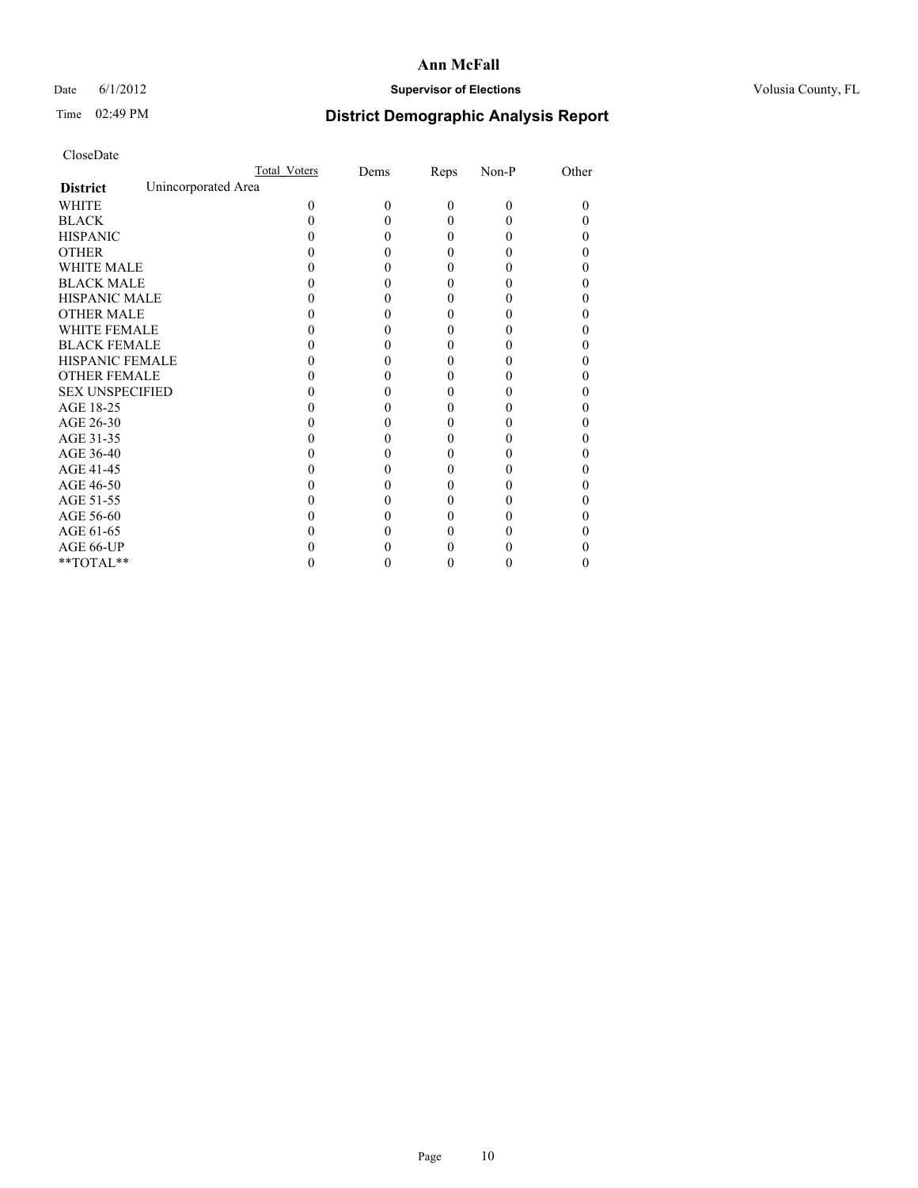**Ann McFall**

Date 6/1/2012 **Supervisor of Elections** Volusia County, FL

Time 02:49 PM **District Demographic Analysis Report**

CloseDate

| | Total_Voters | Dems | Reps | Non-P | Other |
|---|---|---|---|---|---|
| **District** Unincorporated Area | | | | | |
| WHITE | 0 | 0 | 0 | 0 | 0 |
| BLACK | 0 | 0 | 0 | 0 | 0 |
| HISPANIC | 0 | 0 | 0 | 0 | 0 |
| OTHER | 0 | 0 | 0 | 0 | 0 |
| WHITE MALE | 0 | 0 | 0 | 0 | 0 |
| BLACK MALE | 0 | 0 | 0 | 0 | 0 |
| HISPANIC MALE | 0 | 0 | 0 | 0 | 0 |
| OTHER MALE | 0 | 0 | 0 | 0 | 0 |
| WHITE FEMALE | 0 | 0 | 0 | 0 | 0 |
| BLACK FEMALE | 0 | 0 | 0 | 0 | 0 |
| HISPANIC FEMALE | 0 | 0 | 0 | 0 | 0 |
| OTHER FEMALE | 0 | 0 | 0 | 0 | 0 |
| SEX UNSPECIFIED | 0 | 0 | 0 | 0 | 0 |
| AGE 18-25 | 0 | 0 | 0 | 0 | 0 |
| AGE 26-30 | 0 | 0 | 0 | 0 | 0 |
| AGE 31-35 | 0 | 0 | 0 | 0 | 0 |
| AGE 36-40 | 0 | 0 | 0 | 0 | 0 |
| AGE 41-45 | 0 | 0 | 0 | 0 | 0 |
| AGE 46-50 | 0 | 0 | 0 | 0 | 0 |
| AGE 51-55 | 0 | 0 | 0 | 0 | 0 |
| AGE 56-60 | 0 | 0 | 0 | 0 | 0 |
| AGE 61-65 | 0 | 0 | 0 | 0 | 0 |
| AGE 66-UP | 0 | 0 | 0 | 0 | 0 |
| **TOTAL** | 0 | 0 | 0 | 0 | 0 |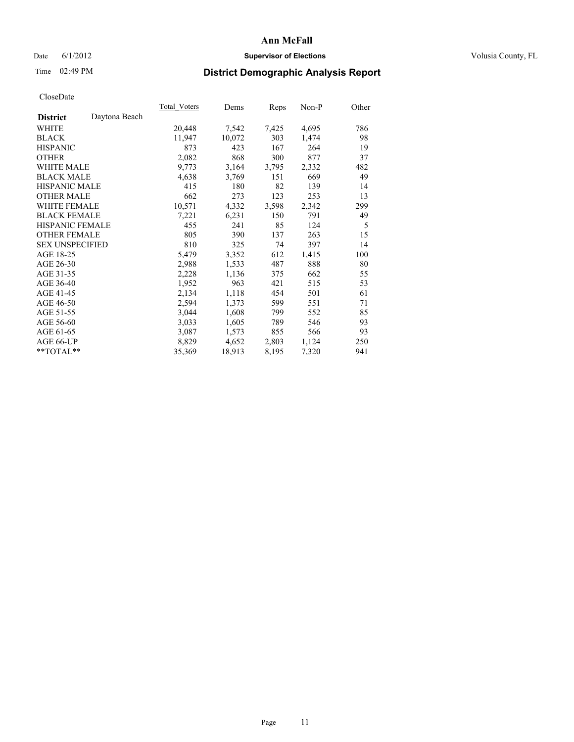# Ann McFall

Date 6/1/2012 **Supervisor of Elections** Volusia County, FL

Time 02:49 PM **District Demographic Analysis Report**

CloseDate

| **District** Daytona Beach | Total_Voters | Dems | Reps | Non-P | Other |
|---|---|---|---|---|---|
| WHITE | 20,448 | 7,542 | 7,425 | 4,695 | 786 |
| BLACK | 11,947 | 10,072 | 303 | 1,474 | 98 |
| HISPANIC | 873 | 423 | 167 | 264 | 19 |
| OTHER | 2,082 | 868 | 300 | 877 | 37 |
| WHITE MALE | 9,773 | 3,164 | 3,795 | 2,332 | 482 |
| BLACK MALE | 4,638 | 3,769 | 151 | 669 | 49 |
| HISPANIC MALE | 415 | 180 | 82 | 139 | 14 |
| OTHER MALE | 662 | 273 | 123 | 253 | 13 |
| WHITE FEMALE | 10,571 | 4,332 | 3,598 | 2,342 | 299 |
| BLACK FEMALE | 7,221 | 6,231 | 150 | 791 | 49 |
| HISPANIC FEMALE | 455 | 241 | 85 | 124 | 5 |
| OTHER FEMALE | 805 | 390 | 137 | 263 | 15 |
| SEX UNSPECIFIED | 810 | 325 | 74 | 397 | 14 |
| AGE 18-25 | 5,479 | 3,352 | 612 | 1,415 | 100 |
| AGE 26-30 | 2,988 | 1,533 | 487 | 888 | 80 |
| AGE 31-35 | 2,228 | 1,136 | 375 | 662 | 55 |
| AGE 36-40 | 1,952 | 963 | 421 | 515 | 53 |
| AGE 41-45 | 2,134 | 1,118 | 454 | 501 | 61 |
| AGE 46-50 | 2,594 | 1,373 | 599 | 551 | 71 |
| AGE 51-55 | 3,044 | 1,608 | 799 | 552 | 85 |
| AGE 56-60 | 3,033 | 1,605 | 789 | 546 | 93 |
| AGE 61-65 | 3,087 | 1,573 | 855 | 566 | 93 |
| AGE 66-UP | 8,829 | 4,652 | 2,803 | 1,124 | 250 |
| **TOTAL** | 35,369 | 18,913 | 8,195 | 7,320 | 941 |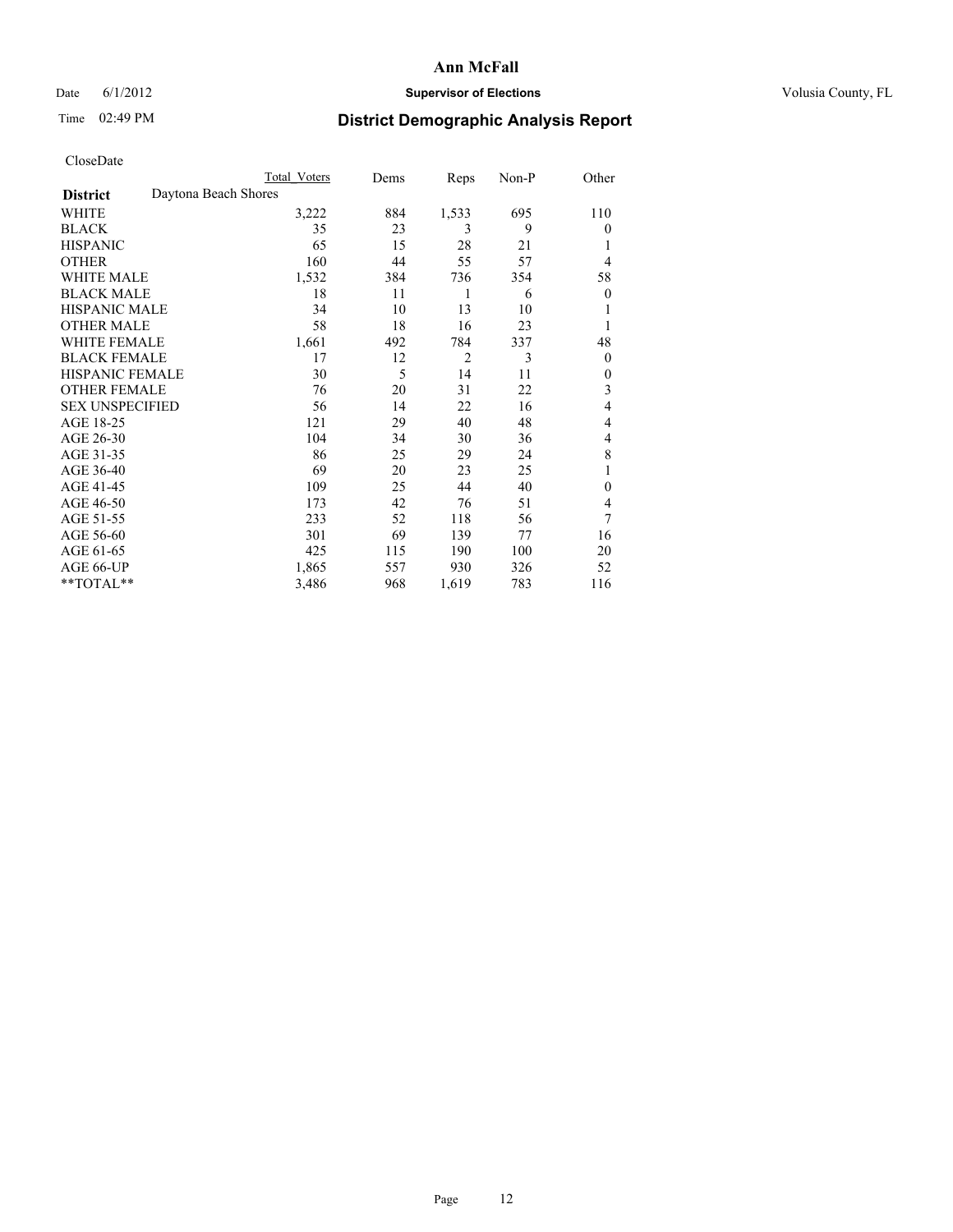# Ann McFall

Date 6/1/2012 **Supervisor of Elections** Volusia County, FL

Time 02:49 PM **District Demographic Analysis Report**

CloseDate

| | Total Voters | Dems | Reps | Non-P | Other |
|---|---|---|---|---|---|
| **District** Daytona Beach Shores | | | | | |
| WHITE | 3,222 | 884 | 1,533 | 695 | 110 |
| BLACK | 35 | 23 | 3 | 9 | 0 |
| HISPANIC | 65 | 15 | 28 | 21 | 1 |
| OTHER | 160 | 44 | 55 | 57 | 4 |
| WHITE MALE | 1,532 | 384 | 736 | 354 | 58 |
| BLACK MALE | 18 | 11 | 1 | 6 | 0 |
| HISPANIC MALE | 34 | 10 | 13 | 10 | 1 |
| OTHER MALE | 58 | 18 | 16 | 23 | 1 |
| WHITE FEMALE | 1,661 | 492 | 784 | 337 | 48 |
| BLACK FEMALE | 17 | 12 | 2 | 3 | 0 |
| HISPANIC FEMALE | 30 | 5 | 14 | 11 | 0 |
| OTHER FEMALE | 76 | 20 | 31 | 22 | 3 |
| SEX UNSPECIFIED | 56 | 14 | 22 | 16 | 4 |
| AGE 18-25 | 121 | 29 | 40 | 48 | 4 |
| AGE 26-30 | 104 | 34 | 30 | 36 | 4 |
| AGE 31-35 | 86 | 25 | 29 | 24 | 8 |
| AGE 36-40 | 69 | 20 | 23 | 25 | 1 |
| AGE 41-45 | 109 | 25 | 44 | 40 | 0 |
| AGE 46-50 | 173 | 42 | 76 | 51 | 4 |
| AGE 51-55 | 233 | 52 | 118 | 56 | 7 |
| AGE 56-60 | 301 | 69 | 139 | 77 | 16 |
| AGE 61-65 | 425 | 115 | 190 | 100 | 20 |
| AGE 66-UP | 1,865 | 557 | 930 | 326 | 52 |
| **TOTAL** | 3,486 | 968 | 1,619 | 783 | 116 |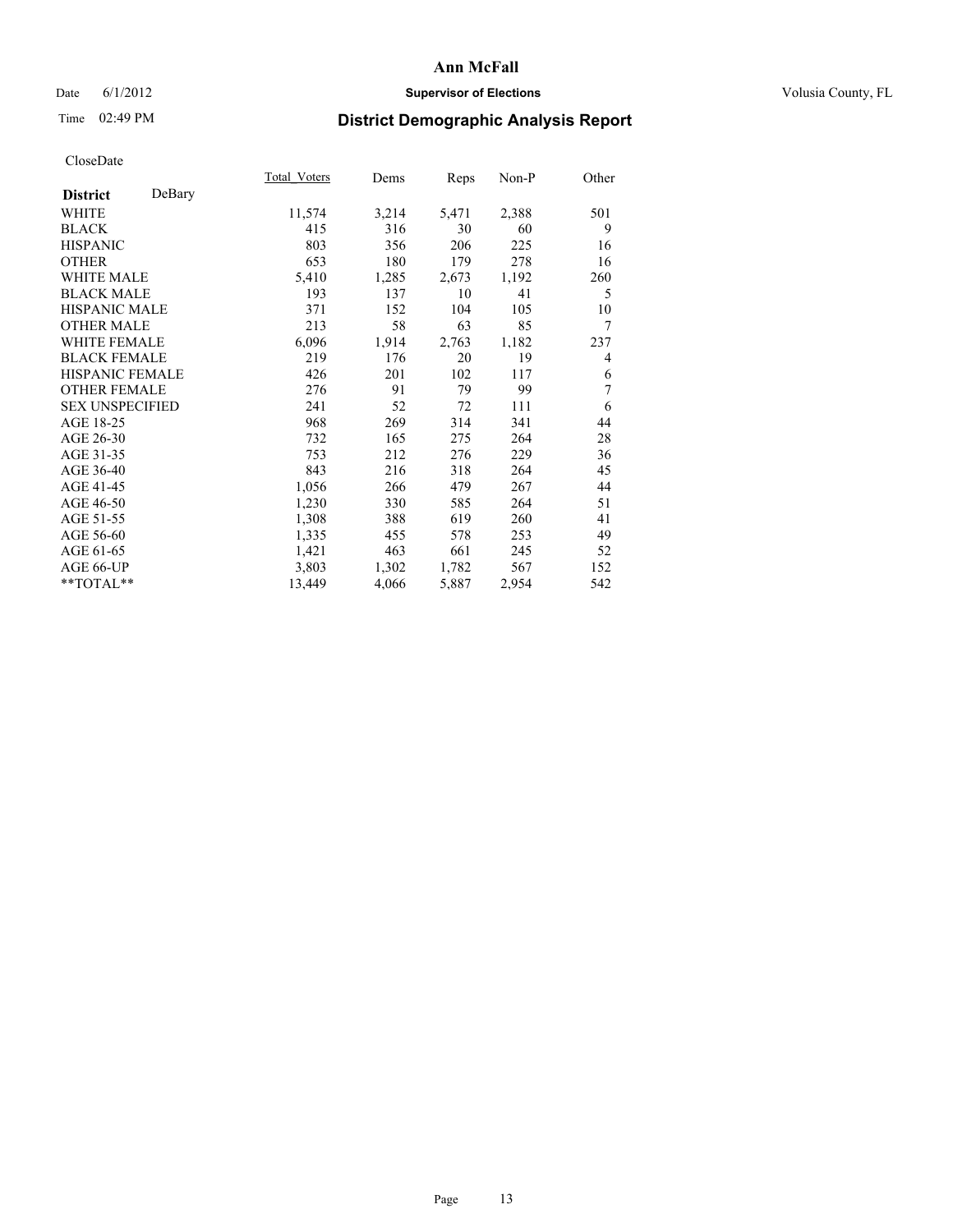# Ann McFall

Date 6/1/2012 **Supervisor of Elections** Volusia County, FL

Time 02:49 PM **District Demographic Analysis Report**

CloseDate

| **District** DeBary | Total_Voters | Dems | Reps | Non-P | Other |
|---|---|---|---|---|---|
| WHITE | 11,574 | 3,214 | 5,471 | 2,388 | 501 |
| BLACK | 415 | 316 | 30 | 60 | 9 |
| HISPANIC | 803 | 356 | 206 | 225 | 16 |
| OTHER | 653 | 180 | 179 | 278 | 16 |
| WHITE MALE | 5,410 | 1,285 | 2,673 | 1,192 | 260 |
| BLACK MALE | 193 | 137 | 10 | 41 | 5 |
| HISPANIC MALE | 371 | 152 | 104 | 105 | 10 |
| OTHER MALE | 213 | 58 | 63 | 85 | 7 |
| WHITE FEMALE | 6,096 | 1,914 | 2,763 | 1,182 | 237 |
| BLACK FEMALE | 219 | 176 | 20 | 19 | 4 |
| HISPANIC FEMALE | 426 | 201 | 102 | 117 | 6 |
| OTHER FEMALE | 276 | 91 | 79 | 99 | 7 |
| SEX UNSPECIFIED | 241 | 52 | 72 | 111 | 6 |
| AGE 18-25 | 968 | 269 | 314 | 341 | 44 |
| AGE 26-30 | 732 | 165 | 275 | 264 | 28 |
| AGE 31-35 | 753 | 212 | 276 | 229 | 36 |
| AGE 36-40 | 843 | 216 | 318 | 264 | 45 |
| AGE 41-45 | 1,056 | 266 | 479 | 267 | 44 |
| AGE 46-50 | 1,230 | 330 | 585 | 264 | 51 |
| AGE 51-55 | 1,308 | 388 | 619 | 260 | 41 |
| AGE 56-60 | 1,335 | 455 | 578 | 253 | 49 |
| AGE 61-65 | 1,421 | 463 | 661 | 245 | 52 |
| AGE 66-UP | 3,803 | 1,302 | 1,782 | 567 | 152 |
| **TOTAL** | 13,449 | 4,066 | 5,887 | 2,954 | 542 |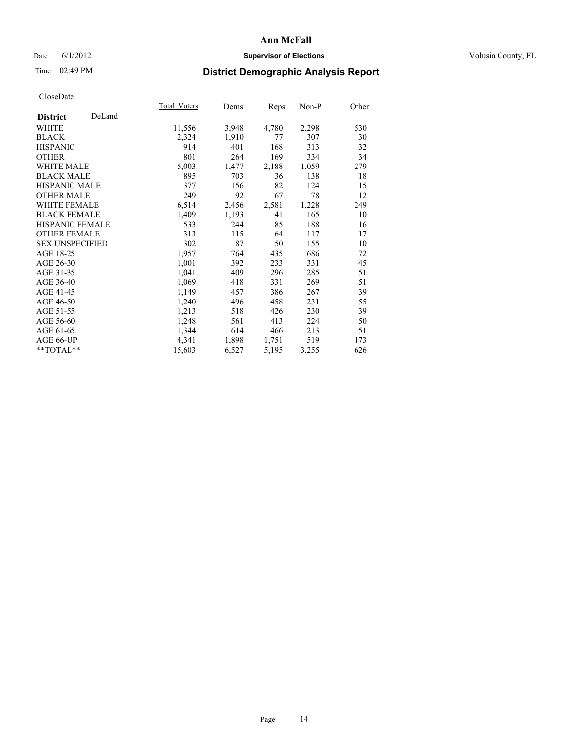CloseDate

| District DeLand | Total_Voters | Dems | Reps | Non-P | Other |
|---|---|---|---|---|---|
| WHITE | 11,556 | 3,948 | 4,780 | 2,298 | 530 |
| BLACK | 2,324 | 1,910 | 77 | 307 | 30 |
| HISPANIC | 914 | 401 | 168 | 313 | 32 |
| OTHER | 801 | 264 | 169 | 334 | 34 |
| WHITE MALE | 5,003 | 1,477 | 2,188 | 1,059 | 279 |
| BLACK MALE | 895 | 703 | 36 | 138 | 18 |
| HISPANIC MALE | 377 | 156 | 82 | 124 | 15 |
| OTHER MALE | 249 | 92 | 67 | 78 | 12 |
| WHITE FEMALE | 6,514 | 2,456 | 2,581 | 1,228 | 249 |
| BLACK FEMALE | 1,409 | 1,193 | 41 | 165 | 10 |
| HISPANIC FEMALE | 533 | 244 | 85 | 188 | 16 |
| OTHER FEMALE | 313 | 115 | 64 | 117 | 17 |
| SEX UNSPECIFIED | 302 | 87 | 50 | 155 | 10 |
| AGE 18-25 | 1,957 | 764 | 435 | 686 | 72 |
| AGE 26-30 | 1,001 | 392 | 233 | 331 | 45 |
| AGE 31-35 | 1,041 | 409 | 296 | 285 | 51 |
| AGE 36-40 | 1,069 | 418 | 331 | 269 | 51 |
| AGE 41-45 | 1,149 | 457 | 386 | 267 | 39 |
| AGE 46-50 | 1,240 | 496 | 458 | 231 | 55 |
| AGE 51-55 | 1,213 | 518 | 426 | 230 | 39 |
| AGE 56-60 | 1,248 | 561 | 413 | 224 | 50 |
| AGE 61-65 | 1,344 | 614 | 466 | 213 | 51 |
| AGE 66-UP | 4,341 | 1,898 | 1,751 | 519 | 173 |
| **TOTAL** | 15,603 | 6,527 | 5,195 | 3,255 | 626 |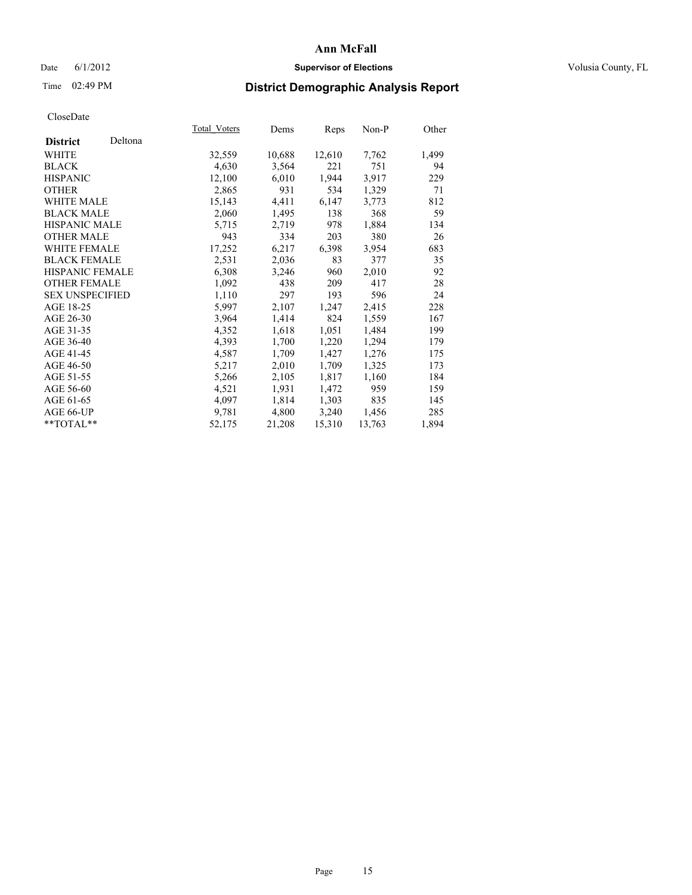# Ann McFall

Date 6/1/2012 **Supervisor of Elections** Volusia County, FL

Time 02:49 PM **District Demographic Analysis Report**

CloseDate

| **District** Deltona | Total_Voters | Dems | Reps | Non-P | Other |
|---|---|---|---|---|---|
| WHITE | 32,559 | 10,688 | 12,610 | 7,762 | 1,499 |
| BLACK | 4,630 | 3,564 | 221 | 751 | 94 |
| HISPANIC | 12,100 | 6,010 | 1,944 | 3,917 | 229 |
| OTHER | 2,865 | 931 | 534 | 1,329 | 71 |
| WHITE MALE | 15,143 | 4,411 | 6,147 | 3,773 | 812 |
| BLACK MALE | 2,060 | 1,495 | 138 | 368 | 59 |
| HISPANIC MALE | 5,715 | 2,719 | 978 | 1,884 | 134 |
| OTHER MALE | 943 | 334 | 203 | 380 | 26 |
| WHITE FEMALE | 17,252 | 6,217 | 6,398 | 3,954 | 683 |
| BLACK FEMALE | 2,531 | 2,036 | 83 | 377 | 35 |
| HISPANIC FEMALE | 6,308 | 3,246 | 960 | 2,010 | 92 |
| OTHER FEMALE | 1,092 | 438 | 209 | 417 | 28 |
| SEX UNSPECIFIED | 1,110 | 297 | 193 | 596 | 24 |
| AGE 18-25 | 5,997 | 2,107 | 1,247 | 2,415 | 228 |
| AGE 26-30 | 3,964 | 1,414 | 824 | 1,559 | 167 |
| AGE 31-35 | 4,352 | 1,618 | 1,051 | 1,484 | 199 |
| AGE 36-40 | 4,393 | 1,700 | 1,220 | 1,294 | 179 |
| AGE 41-45 | 4,587 | 1,709 | 1,427 | 1,276 | 175 |
| AGE 46-50 | 5,217 | 2,010 | 1,709 | 1,325 | 173 |
| AGE 51-55 | 5,266 | 2,105 | 1,817 | 1,160 | 184 |
| AGE 56-60 | 4,521 | 1,931 | 1,472 | 959 | 159 |
| AGE 61-65 | 4,097 | 1,814 | 1,303 | 835 | 145 |
| AGE 66-UP | 9,781 | 4,800 | 3,240 | 1,456 | 285 |
| **TOTAL** | 52,175 | 21,208 | 15,310 | 13,763 | 1,894 |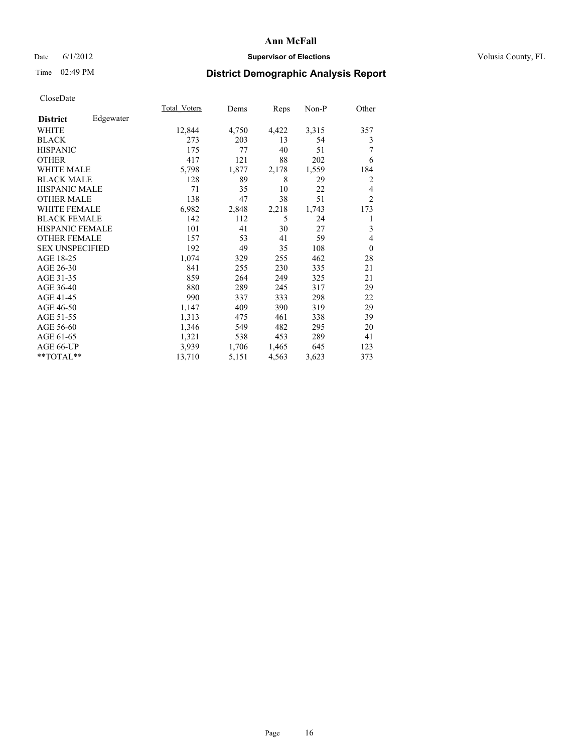**Ann McFall**

Date 6/1/2012 **Supervisor of Elections** Volusia County, FL

Time 02:49 PM

# District Demographic Analysis Report

CloseDate

| **District** Edgewater | Total_Voters | Dems | Reps | Non-P | Other |
|---|---|---|---|---|---|
| WHITE | 12,844 | 4,750 | 4,422 | 3,315 | 357 |
| BLACK | 273 | 203 | 13 | 54 | 3 |
| HISPANIC | 175 | 77 | 40 | 51 | 7 |
| OTHER | 417 | 121 | 88 | 202 | 6 |
| WHITE MALE | 5,798 | 1,877 | 2,178 | 1,559 | 184 |
| BLACK MALE | 128 | 89 | 8 | 29 | 2 |
| HISPANIC MALE | 71 | 35 | 10 | 22 | 4 |
| OTHER MALE | 138 | 47 | 38 | 51 | 2 |
| WHITE FEMALE | 6,982 | 2,848 | 2,218 | 1,743 | 173 |
| BLACK FEMALE | 142 | 112 | 5 | 24 | 1 |
| HISPANIC FEMALE | 101 | 41 | 30 | 27 | 3 |
| OTHER FEMALE | 157 | 53 | 41 | 59 | 4 |
| SEX UNSPECIFIED | 192 | 49 | 35 | 108 | 0 |
| AGE 18-25 | 1,074 | 329 | 255 | 462 | 28 |
| AGE 26-30 | 841 | 255 | 230 | 335 | 21 |
| AGE 31-35 | 859 | 264 | 249 | 325 | 21 |
| AGE 36-40 | 880 | 289 | 245 | 317 | 29 |
| AGE 41-45 | 990 | 337 | 333 | 298 | 22 |
| AGE 46-50 | 1,147 | 409 | 390 | 319 | 29 |
| AGE 51-55 | 1,313 | 475 | 461 | 338 | 39 |
| AGE 56-60 | 1,346 | 549 | 482 | 295 | 20 |
| AGE 61-65 | 1,321 | 538 | 453 | 289 | 41 |
| AGE 66-UP | 3,939 | 1,706 | 1,465 | 645 | 123 |
| **TOTAL** | 13,710 | 5,151 | 4,563 | 3,623 | 373 |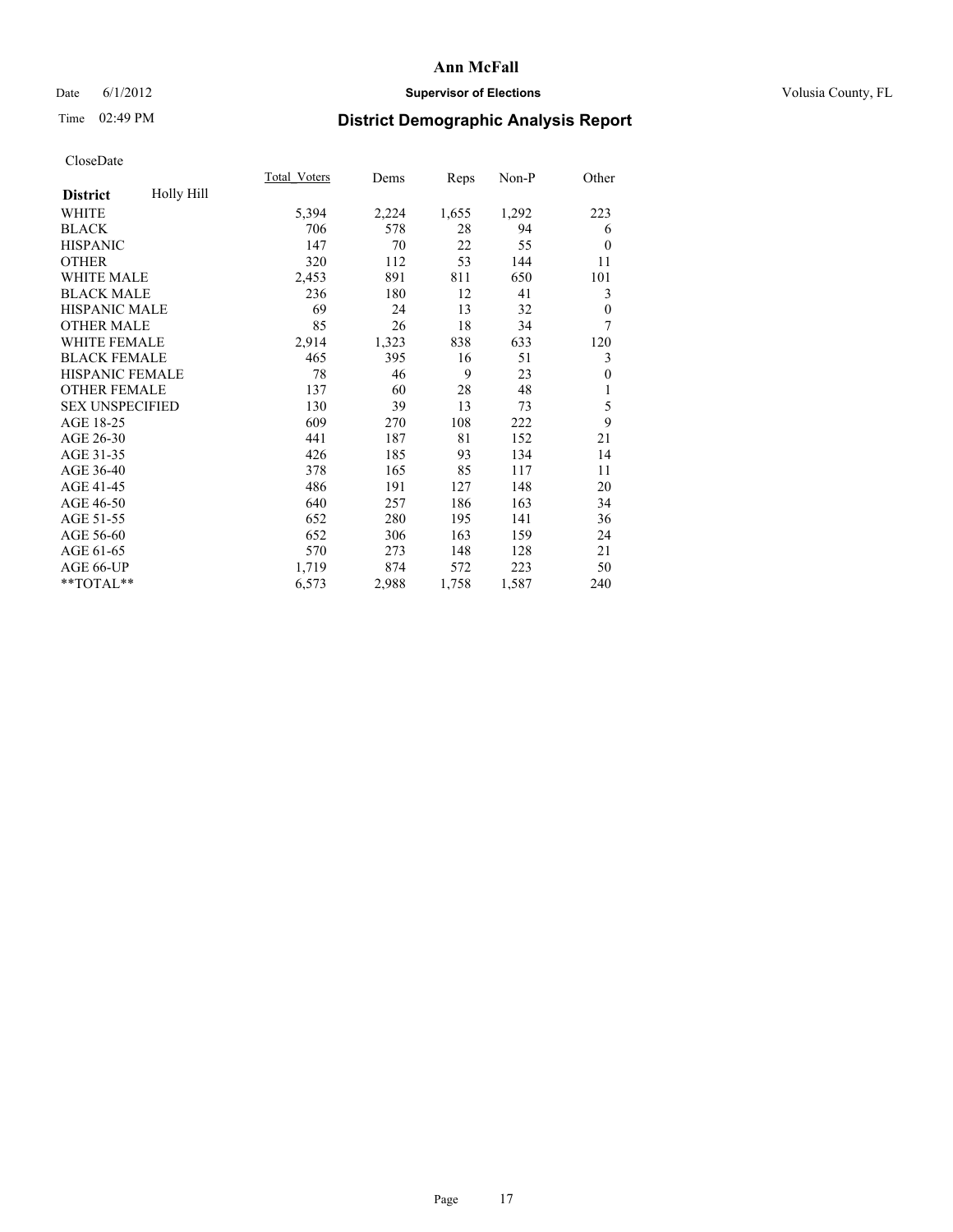# Ann McFall

Date 6/1/2012 **Supervisor of Elections** Volusia County, FL

Time 02:49 PM **District Demographic Analysis Report**

CloseDate

| **District** Holly Hill | Total_Voters | Dems | Reps | Non-P | Other |
|---|---|---|---|---|---|
| WHITE | 5,394 | 2,224 | 1,655 | 1,292 | 223 |
| BLACK | 706 | 578 | 28 | 94 | 6 |
| HISPANIC | 147 | 70 | 22 | 55 | 0 |
| OTHER | 320 | 112 | 53 | 144 | 11 |
| WHITE MALE | 2,453 | 891 | 811 | 650 | 101 |
| BLACK MALE | 236 | 180 | 12 | 41 | 3 |
| HISPANIC MALE | 69 | 24 | 13 | 32 | 0 |
| OTHER MALE | 85 | 26 | 18 | 34 | 7 |
| WHITE FEMALE | 2,914 | 1,323 | 838 | 633 | 120 |
| BLACK FEMALE | 465 | 395 | 16 | 51 | 3 |
| HISPANIC FEMALE | 78 | 46 | 9 | 23 | 0 |
| OTHER FEMALE | 137 | 60 | 28 | 48 | 1 |
| SEX UNSPECIFIED | 130 | 39 | 13 | 73 | 5 |
| AGE 18-25 | 609 | 270 | 108 | 222 | 9 |
| AGE 26-30 | 441 | 187 | 81 | 152 | 21 |
| AGE 31-35 | 426 | 185 | 93 | 134 | 14 |
| AGE 36-40 | 378 | 165 | 85 | 117 | 11 |
| AGE 41-45 | 486 | 191 | 127 | 148 | 20 |
| AGE 46-50 | 640 | 257 | 186 | 163 | 34 |
| AGE 51-55 | 652 | 280 | 195 | 141 | 36 |
| AGE 56-60 | 652 | 306 | 163 | 159 | 24 |
| AGE 61-65 | 570 | 273 | 148 | 128 | 21 |
| AGE 66-UP | 1,719 | 874 | 572 | 223 | 50 |
| **TOTAL** | 6,573 | 2,988 | 1,758 | 1,587 | 240 |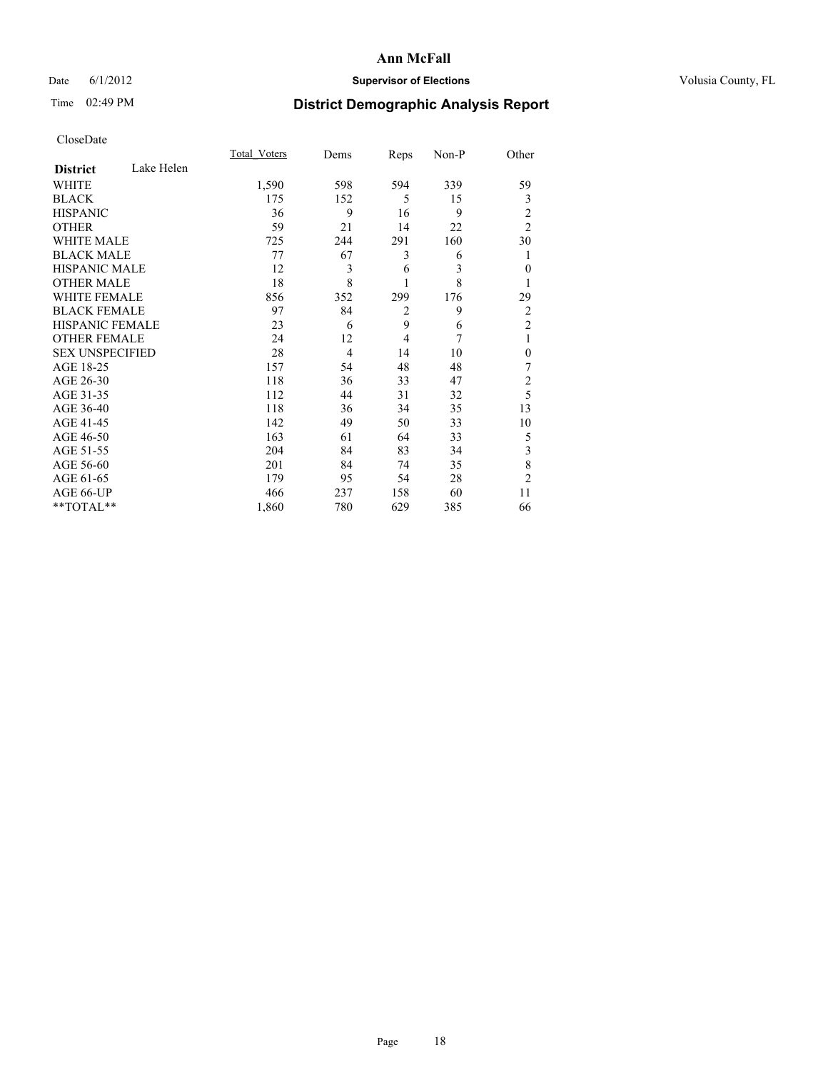# Ann McFall

Date 6/1/2012 **Supervisor of Elections** Volusia County, FL

Time 02:49 PM **District Demographic Analysis Report**

CloseDate

| **District** Lake Helen | Total_Voters | Dems | Reps | Non-P | Other |
|---|---|---|---|---|---|
| WHITE | 1,590 | 598 | 594 | 339 | 59 |
| BLACK | 175 | 152 | 5 | 15 | 3 |
| HISPANIC | 36 | 9 | 16 | 9 | 2 |
| OTHER | 59 | 21 | 14 | 22 | 2 |
| WHITE MALE | 725 | 244 | 291 | 160 | 30 |
| BLACK MALE | 77 | 67 | 3 | 6 | 1 |
| HISPANIC MALE | 12 | 3 | 6 | 3 | 0 |
| OTHER MALE | 18 | 8 | 1 | 8 | 1 |
| WHITE FEMALE | 856 | 352 | 299 | 176 | 29 |
| BLACK FEMALE | 97 | 84 | 2 | 9 | 2 |
| HISPANIC FEMALE | 23 | 6 | 9 | 6 | 2 |
| OTHER FEMALE | 24 | 12 | 4 | 7 | 1 |
| SEX UNSPECIFIED | 28 | 4 | 14 | 10 | 0 |
| AGE 18-25 | 157 | 54 | 48 | 48 | 7 |
| AGE 26-30 | 118 | 36 | 33 | 47 | 2 |
| AGE 31-35 | 112 | 44 | 31 | 32 | 5 |
| AGE 36-40 | 118 | 36 | 34 | 35 | 13 |
| AGE 41-45 | 142 | 49 | 50 | 33 | 10 |
| AGE 46-50 | 163 | 61 | 64 | 33 | 5 |
| AGE 51-55 | 204 | 84 | 83 | 34 | 3 |
| AGE 56-60 | 201 | 84 | 74 | 35 | 8 |
| AGE 61-65 | 179 | 95 | 54 | 28 | 2 |
| AGE 66-UP | 466 | 237 | 158 | 60 | 11 |
| **TOTAL** | 1,860 | 780 | 629 | 385 | 66 |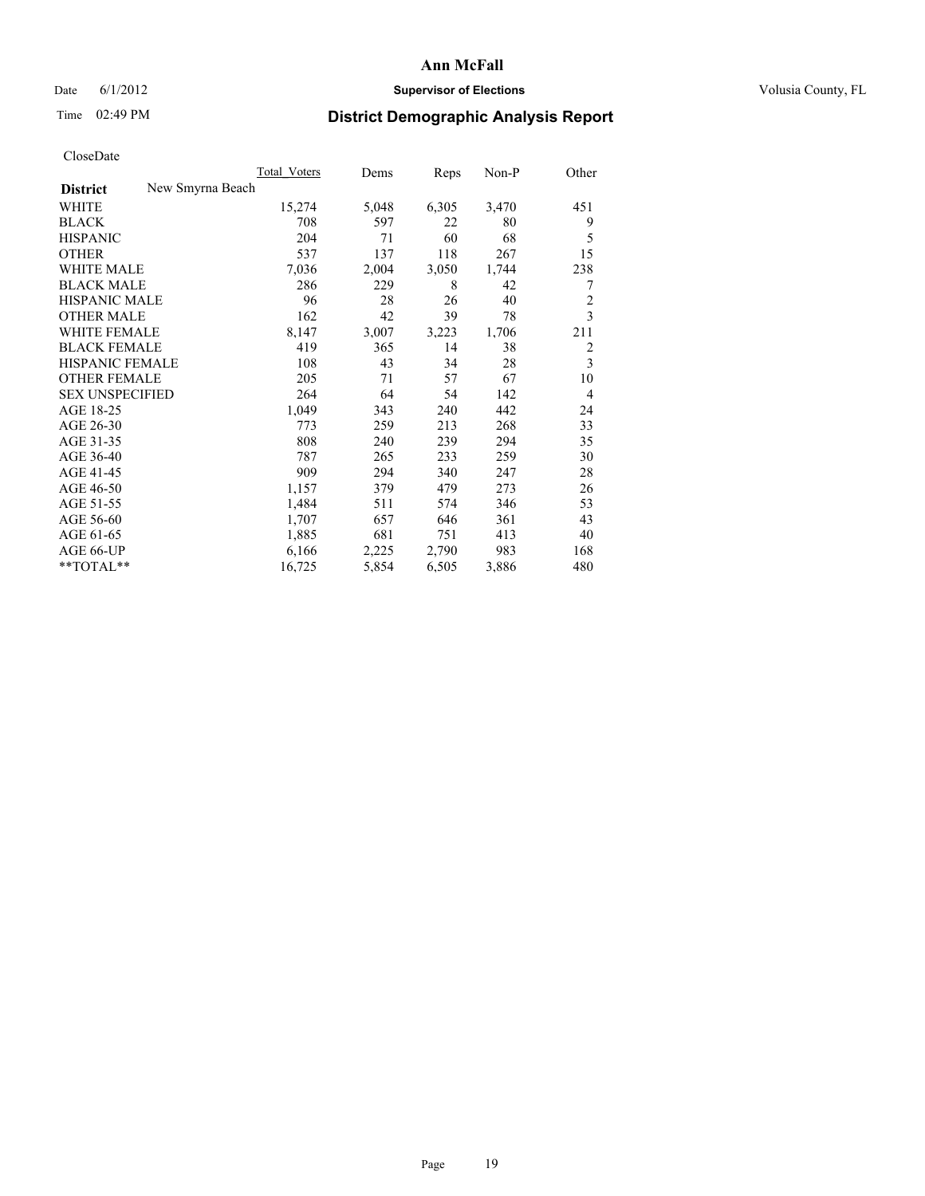# Ann McFall

Date 6/1/2012 **Supervisor of Elections** Volusia County, FL

Time 02:49 PM

## District Demographic Analysis Report

CloseDate

| | Total_Voters | Dems | Reps | Non-P | Other |
|---|---|---|---|---|---|
| **District** New Smyrna Beach | | | | | |
| WHITE | 15,274 | 5,048 | 6,305 | 3,470 | 451 |
| BLACK | 708 | 597 | 22 | 80 | 9 |
| HISPANIC | 204 | 71 | 60 | 68 | 5 |
| OTHER | 537 | 137 | 118 | 267 | 15 |
| WHITE MALE | 7,036 | 2,004 | 3,050 | 1,744 | 238 |
| BLACK MALE | 286 | 229 | 8 | 42 | 7 |
| HISPANIC MALE | 96 | 28 | 26 | 40 | 2 |
| OTHER MALE | 162 | 42 | 39 | 78 | 3 |
| WHITE FEMALE | 8,147 | 3,007 | 3,223 | 1,706 | 211 |
| BLACK FEMALE | 419 | 365 | 14 | 38 | 2 |
| HISPANIC FEMALE | 108 | 43 | 34 | 28 | 3 |
| OTHER FEMALE | 205 | 71 | 57 | 67 | 10 |
| SEX UNSPECIFIED | 264 | 64 | 54 | 142 | 4 |
| AGE 18-25 | 1,049 | 343 | 240 | 442 | 24 |
| AGE 26-30 | 773 | 259 | 213 | 268 | 33 |
| AGE 31-35 | 808 | 240 | 239 | 294 | 35 |
| AGE 36-40 | 787 | 265 | 233 | 259 | 30 |
| AGE 41-45 | 909 | 294 | 340 | 247 | 28 |
| AGE 46-50 | 1,157 | 379 | 479 | 273 | 26 |
| AGE 51-55 | 1,484 | 511 | 574 | 346 | 53 |
| AGE 56-60 | 1,707 | 657 | 646 | 361 | 43 |
| AGE 61-65 | 1,885 | 681 | 751 | 413 | 40 |
| AGE 66-UP | 6,166 | 2,225 | 2,790 | 983 | 168 |
| **TOTAL** | 16,725 | 5,854 | 6,505 | 3,886 | 480 |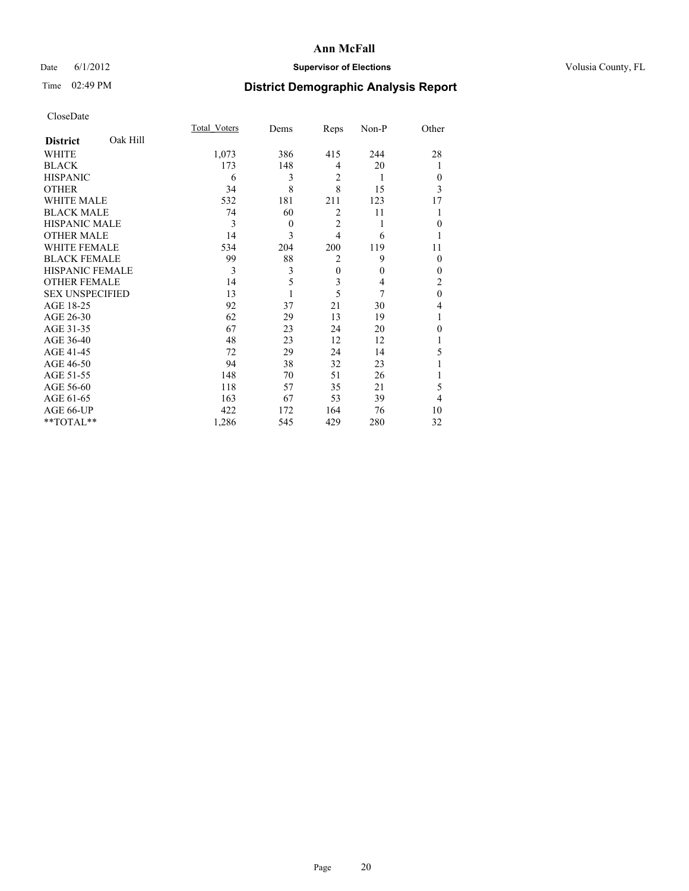# Ann McFall

Date 6/1/2012 **Supervisor of Elections** Volusia County, FL

Time 02:49 PM

## District Demographic Analysis Report

CloseDate

| **District** Oak Hill | Total_Voters | Dems | Reps | Non-P | Other |
|---|---|---|---|---|---|
| WHITE | 1,073 | 386 | 415 | 244 | 28 |
| BLACK | 173 | 148 | 4 | 20 | 1 |
| HISPANIC | 6 | 3 | 2 | 1 | 0 |
| OTHER | 34 | 8 | 8 | 15 | 3 |
| WHITE MALE | 532 | 181 | 211 | 123 | 17 |
| BLACK MALE | 74 | 60 | 2 | 11 | 1 |
| HISPANIC MALE | 3 | 0 | 2 | 1 | 0 |
| OTHER MALE | 14 | 3 | 4 | 6 | 1 |
| WHITE FEMALE | 534 | 204 | 200 | 119 | 11 |
| BLACK FEMALE | 99 | 88 | 2 | 9 | 0 |
| HISPANIC FEMALE | 3 | 3 | 0 | 0 | 0 |
| OTHER FEMALE | 14 | 5 | 3 | 4 | 2 |
| SEX UNSPECIFIED | 13 | 1 | 5 | 7 | 0 |
| AGE 18-25 | 92 | 37 | 21 | 30 | 4 |
| AGE 26-30 | 62 | 29 | 13 | 19 | 1 |
| AGE 31-35 | 67 | 23 | 24 | 20 | 0 |
| AGE 36-40 | 48 | 23 | 12 | 12 | 1 |
| AGE 41-45 | 72 | 29 | 24 | 14 | 5 |
| AGE 46-50 | 94 | 38 | 32 | 23 | 1 |
| AGE 51-55 | 148 | 70 | 51 | 26 | 1 |
| AGE 56-60 | 118 | 57 | 35 | 21 | 5 |
| AGE 61-65 | 163 | 67 | 53 | 39 | 4 |
| AGE 66-UP | 422 | 172 | 164 | 76 | 10 |
| **TOTAL** | 1,286 | 545 | 429 | 280 | 32 |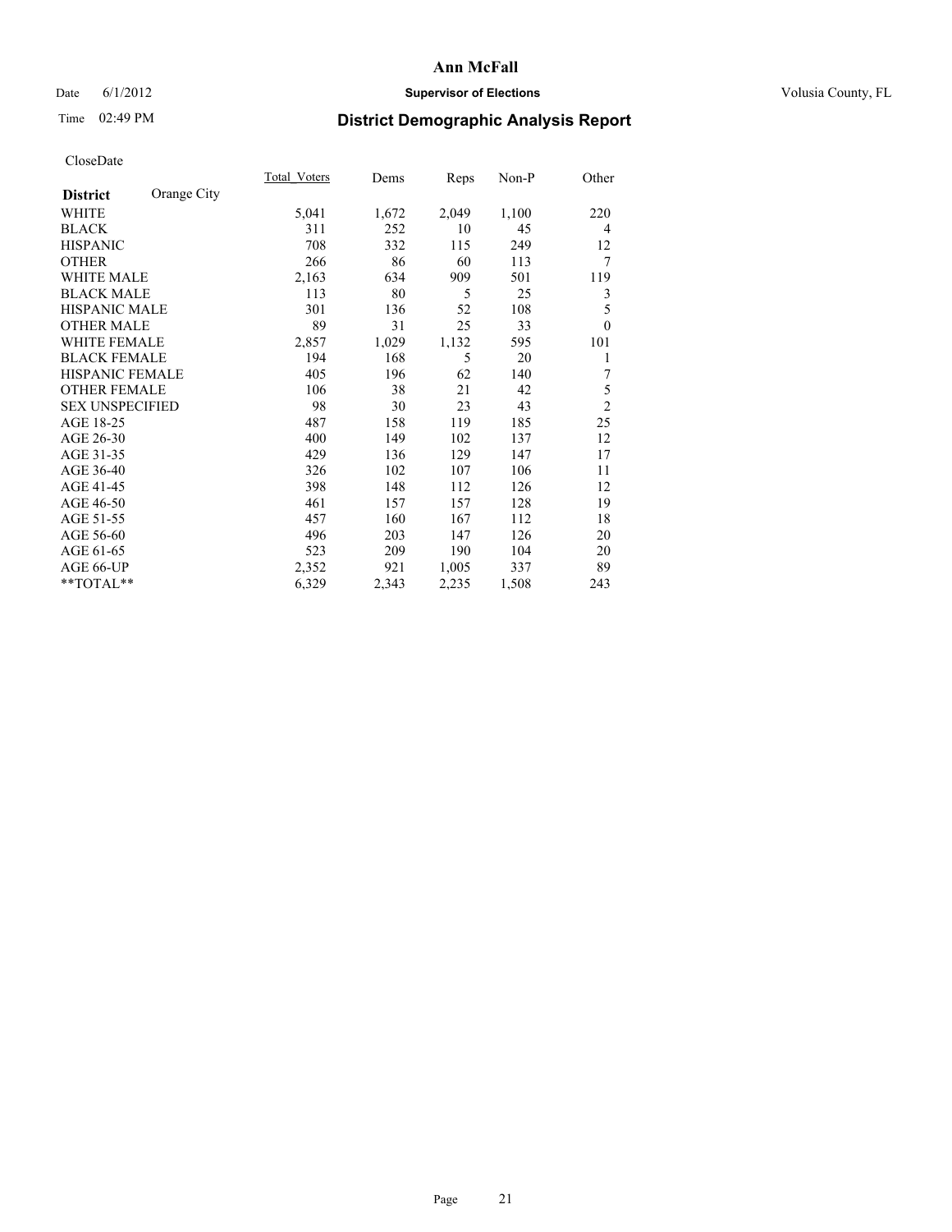**Ann McFall**

Date 6/1/2012 **Supervisor of Elections** Volusia County, FL

Time 02:49 PM **District Demographic Analysis Report**

CloseDate

| **District** Orange City | Total_Voters | Dems | Reps | Non-P | Other |
|---|---|---|---|---|---|
| WHITE | 5,041 | 1,672 | 2,049 | 1,100 | 220 |
| BLACK | 311 | 252 | 10 | 45 | 4 |
| HISPANIC | 708 | 332 | 115 | 249 | 12 |
| OTHER | 266 | 86 | 60 | 113 | 7 |
| WHITE MALE | 2,163 | 634 | 909 | 501 | 119 |
| BLACK MALE | 113 | 80 | 5 | 25 | 3 |
| HISPANIC MALE | 301 | 136 | 52 | 108 | 5 |
| OTHER MALE | 89 | 31 | 25 | 33 | 0 |
| WHITE FEMALE | 2,857 | 1,029 | 1,132 | 595 | 101 |
| BLACK FEMALE | 194 | 168 | 5 | 20 | 1 |
| HISPANIC FEMALE | 405 | 196 | 62 | 140 | 7 |
| OTHER FEMALE | 106 | 38 | 21 | 42 | 5 |
| SEX UNSPECIFIED | 98 | 30 | 23 | 43 | 2 |
| AGE 18-25 | 487 | 158 | 119 | 185 | 25 |
| AGE 26-30 | 400 | 149 | 102 | 137 | 12 |
| AGE 31-35 | 429 | 136 | 129 | 147 | 17 |
| AGE 36-40 | 326 | 102 | 107 | 106 | 11 |
| AGE 41-45 | 398 | 148 | 112 | 126 | 12 |
| AGE 46-50 | 461 | 157 | 157 | 128 | 19 |
| AGE 51-55 | 457 | 160 | 167 | 112 | 18 |
| AGE 56-60 | 496 | 203 | 147 | 126 | 20 |
| AGE 61-65 | 523 | 209 | 190 | 104 | 20 |
| AGE 66-UP | 2,352 | 921 | 1,005 | 337 | 89 |
| **TOTAL** | 6,329 | 2,343 | 2,235 | 1,508 | 243 |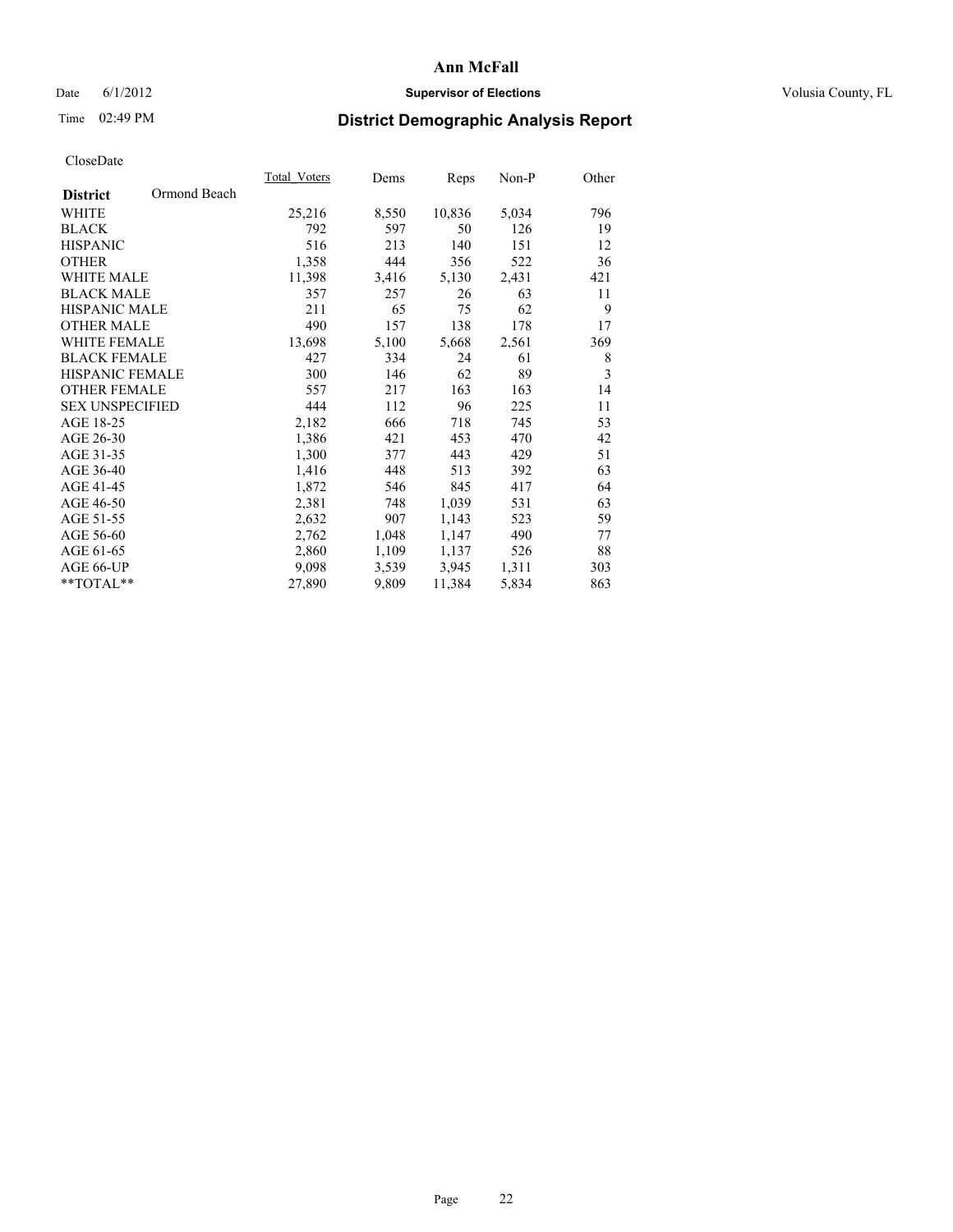# Ann McFall

Date 6/1/2012 **Supervisor of Elections** Volusia County, FL

Time 02:49 PM

## District Demographic Analysis Report

CloseDate

| District: Ormond Beach | Total_Voters | Dems | Reps | Non-P | Other |
|---|---|---|---|---|---|
| WHITE | 25,216 | 8,550 | 10,836 | 5,034 | 796 |
| BLACK | 792 | 597 | 50 | 126 | 19 |
| HISPANIC | 516 | 213 | 140 | 151 | 12 |
| OTHER | 1,358 | 444 | 356 | 522 | 36 |
| WHITE MALE | 11,398 | 3,416 | 5,130 | 2,431 | 421 |
| BLACK MALE | 357 | 257 | 26 | 63 | 11 |
| HISPANIC MALE | 211 | 65 | 75 | 62 | 9 |
| OTHER MALE | 490 | 157 | 138 | 178 | 17 |
| WHITE FEMALE | 13,698 | 5,100 | 5,668 | 2,561 | 369 |
| BLACK FEMALE | 427 | 334 | 24 | 61 | 8 |
| HISPANIC FEMALE | 300 | 146 | 62 | 89 | 3 |
| OTHER FEMALE | 557 | 217 | 163 | 163 | 14 |
| SEX UNSPECIFIED | 444 | 112 | 96 | 225 | 11 |
| AGE 18-25 | 2,182 | 666 | 718 | 745 | 53 |
| AGE 26-30 | 1,386 | 421 | 453 | 470 | 42 |
| AGE 31-35 | 1,300 | 377 | 443 | 429 | 51 |
| AGE 36-40 | 1,416 | 448 | 513 | 392 | 63 |
| AGE 41-45 | 1,872 | 546 | 845 | 417 | 64 |
| AGE 46-50 | 2,381 | 748 | 1,039 | 531 | 63 |
| AGE 51-55 | 2,632 | 907 | 1,143 | 523 | 59 |
| AGE 56-60 | 2,762 | 1,048 | 1,147 | 490 | 77 |
| AGE 61-65 | 2,860 | 1,109 | 1,137 | 526 | 88 |
| AGE 66-UP | 9,098 | 3,539 | 3,945 | 1,311 | 303 |
| **TOTAL** | 27,890 | 9,809 | 11,384 | 5,834 | 863 |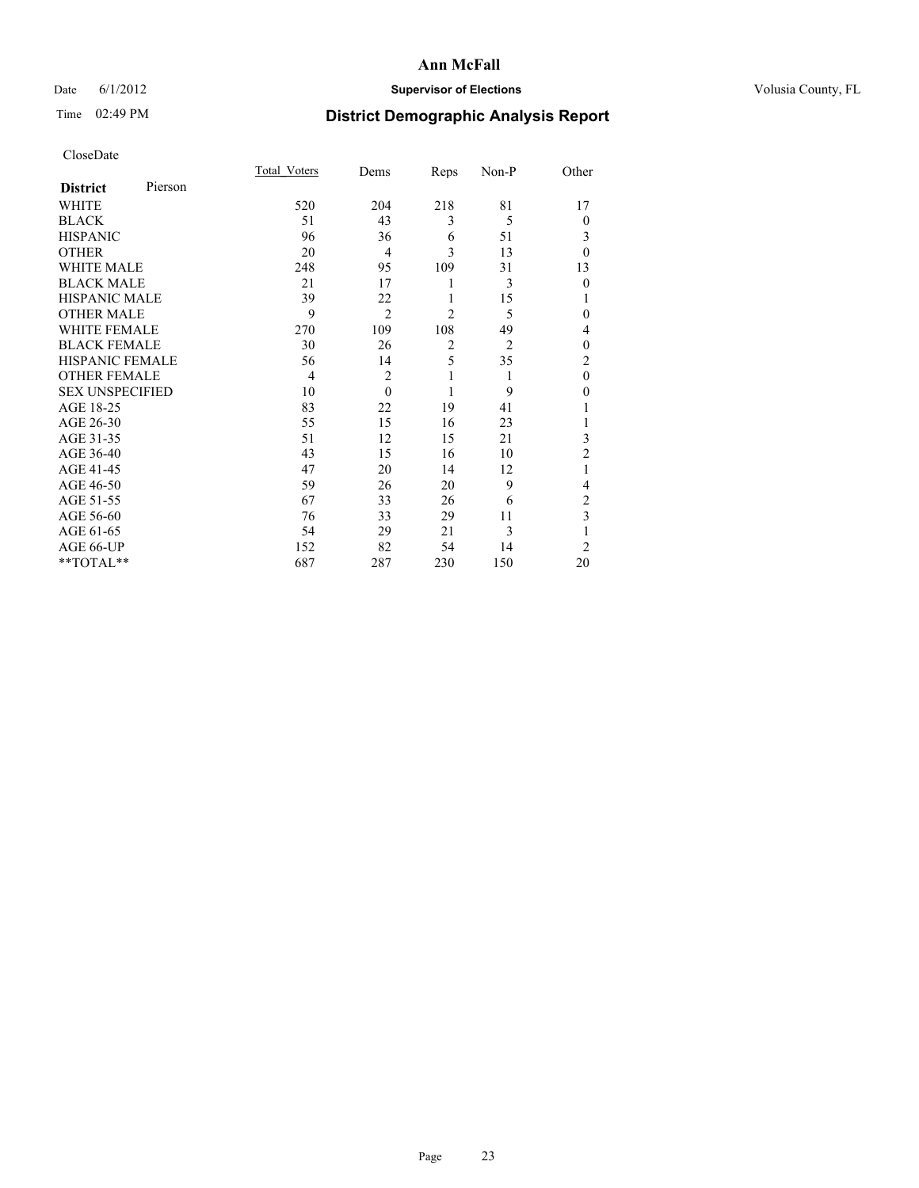# Ann McFall

Date 6/1/2012 **Supervisor of Elections** Volusia County, FL

Time 02:49 PM **District Demographic Analysis Report**

CloseDate

| **District** Pierson | Total_Voters | Dems | Reps | Non-P | Other |
|---|---|---|---|---|---|
| WHITE | 520 | 204 | 218 | 81 | 17 |
| BLACK | 51 | 43 | 3 | 5 | 0 |
| HISPANIC | 96 | 36 | 6 | 51 | 3 |
| OTHER | 20 | 4 | 3 | 13 | 0 |
| WHITE MALE | 248 | 95 | 109 | 31 | 13 |
| BLACK MALE | 21 | 17 | 1 | 3 | 0 |
| HISPANIC MALE | 39 | 22 | 1 | 15 | 1 |
| OTHER MALE | 9 | 2 | 2 | 5 | 0 |
| WHITE FEMALE | 270 | 109 | 108 | 49 | 4 |
| BLACK FEMALE | 30 | 26 | 2 | 2 | 0 |
| HISPANIC FEMALE | 56 | 14 | 5 | 35 | 2 |
| OTHER FEMALE | 4 | 2 | 1 | 1 | 0 |
| SEX UNSPECIFIED | 10 | 0 | 1 | 9 | 0 |
| AGE 18-25 | 83 | 22 | 19 | 41 | 1 |
| AGE 26-30 | 55 | 15 | 16 | 23 | 1 |
| AGE 31-35 | 51 | 12 | 15 | 21 | 3 |
| AGE 36-40 | 43 | 15 | 16 | 10 | 2 |
| AGE 41-45 | 47 | 20 | 14 | 12 | 1 |
| AGE 46-50 | 59 | 26 | 20 | 9 | 4 |
| AGE 51-55 | 67 | 33 | 26 | 6 | 2 |
| AGE 56-60 | 76 | 33 | 29 | 11 | 3 |
| AGE 61-65 | 54 | 29 | 21 | 3 | 1 |
| AGE 66-UP | 152 | 82 | 54 | 14 | 2 |
| **TOTAL** | 687 | 287 | 230 | 150 | 20 |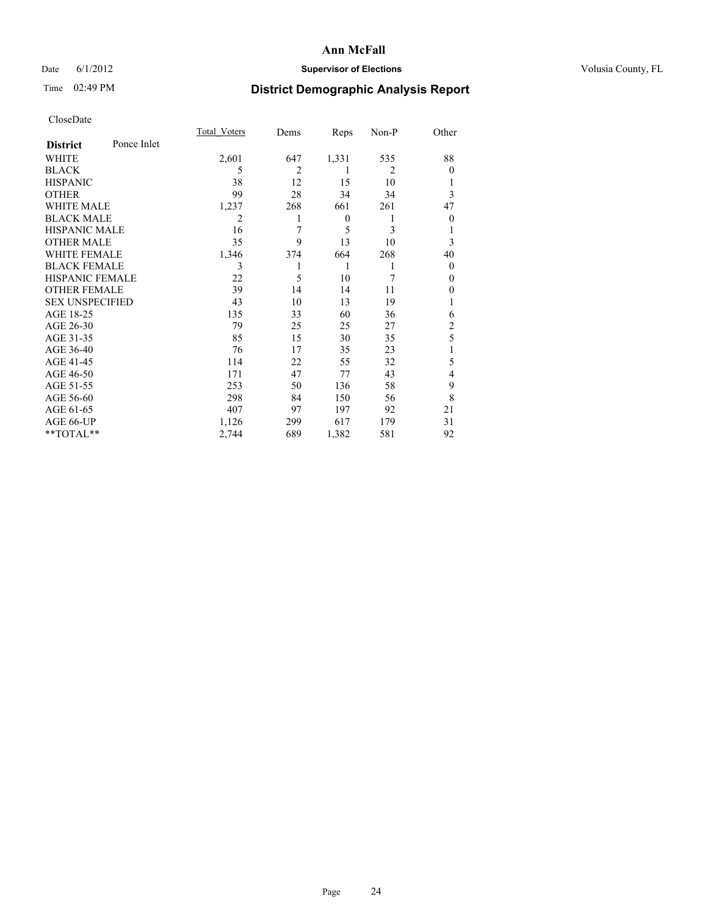# Ann McFall

Date 6/1/2012 **Supervisor of Elections** Volusia County, FL

Time 02:49 PM

## District Demographic Analysis Report

CloseDate

| **District** Ponce Inlet | Total_Voters | Dems | Reps | Non-P | Other |
|---|---|---|---|---|---|
| WHITE | 2,601 | 647 | 1,331 | 535 | 88 |
| BLACK | 5 | 2 | 1 | 2 | 0 |
| HISPANIC | 38 | 12 | 15 | 10 | 1 |
| OTHER | 99 | 28 | 34 | 34 | 3 |
| WHITE MALE | 1,237 | 268 | 661 | 261 | 47 |
| BLACK MALE | 2 | 1 | 0 | 1 | 0 |
| HISPANIC MALE | 16 | 7 | 5 | 3 | 1 |
| OTHER MALE | 35 | 9 | 13 | 10 | 3 |
| WHITE FEMALE | 1,346 | 374 | 664 | 268 | 40 |
| BLACK FEMALE | 3 | 1 | 1 | 1 | 0 |
| HISPANIC FEMALE | 22 | 5 | 10 | 7 | 0 |
| OTHER FEMALE | 39 | 14 | 14 | 11 | 0 |
| SEX UNSPECIFIED | 43 | 10 | 13 | 19 | 1 |
| AGE 18-25 | 135 | 33 | 60 | 36 | 6 |
| AGE 26-30 | 79 | 25 | 25 | 27 | 2 |
| AGE 31-35 | 85 | 15 | 30 | 35 | 5 |
| AGE 36-40 | 76 | 17 | 35 | 23 | 1 |
| AGE 41-45 | 114 | 22 | 55 | 32 | 5 |
| AGE 46-50 | 171 | 47 | 77 | 43 | 4 |
| AGE 51-55 | 253 | 50 | 136 | 58 | 9 |
| AGE 56-60 | 298 | 84 | 150 | 56 | 8 |
| AGE 61-65 | 407 | 97 | 197 | 92 | 21 |
| AGE 66-UP | 1,126 | 299 | 617 | 179 | 31 |
| **TOTAL** | 2,744 | 689 | 1,382 | 581 | 92 |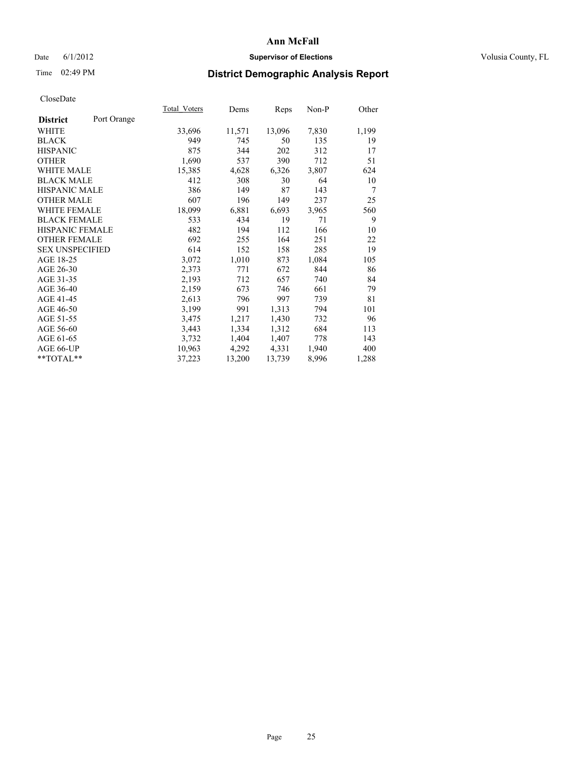# Ann McFall

Date 6/1/2012 **Supervisor of Elections** Volusia County, FL

Time 02:49 PM

## District Demographic Analysis Report

CloseDate

| **District** Port Orange | Total_Voters | Dems | Reps | Non-P | Other |
|---|---|---|---|---|---|
| WHITE | 33,696 | 11,571 | 13,096 | 7,830 | 1,199 |
| BLACK | 949 | 745 | 50 | 135 | 19 |
| HISPANIC | 875 | 344 | 202 | 312 | 17 |
| OTHER | 1,690 | 537 | 390 | 712 | 51 |
| WHITE MALE | 15,385 | 4,628 | 6,326 | 3,807 | 624 |
| BLACK MALE | 412 | 308 | 30 | 64 | 10 |
| HISPANIC MALE | 386 | 149 | 87 | 143 | 7 |
| OTHER MALE | 607 | 196 | 149 | 237 | 25 |
| WHITE FEMALE | 18,099 | 6,881 | 6,693 | 3,965 | 560 |
| BLACK FEMALE | 533 | 434 | 19 | 71 | 9 |
| HISPANIC FEMALE | 482 | 194 | 112 | 166 | 10 |
| OTHER FEMALE | 692 | 255 | 164 | 251 | 22 |
| SEX UNSPECIFIED | 614 | 152 | 158 | 285 | 19 |
| AGE 18-25 | 3,072 | 1,010 | 873 | 1,084 | 105 |
| AGE 26-30 | 2,373 | 771 | 672 | 844 | 86 |
| AGE 31-35 | 2,193 | 712 | 657 | 740 | 84 |
| AGE 36-40 | 2,159 | 673 | 746 | 661 | 79 |
| AGE 41-45 | 2,613 | 796 | 997 | 739 | 81 |
| AGE 46-50 | 3,199 | 991 | 1,313 | 794 | 101 |
| AGE 51-55 | 3,475 | 1,217 | 1,430 | 732 | 96 |
| AGE 56-60 | 3,443 | 1,334 | 1,312 | 684 | 113 |
| AGE 61-65 | 3,732 | 1,404 | 1,407 | 778 | 143 |
| AGE 66-UP | 10,963 | 4,292 | 4,331 | 1,940 | 400 |
| **TOTAL** | 37,223 | 13,200 | 13,739 | 8,996 | 1,288 |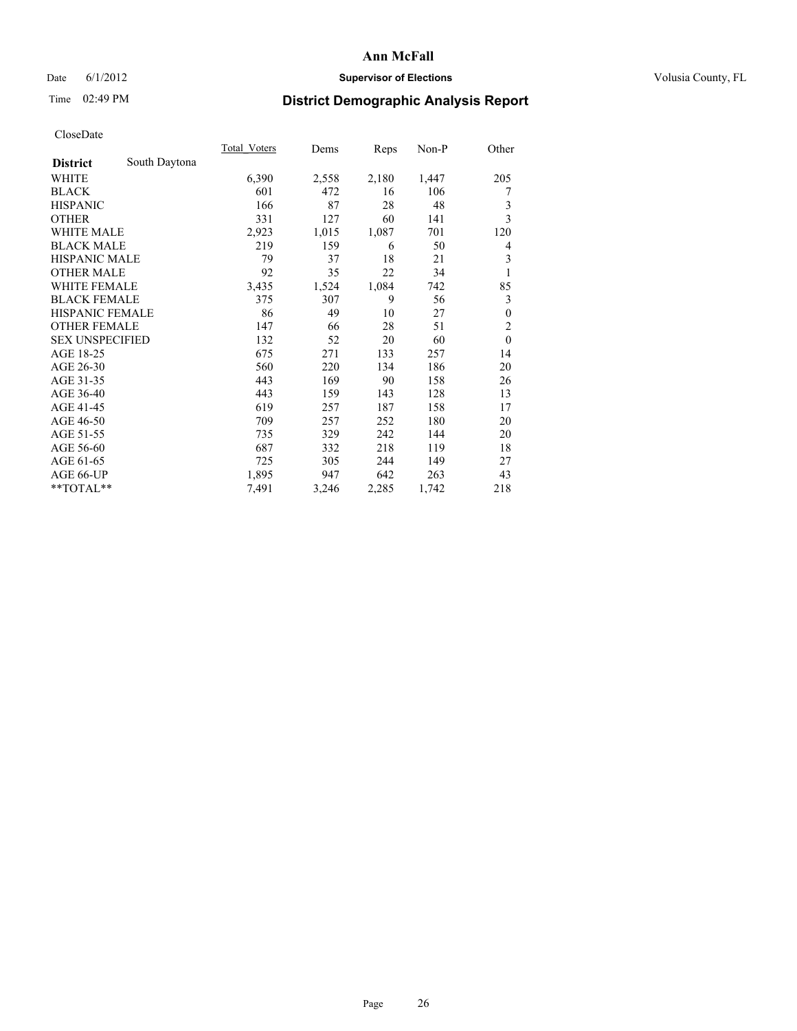# Ann McFall

Date 6/1/2012 **Supervisor of Elections** Volusia County, FL

Time 02:49 PM **District Demographic Analysis Report**

CloseDate

| **District** South Daytona | Total_Voters | Dems | Reps | Non-P | Other |
|---|---|---|---|---|---|
| WHITE | 6,390 | 2,558 | 2,180 | 1,447 | 205 |
| BLACK | 601 | 472 | 16 | 106 | 7 |
| HISPANIC | 166 | 87 | 28 | 48 | 3 |
| OTHER | 331 | 127 | 60 | 141 | 3 |
| WHITE MALE | 2,923 | 1,015 | 1,087 | 701 | 120 |
| BLACK MALE | 219 | 159 | 6 | 50 | 4 |
| HISPANIC MALE | 79 | 37 | 18 | 21 | 3 |
| OTHER MALE | 92 | 35 | 22 | 34 | 1 |
| WHITE FEMALE | 3,435 | 1,524 | 1,084 | 742 | 85 |
| BLACK FEMALE | 375 | 307 | 9 | 56 | 3 |
| HISPANIC FEMALE | 86 | 49 | 10 | 27 | 0 |
| OTHER FEMALE | 147 | 66 | 28 | 51 | 2 |
| SEX UNSPECIFIED | 132 | 52 | 20 | 60 | 0 |
| AGE 18-25 | 675 | 271 | 133 | 257 | 14 |
| AGE 26-30 | 560 | 220 | 134 | 186 | 20 |
| AGE 31-35 | 443 | 169 | 90 | 158 | 26 |
| AGE 36-40 | 443 | 159 | 143 | 128 | 13 |
| AGE 41-45 | 619 | 257 | 187 | 158 | 17 |
| AGE 46-50 | 709 | 257 | 252 | 180 | 20 |
| AGE 51-55 | 735 | 329 | 242 | 144 | 20 |
| AGE 56-60 | 687 | 332 | 218 | 119 | 18 |
| AGE 61-65 | 725 | 305 | 244 | 149 | 27 |
| AGE 66-UP | 1,895 | 947 | 642 | 263 | 43 |
| **TOTAL** | 7,491 | 3,246 | 2,285 | 1,742 | 218 |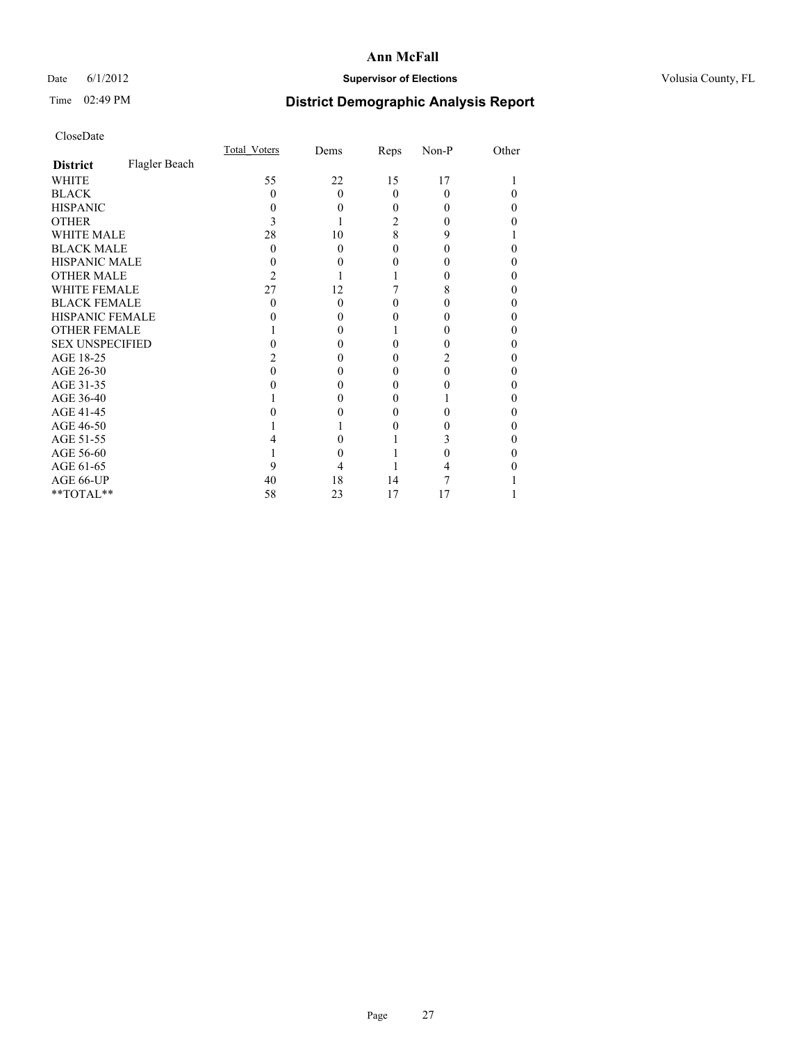# Ann McFall

Date 6/1/2012 **Supervisor of Elections** Volusia County, FL

Time 02:49 PM **District Demographic Analysis Report**

CloseDate

| **District** Flagler Beach | Total_Voters | Dems | Reps | Non-P | Other |
|---|---|---|---|---|---|
| WHITE | 55 | 22 | 15 | 17 | 1 |
| BLACK | 0 | 0 | 0 | 0 | 0 |
| HISPANIC | 0 | 0 | 0 | 0 | 0 |
| OTHER | 3 | 1 | 2 | 0 | 0 |
| WHITE MALE | 28 | 10 | 8 | 9 | 1 |
| BLACK MALE | 0 | 0 | 0 | 0 | 0 |
| HISPANIC MALE | 0 | 0 | 0 | 0 | 0 |
| OTHER MALE | 2 | 1 | 1 | 0 | 0 |
| WHITE FEMALE | 27 | 12 | 7 | 8 | 0 |
| BLACK FEMALE | 0 | 0 | 0 | 0 | 0 |
| HISPANIC FEMALE | 0 | 0 | 0 | 0 | 0 |
| OTHER FEMALE | 1 | 0 | 1 | 0 | 0 |
| SEX UNSPECIFIED | 0 | 0 | 0 | 0 | 0 |
| AGE 18-25 | 2 | 0 | 0 | 2 | 0 |
| AGE 26-30 | 0 | 0 | 0 | 0 | 0 |
| AGE 31-35 | 0 | 0 | 0 | 0 | 0 |
| AGE 36-40 | 1 | 0 | 0 | 1 | 0 |
| AGE 41-45 | 0 | 0 | 0 | 0 | 0 |
| AGE 46-50 | 1 | 1 | 0 | 0 | 0 |
| AGE 51-55 | 4 | 0 | 1 | 3 | 0 |
| AGE 56-60 | 1 | 0 | 1 | 0 | 0 |
| AGE 61-65 | 9 | 4 | 1 | 4 | 0 |
| AGE 66-UP | 40 | 18 | 14 | 7 | 1 |
| **TOTAL** | 58 | 23 | 17 | 17 | 1 |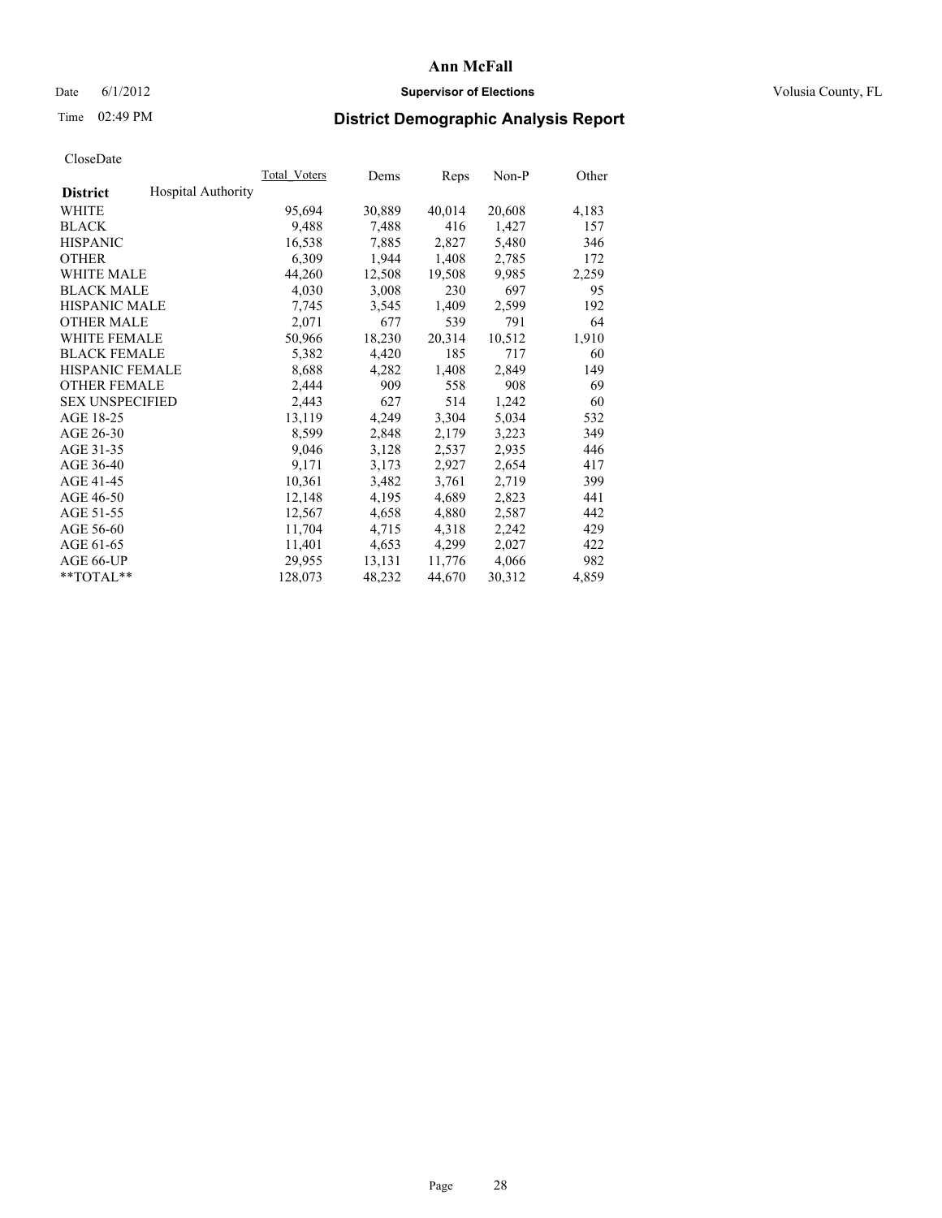**Ann McFall**

Date 6/1/2012 **Supervisor of Elections** Volusia County, FL

Time 02:49 PM

## District Demographic Analysis Report

CloseDate

| District | Hospital Authority | Total_Voters | Dems | Reps | Non-P | Other |
|---|---|---|---|---|---|---|
| WHITE | | 95,694 | 30,889 | 40,014 | 20,608 | 4,183 |
| BLACK | | 9,488 | 7,488 | 416 | 1,427 | 157 |
| HISPANIC | | 16,538 | 7,885 | 2,827 | 5,480 | 346 |
| OTHER | | 6,309 | 1,944 | 1,408 | 2,785 | 172 |
| WHITE MALE | | 44,260 | 12,508 | 19,508 | 9,985 | 2,259 |
| BLACK MALE | | 4,030 | 3,008 | 230 | 697 | 95 |
| HISPANIC MALE | | 7,745 | 3,545 | 1,409 | 2,599 | 192 |
| OTHER MALE | | 2,071 | 677 | 539 | 791 | 64 |
| WHITE FEMALE | | 50,966 | 18,230 | 20,314 | 10,512 | 1,910 |
| BLACK FEMALE | | 5,382 | 4,420 | 185 | 717 | 60 |
| HISPANIC FEMALE | | 8,688 | 4,282 | 1,408 | 2,849 | 149 |
| OTHER FEMALE | | 2,444 | 909 | 558 | 908 | 69 |
| SEX UNSPECIFIED | | 2,443 | 627 | 514 | 1,242 | 60 |
| AGE 18-25 | | 13,119 | 4,249 | 3,304 | 5,034 | 532 |
| AGE 26-30 | | 8,599 | 2,848 | 2,179 | 3,223 | 349 |
| AGE 31-35 | | 9,046 | 3,128 | 2,537 | 2,935 | 446 |
| AGE 36-40 | | 9,171 | 3,173 | 2,927 | 2,654 | 417 |
| AGE 41-45 | | 10,361 | 3,482 | 3,761 | 2,719 | 399 |
| AGE 46-50 | | 12,148 | 4,195 | 4,689 | 2,823 | 441 |
| AGE 51-55 | | 12,567 | 4,658 | 4,880 | 2,587 | 442 |
| AGE 56-60 | | 11,704 | 4,715 | 4,318 | 2,242 | 429 |
| AGE 61-65 | | 11,401 | 4,653 | 4,299 | 2,027 | 422 |
| AGE 66-UP | | 29,955 | 13,131 | 11,776 | 4,066 | 982 |
| **TOTAL** | | 128,073 | 48,232 | 44,670 | 30,312 | 4,859 |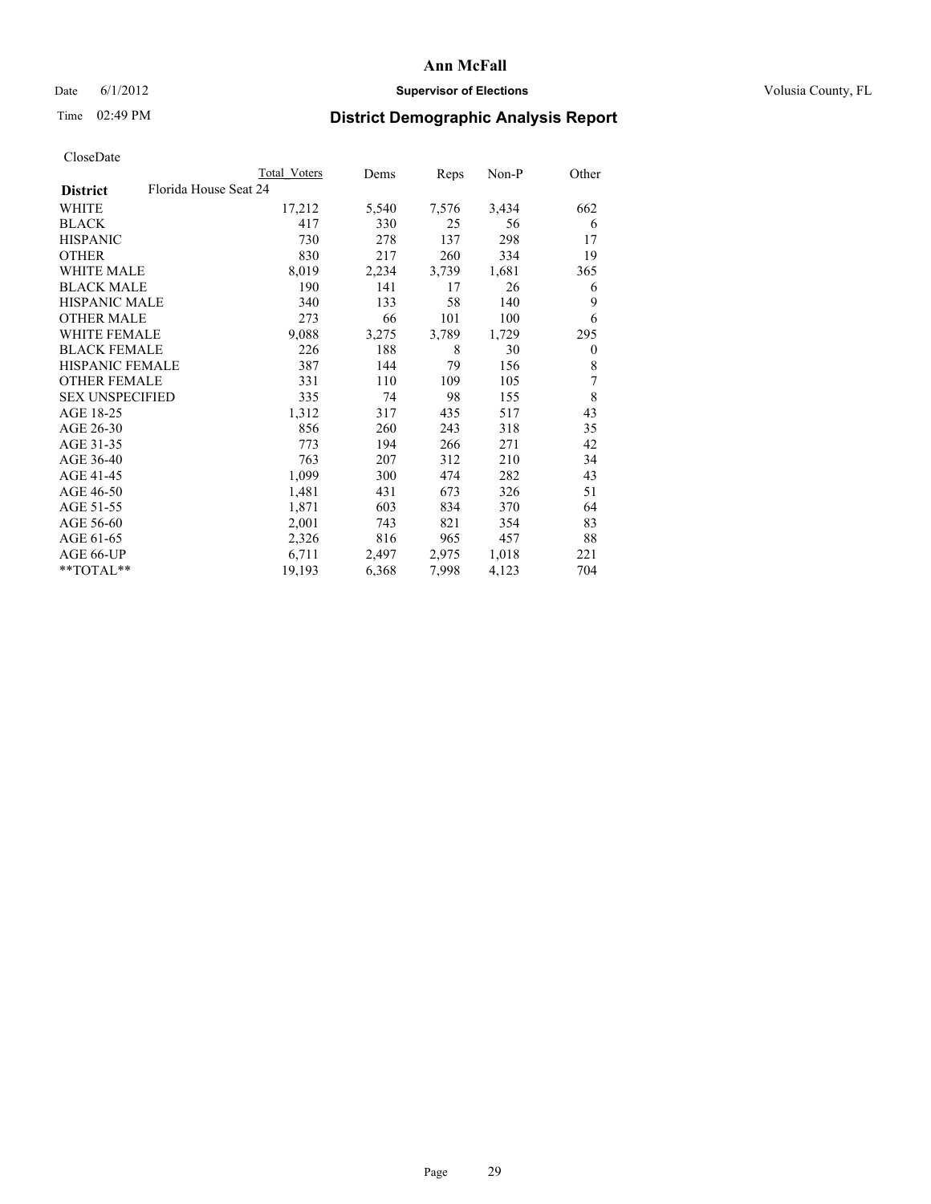# Ann McFall

Date 6/1/2012 **Supervisor of Elections** Volusia County, FL

Time 02:49 PM **District Demographic Analysis Report**

CloseDate

| **District** Florida House Seat 24 | Total Voters | Dems | Reps | Non-P | Other |
|---|---|---|---|---|---|
| WHITE | 17,212 | 5,540 | 7,576 | 3,434 | 662 |
| BLACK | 417 | 330 | 25 | 56 | 6 |
| HISPANIC | 730 | 278 | 137 | 298 | 17 |
| OTHER | 830 | 217 | 260 | 334 | 19 |
| WHITE MALE | 8,019 | 2,234 | 3,739 | 1,681 | 365 |
| BLACK MALE | 190 | 141 | 17 | 26 | 6 |
| HISPANIC MALE | 340 | 133 | 58 | 140 | 9 |
| OTHER MALE | 273 | 66 | 101 | 100 | 6 |
| WHITE FEMALE | 9,088 | 3,275 | 3,789 | 1,729 | 295 |
| BLACK FEMALE | 226 | 188 | 8 | 30 | 0 |
| HISPANIC FEMALE | 387 | 144 | 79 | 156 | 8 |
| OTHER FEMALE | 331 | 110 | 109 | 105 | 7 |
| SEX UNSPECIFIED | 335 | 74 | 98 | 155 | 8 |
| AGE 18-25 | 1,312 | 317 | 435 | 517 | 43 |
| AGE 26-30 | 856 | 260 | 243 | 318 | 35 |
| AGE 31-35 | 773 | 194 | 266 | 271 | 42 |
| AGE 36-40 | 763 | 207 | 312 | 210 | 34 |
| AGE 41-45 | 1,099 | 300 | 474 | 282 | 43 |
| AGE 46-50 | 1,481 | 431 | 673 | 326 | 51 |
| AGE 51-55 | 1,871 | 603 | 834 | 370 | 64 |
| AGE 56-60 | 2,001 | 743 | 821 | 354 | 83 |
| AGE 61-65 | 2,326 | 816 | 965 | 457 | 88 |
| AGE 66-UP | 6,711 | 2,497 | 2,975 | 1,018 | 221 |
| **TOTAL** | 19,193 | 6,368 | 7,998 | 4,123 | 704 |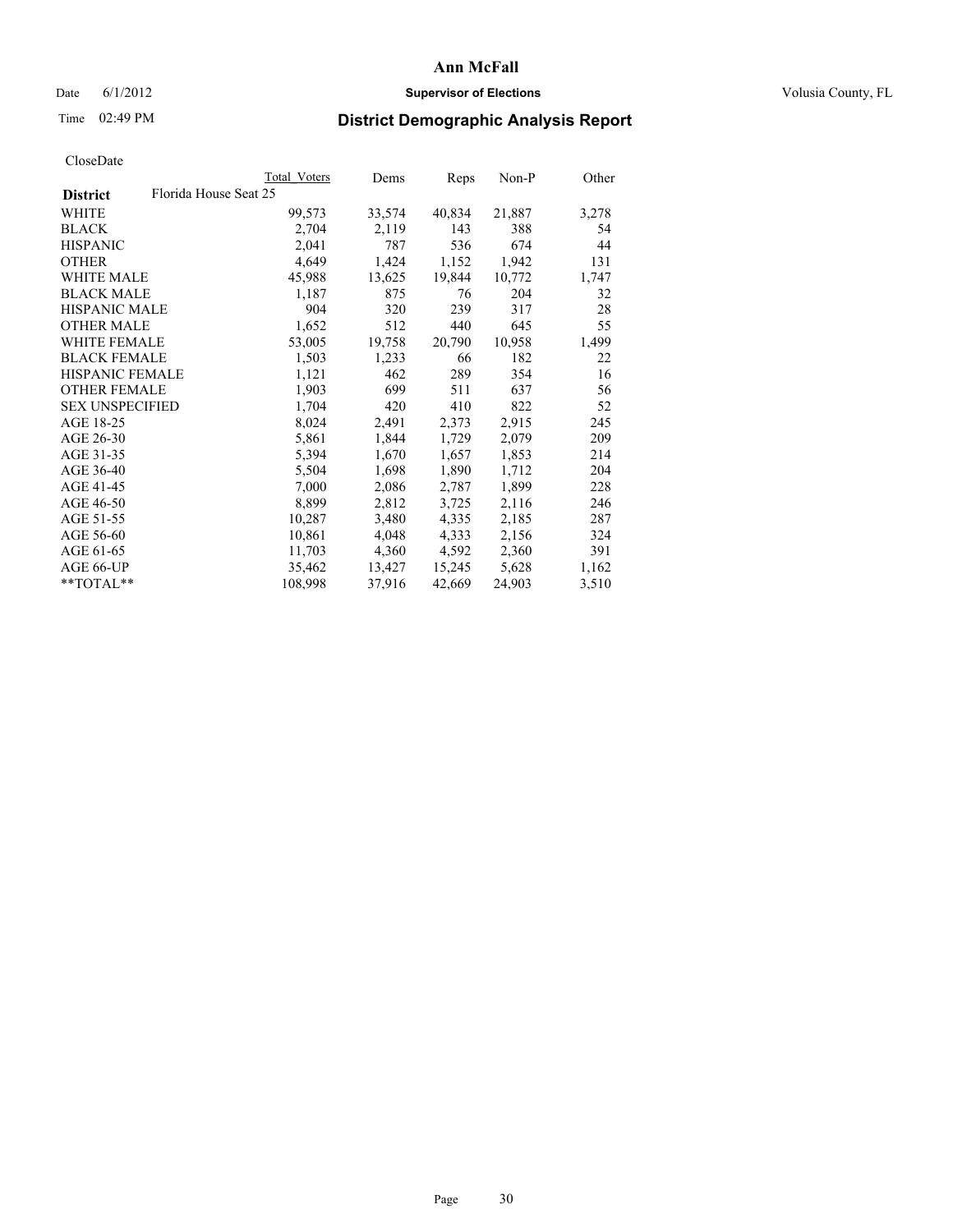# Ann McFall

Date 6/1/2012 **Supervisor of Elections** Volusia County, FL

Time 02:49 PM

## District Demographic Analysis Report

CloseDate

| | Total Voters | Dems | Reps | Non-P | Other |
|---|---|---|---|---|---|
| **District** Florida House Seat 25 | | | | | |
| WHITE | 99,573 | 33,574 | 40,834 | 21,887 | 3,278 |
| BLACK | 2,704 | 2,119 | 143 | 388 | 54 |
| HISPANIC | 2,041 | 787 | 536 | 674 | 44 |
| OTHER | 4,649 | 1,424 | 1,152 | 1,942 | 131 |
| WHITE MALE | 45,988 | 13,625 | 19,844 | 10,772 | 1,747 |
| BLACK MALE | 1,187 | 875 | 76 | 204 | 32 |
| HISPANIC MALE | 904 | 320 | 239 | 317 | 28 |
| OTHER MALE | 1,652 | 512 | 440 | 645 | 55 |
| WHITE FEMALE | 53,005 | 19,758 | 20,790 | 10,958 | 1,499 |
| BLACK FEMALE | 1,503 | 1,233 | 66 | 182 | 22 |
| HISPANIC FEMALE | 1,121 | 462 | 289 | 354 | 16 |
| OTHER FEMALE | 1,903 | 699 | 511 | 637 | 56 |
| SEX UNSPECIFIED | 1,704 | 420 | 410 | 822 | 52 |
| AGE 18-25 | 8,024 | 2,491 | 2,373 | 2,915 | 245 |
| AGE 26-30 | 5,861 | 1,844 | 1,729 | 2,079 | 209 |
| AGE 31-35 | 5,394 | 1,670 | 1,657 | 1,853 | 214 |
| AGE 36-40 | 5,504 | 1,698 | 1,890 | 1,712 | 204 |
| AGE 41-45 | 7,000 | 2,086 | 2,787 | 1,899 | 228 |
| AGE 46-50 | 8,899 | 2,812 | 3,725 | 2,116 | 246 |
| AGE 51-55 | 10,287 | 3,480 | 4,335 | 2,185 | 287 |
| AGE 56-60 | 10,861 | 4,048 | 4,333 | 2,156 | 324 |
| AGE 61-65 | 11,703 | 4,360 | 4,592 | 2,360 | 391 |
| AGE 66-UP | 35,462 | 13,427 | 15,245 | 5,628 | 1,162 |
| **TOTAL** | 108,998 | 37,916 | 42,669 | 24,903 | 3,510 |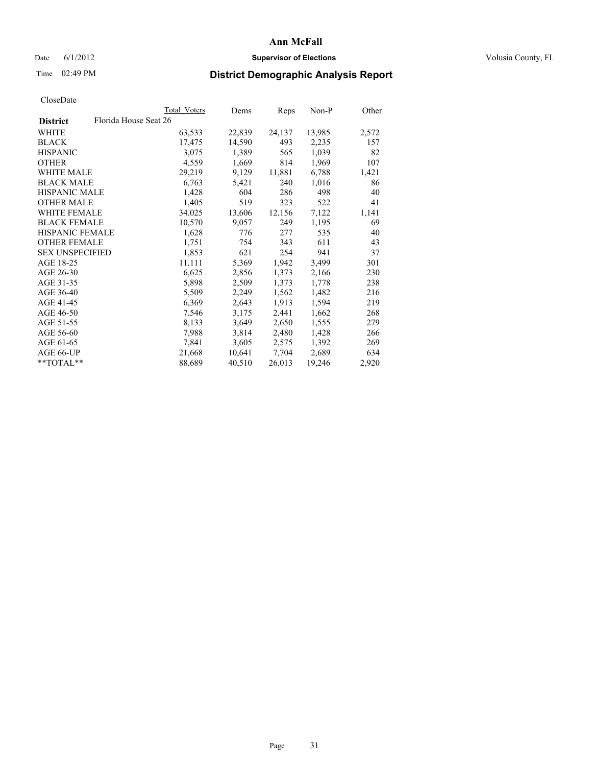# Ann McFall

Date 6/1/2012 | **Supervisor of Elections** | Volusia County, FL

Time 02:49 PM | **District Demographic Analysis Report**

CloseDate

| | Total Voters | Dems | Reps | Non-P | Other |
|---|---|---|---|---|---|
| **District** Florida House Seat 26 | | | | | |
| WHITE | 63,533 | 22,839 | 24,137 | 13,985 | 2,572 |
| BLACK | 17,475 | 14,590 | 493 | 2,235 | 157 |
| HISPANIC | 3,075 | 1,389 | 565 | 1,039 | 82 |
| OTHER | 4,559 | 1,669 | 814 | 1,969 | 107 |
| WHITE MALE | 29,219 | 9,129 | 11,881 | 6,788 | 1,421 |
| BLACK MALE | 6,763 | 5,421 | 240 | 1,016 | 86 |
| HISPANIC MALE | 1,428 | 604 | 286 | 498 | 40 |
| OTHER MALE | 1,405 | 519 | 323 | 522 | 41 |
| WHITE FEMALE | 34,025 | 13,606 | 12,156 | 7,122 | 1,141 |
| BLACK FEMALE | 10,570 | 9,057 | 249 | 1,195 | 69 |
| HISPANIC FEMALE | 1,628 | 776 | 277 | 535 | 40 |
| OTHER FEMALE | 1,751 | 754 | 343 | 611 | 43 |
| SEX UNSPECIFIED | 1,853 | 621 | 254 | 941 | 37 |
| AGE 18-25 | 11,111 | 5,369 | 1,942 | 3,499 | 301 |
| AGE 26-30 | 6,625 | 2,856 | 1,373 | 2,166 | 230 |
| AGE 31-35 | 5,898 | 2,509 | 1,373 | 1,778 | 238 |
| AGE 36-40 | 5,509 | 2,249 | 1,562 | 1,482 | 216 |
| AGE 41-45 | 6,369 | 2,643 | 1,913 | 1,594 | 219 |
| AGE 46-50 | 7,546 | 3,175 | 2,441 | 1,662 | 268 |
| AGE 51-55 | 8,133 | 3,649 | 2,650 | 1,555 | 279 |
| AGE 56-60 | 7,988 | 3,814 | 2,480 | 1,428 | 266 |
| AGE 61-65 | 7,841 | 3,605 | 2,575 | 1,392 | 269 |
| AGE 66-UP | 21,668 | 10,641 | 7,704 | 2,689 | 634 |
| **TOTAL** | 88,689 | 40,510 | 26,013 | 19,246 | 2,920 |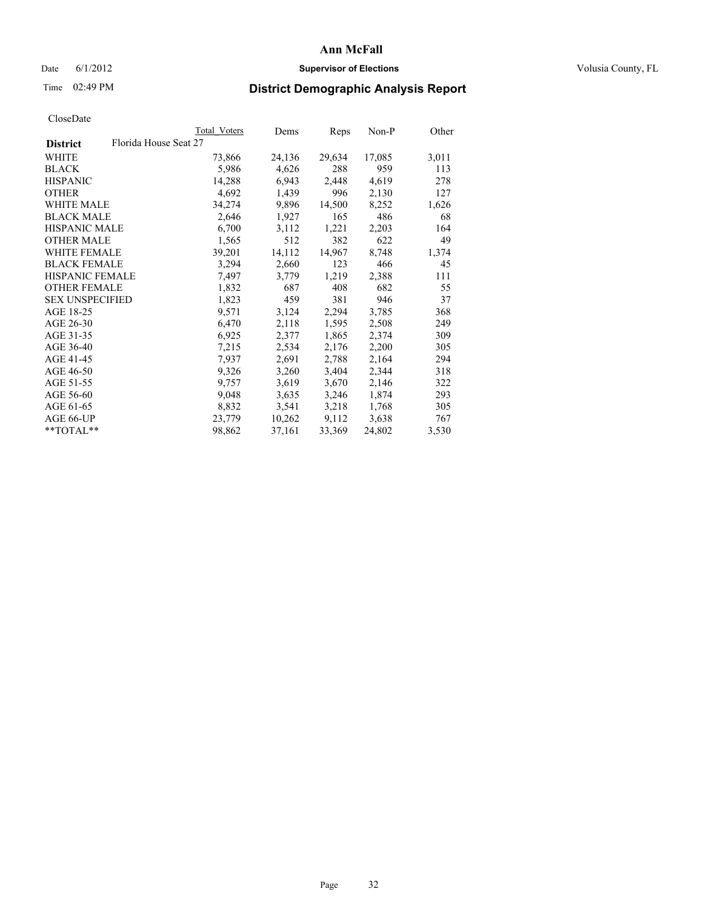# Ann McFall

Date 6/1/2012 **Supervisor of Elections** Volusia County, FL

Time 02:49 PM **District Demographic Analysis Report**

CloseDate

| | Total Voters | Dems | Reps | Non-P | Other |
|---|---|---|---|---|---|
| **District** Florida House Seat 27 | | | | | |
| WHITE | 73,866 | 24,136 | 29,634 | 17,085 | 3,011 |
| BLACK | 5,986 | 4,626 | 288 | 959 | 113 |
| HISPANIC | 14,288 | 6,943 | 2,448 | 4,619 | 278 |
| OTHER | 4,692 | 1,439 | 996 | 2,130 | 127 |
| WHITE MALE | 34,274 | 9,896 | 14,500 | 8,252 | 1,626 |
| BLACK MALE | 2,646 | 1,927 | 165 | 486 | 68 |
| HISPANIC MALE | 6,700 | 3,112 | 1,221 | 2,203 | 164 |
| OTHER MALE | 1,565 | 512 | 382 | 622 | 49 |
| WHITE FEMALE | 39,201 | 14,112 | 14,967 | 8,748 | 1,374 |
| BLACK FEMALE | 3,294 | 2,660 | 123 | 466 | 45 |
| HISPANIC FEMALE | 7,497 | 3,779 | 1,219 | 2,388 | 111 |
| OTHER FEMALE | 1,832 | 687 | 408 | 682 | 55 |
| SEX UNSPECIFIED | 1,823 | 459 | 381 | 946 | 37 |
| AGE 18-25 | 9,571 | 3,124 | 2,294 | 3,785 | 368 |
| AGE 26-30 | 6,470 | 2,118 | 1,595 | 2,508 | 249 |
| AGE 31-35 | 6,925 | 2,377 | 1,865 | 2,374 | 309 |
| AGE 36-40 | 7,215 | 2,534 | 2,176 | 2,200 | 305 |
| AGE 41-45 | 7,937 | 2,691 | 2,788 | 2,164 | 294 |
| AGE 46-50 | 9,326 | 3,260 | 3,404 | 2,344 | 318 |
| AGE 51-55 | 9,757 | 3,619 | 3,670 | 2,146 | 322 |
| AGE 56-60 | 9,048 | 3,635 | 3,246 | 1,874 | 293 |
| AGE 61-65 | 8,832 | 3,541 | 3,218 | 1,768 | 305 |
| AGE 66-UP | 23,779 | 10,262 | 9,112 | 3,638 | 767 |
| **TOTAL** | 98,862 | 37,161 | 33,369 | 24,802 | 3,530 |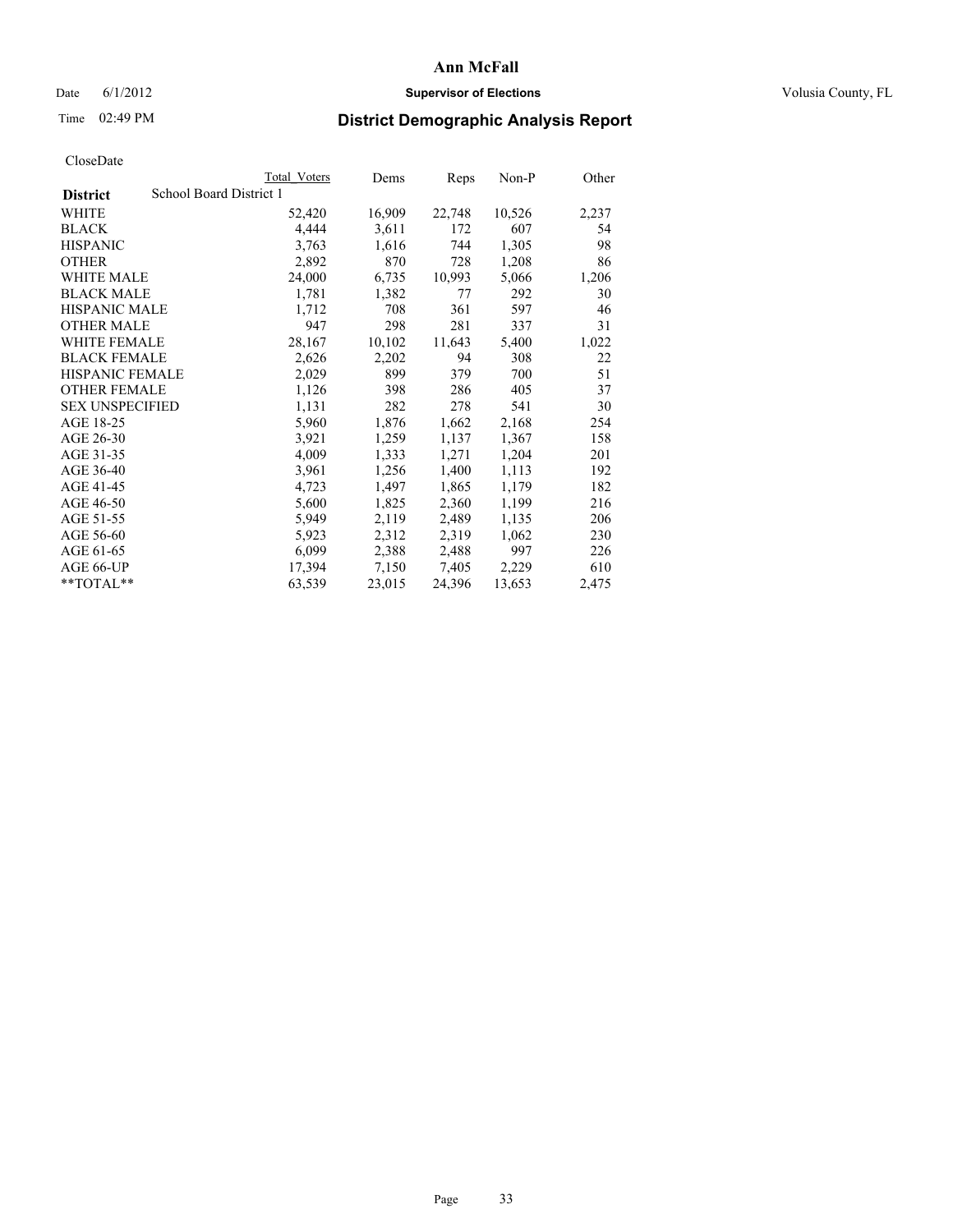# Ann McFall

Date 6/1/2012 **Supervisor of Elections** Volusia County, FL

Time 02:49 PM **District Demographic Analysis Report**

CloseDate

| | Total Voters | Dems | Reps | Non-P | Other |
|---|---|---|---|---|---|
| **District** School Board District 1 | | | | | |
| WHITE | 52,420 | 16,909 | 22,748 | 10,526 | 2,237 |
| BLACK | 4,444 | 3,611 | 172 | 607 | 54 |
| HISPANIC | 3,763 | 1,616 | 744 | 1,305 | 98 |
| OTHER | 2,892 | 870 | 728 | 1,208 | 86 |
| WHITE MALE | 24,000 | 6,735 | 10,993 | 5,066 | 1,206 |
| BLACK MALE | 1,781 | 1,382 | 77 | 292 | 30 |
| HISPANIC MALE | 1,712 | 708 | 361 | 597 | 46 |
| OTHER MALE | 947 | 298 | 281 | 337 | 31 |
| WHITE FEMALE | 28,167 | 10,102 | 11,643 | 5,400 | 1,022 |
| BLACK FEMALE | 2,626 | 2,202 | 94 | 308 | 22 |
| HISPANIC FEMALE | 2,029 | 899 | 379 | 700 | 51 |
| OTHER FEMALE | 1,126 | 398 | 286 | 405 | 37 |
| SEX UNSPECIFIED | 1,131 | 282 | 278 | 541 | 30 |
| AGE 18-25 | 5,960 | 1,876 | 1,662 | 2,168 | 254 |
| AGE 26-30 | 3,921 | 1,259 | 1,137 | 1,367 | 158 |
| AGE 31-35 | 4,009 | 1,333 | 1,271 | 1,204 | 201 |
| AGE 36-40 | 3,961 | 1,256 | 1,400 | 1,113 | 192 |
| AGE 41-45 | 4,723 | 1,497 | 1,865 | 1,179 | 182 |
| AGE 46-50 | 5,600 | 1,825 | 2,360 | 1,199 | 216 |
| AGE 51-55 | 5,949 | 2,119 | 2,489 | 1,135 | 206 |
| AGE 56-60 | 5,923 | 2,312 | 2,319 | 1,062 | 230 |
| AGE 61-65 | 6,099 | 2,388 | 2,488 | 997 | 226 |
| AGE 66-UP | 17,394 | 7,150 | 7,405 | 2,229 | 610 |
| **TOTAL** | 63,539 | 23,015 | 24,396 | 13,653 | 2,475 |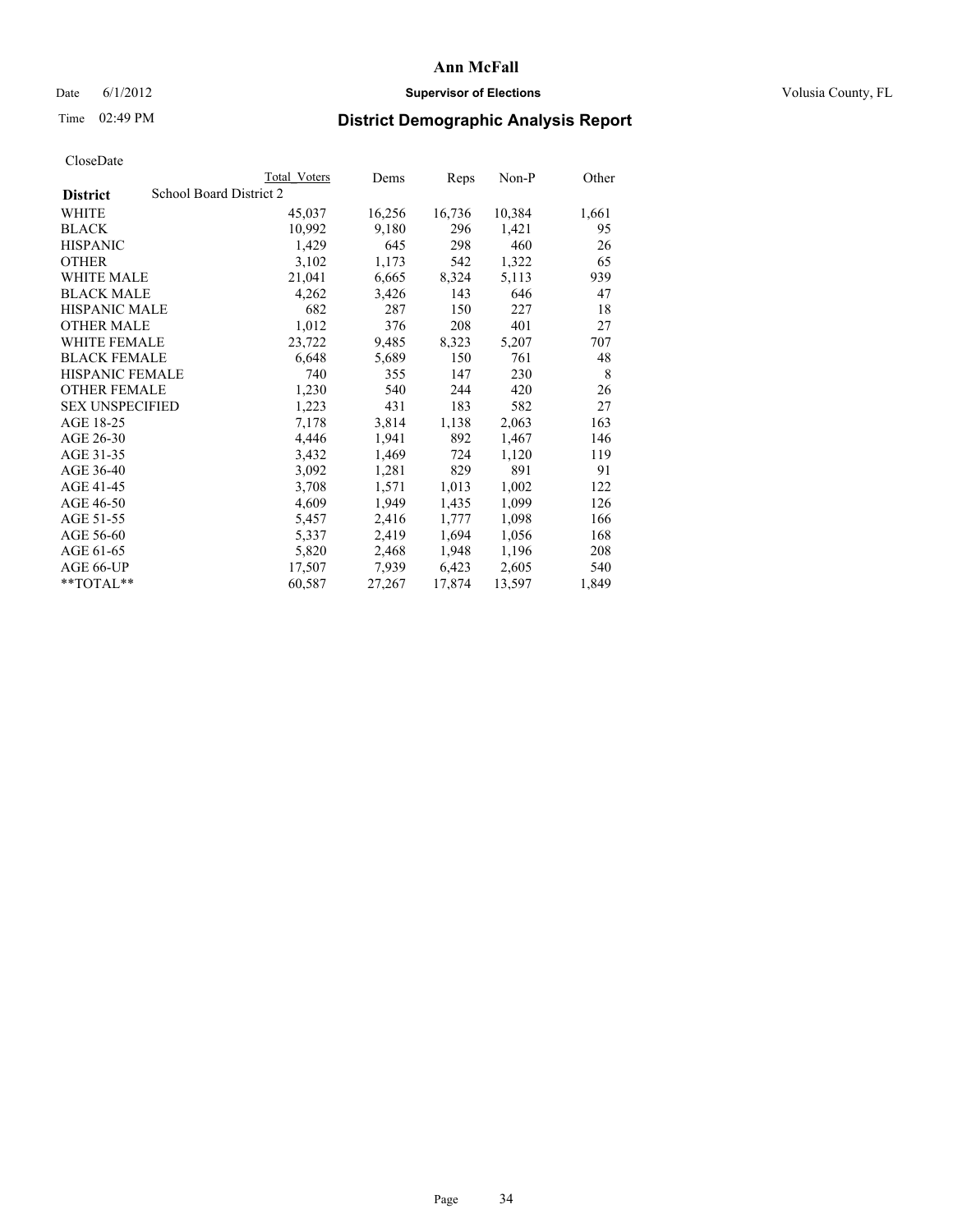# Ann McFall

Date 6/1/2012 **Supervisor of Elections** Volusia County, FL

Time 02:49 PM **District Demographic Analysis Report**

CloseDate

| **District** | School Board District 2 | Total Voters | Dems | Reps | Non-P | Other |
|---|---|---|---|---|---|---|
| WHITE | | 45,037 | 16,256 | 16,736 | 10,384 | 1,661 |
| BLACK | | 10,992 | 9,180 | 296 | 1,421 | 95 |
| HISPANIC | | 1,429 | 645 | 298 | 460 | 26 |
| OTHER | | 3,102 | 1,173 | 542 | 1,322 | 65 |
| WHITE MALE | | 21,041 | 6,665 | 8,324 | 5,113 | 939 |
| BLACK MALE | | 4,262 | 3,426 | 143 | 646 | 47 |
| HISPANIC MALE | | 682 | 287 | 150 | 227 | 18 |
| OTHER MALE | | 1,012 | 376 | 208 | 401 | 27 |
| WHITE FEMALE | | 23,722 | 9,485 | 8,323 | 5,207 | 707 |
| BLACK FEMALE | | 6,648 | 5,689 | 150 | 761 | 48 |
| HISPANIC FEMALE | | 740 | 355 | 147 | 230 | 8 |
| OTHER FEMALE | | 1,230 | 540 | 244 | 420 | 26 |
| SEX UNSPECIFIED | | 1,223 | 431 | 183 | 582 | 27 |
| AGE 18-25 | | 7,178 | 3,814 | 1,138 | 2,063 | 163 |
| AGE 26-30 | | 4,446 | 1,941 | 892 | 1,467 | 146 |
| AGE 31-35 | | 3,432 | 1,469 | 724 | 1,120 | 119 |
| AGE 36-40 | | 3,092 | 1,281 | 829 | 891 | 91 |
| AGE 41-45 | | 3,708 | 1,571 | 1,013 | 1,002 | 122 |
| AGE 46-50 | | 4,609 | 1,949 | 1,435 | 1,099 | 126 |
| AGE 51-55 | | 5,457 | 2,416 | 1,777 | 1,098 | 166 |
| AGE 56-60 | | 5,337 | 2,419 | 1,694 | 1,056 | 168 |
| AGE 61-65 | | 5,820 | 2,468 | 1,948 | 1,196 | 208 |
| AGE 66-UP | | 17,507 | 7,939 | 6,423 | 2,605 | 540 |
| **TOTAL** | | 60,587 | 27,267 | 17,874 | 13,597 | 1,849 |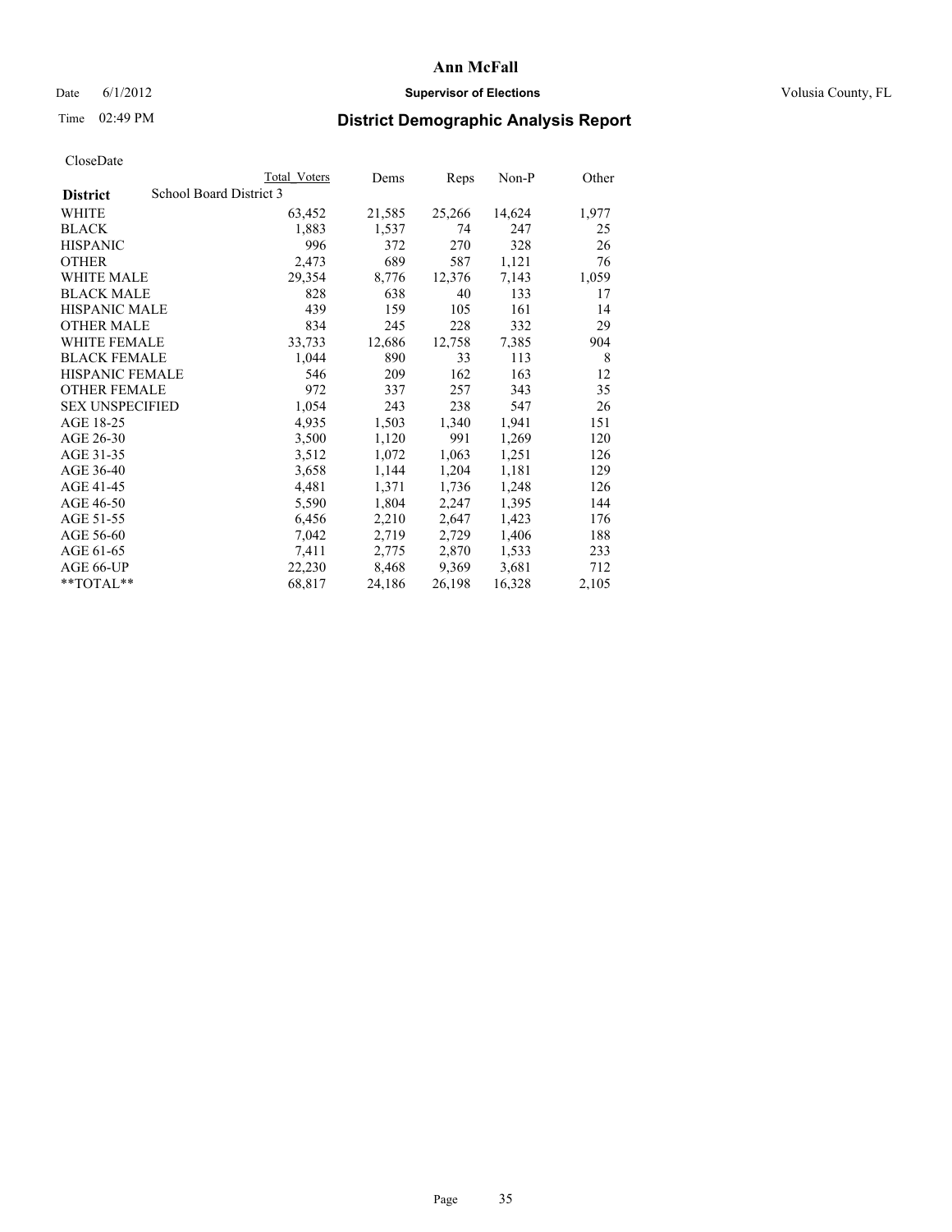# Ann McFall

Date 6/1/2012 **Supervisor of Elections** Volusia County, FL

Time 02:49 PM **District Demographic Analysis Report**

CloseDate

| | Total Voters | Dems | Reps | Non-P | Other |
|---|---|---|---|---|---|
| **District** School Board District 3 | | | | | |
| WHITE | 63,452 | 21,585 | 25,266 | 14,624 | 1,977 |
| BLACK | 1,883 | 1,537 | 74 | 247 | 25 |
| HISPANIC | 996 | 372 | 270 | 328 | 26 |
| OTHER | 2,473 | 689 | 587 | 1,121 | 76 |
| WHITE MALE | 29,354 | 8,776 | 12,376 | 7,143 | 1,059 |
| BLACK MALE | 828 | 638 | 40 | 133 | 17 |
| HISPANIC MALE | 439 | 159 | 105 | 161 | 14 |
| OTHER MALE | 834 | 245 | 228 | 332 | 29 |
| WHITE FEMALE | 33,733 | 12,686 | 12,758 | 7,385 | 904 |
| BLACK FEMALE | 1,044 | 890 | 33 | 113 | 8 |
| HISPANIC FEMALE | 546 | 209 | 162 | 163 | 12 |
| OTHER FEMALE | 972 | 337 | 257 | 343 | 35 |
| SEX UNSPECIFIED | 1,054 | 243 | 238 | 547 | 26 |
| AGE 18-25 | 4,935 | 1,503 | 1,340 | 1,941 | 151 |
| AGE 26-30 | 3,500 | 1,120 | 991 | 1,269 | 120 |
| AGE 31-35 | 3,512 | 1,072 | 1,063 | 1,251 | 126 |
| AGE 36-40 | 3,658 | 1,144 | 1,204 | 1,181 | 129 |
| AGE 41-45 | 4,481 | 1,371 | 1,736 | 1,248 | 126 |
| AGE 46-50 | 5,590 | 1,804 | 2,247 | 1,395 | 144 |
| AGE 51-55 | 6,456 | 2,210 | 2,647 | 1,423 | 176 |
| AGE 56-60 | 7,042 | 2,719 | 2,729 | 1,406 | 188 |
| AGE 61-65 | 7,411 | 2,775 | 2,870 | 1,533 | 233 |
| AGE 66-UP | 22,230 | 8,468 | 9,369 | 3,681 | 712 |
| **TOTAL** | 68,817 | 24,186 | 26,198 | 16,328 | 2,105 |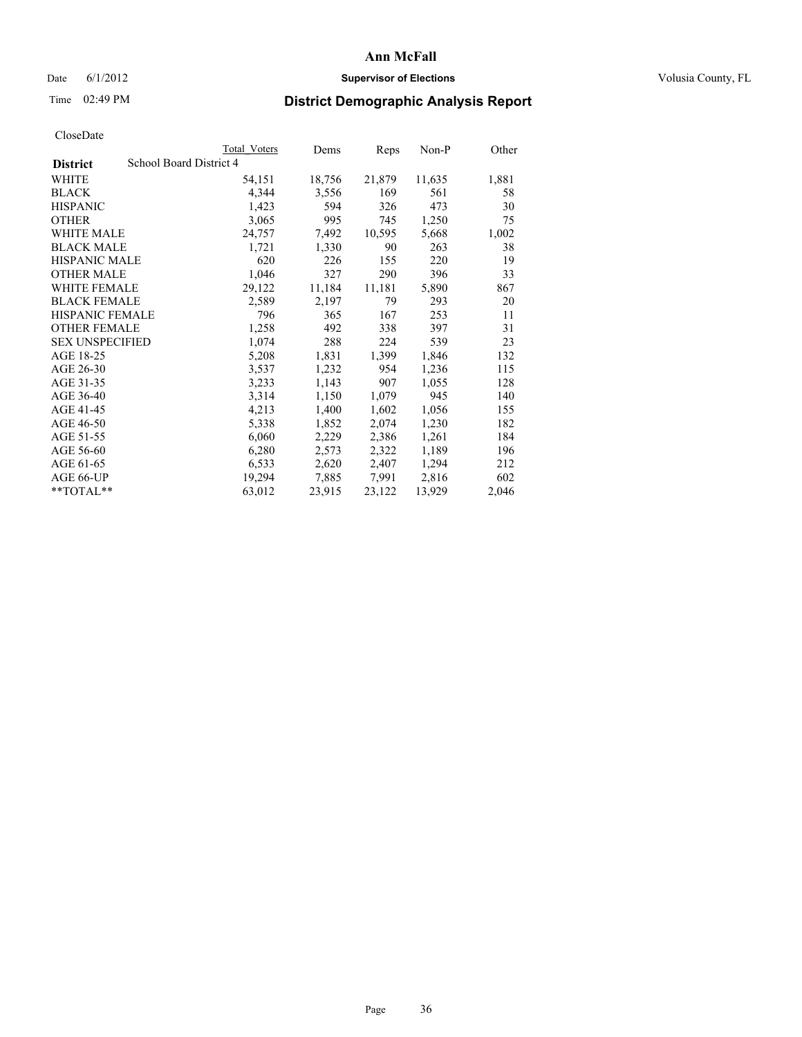# Ann McFall

Date 6/1/2012 **Supervisor of Elections** Volusia County, FL

Time 02:49 PM **District Demographic Analysis Report**

CloseDate

| | Total Voters | Dems | Reps | Non-P | Other |
|---|---|---|---|---|---|
| **District** School Board District 4 | | | | | |
| WHITE | 54,151 | 18,756 | 21,879 | 11,635 | 1,881 |
| BLACK | 4,344 | 3,556 | 169 | 561 | 58 |
| HISPANIC | 1,423 | 594 | 326 | 473 | 30 |
| OTHER | 3,065 | 995 | 745 | 1,250 | 75 |
| WHITE MALE | 24,757 | 7,492 | 10,595 | 5,668 | 1,002 |
| BLACK MALE | 1,721 | 1,330 | 90 | 263 | 38 |
| HISPANIC MALE | 620 | 226 | 155 | 220 | 19 |
| OTHER MALE | 1,046 | 327 | 290 | 396 | 33 |
| WHITE FEMALE | 29,122 | 11,184 | 11,181 | 5,890 | 867 |
| BLACK FEMALE | 2,589 | 2,197 | 79 | 293 | 20 |
| HISPANIC FEMALE | 796 | 365 | 167 | 253 | 11 |
| OTHER FEMALE | 1,258 | 492 | 338 | 397 | 31 |
| SEX UNSPECIFIED | 1,074 | 288 | 224 | 539 | 23 |
| AGE 18-25 | 5,208 | 1,831 | 1,399 | 1,846 | 132 |
| AGE 26-30 | 3,537 | 1,232 | 954 | 1,236 | 115 |
| AGE 31-35 | 3,233 | 1,143 | 907 | 1,055 | 128 |
| AGE 36-40 | 3,314 | 1,150 | 1,079 | 945 | 140 |
| AGE 41-45 | 4,213 | 1,400 | 1,602 | 1,056 | 155 |
| AGE 46-50 | 5,338 | 1,852 | 2,074 | 1,230 | 182 |
| AGE 51-55 | 6,060 | 2,229 | 2,386 | 1,261 | 184 |
| AGE 56-60 | 6,280 | 2,573 | 2,322 | 1,189 | 196 |
| AGE 61-65 | 6,533 | 2,620 | 2,407 | 1,294 | 212 |
| AGE 66-UP | 19,294 | 7,885 | 7,991 | 2,816 | 602 |
| **TOTAL** | 63,012 | 23,915 | 23,122 | 13,929 | 2,046 |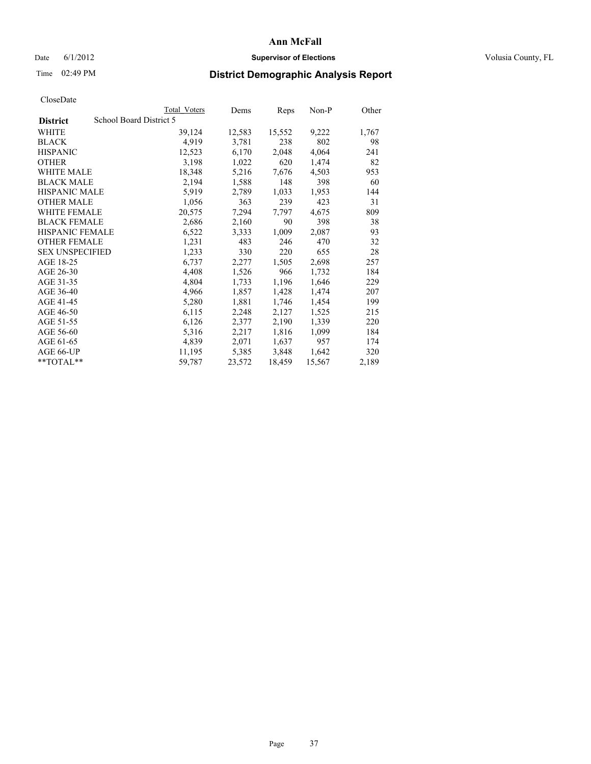# Ann McFall

Date 6/1/2012 **Supervisor of Elections** Volusia County, FL

Time 02:49 PM **District Demographic Analysis Report**

CloseDate

| | Total Voters | Dems | Reps | Non-P | Other |
|---|---|---|---|---|---|
| **District** School Board District 5 | | | | | |
| WHITE | 39,124 | 12,583 | 15,552 | 9,222 | 1,767 |
| BLACK | 4,919 | 3,781 | 238 | 802 | 98 |
| HISPANIC | 12,523 | 6,170 | 2,048 | 4,064 | 241 |
| OTHER | 3,198 | 1,022 | 620 | 1,474 | 82 |
| WHITE MALE | 18,348 | 5,216 | 7,676 | 4,503 | 953 |
| BLACK MALE | 2,194 | 1,588 | 148 | 398 | 60 |
| HISPANIC MALE | 5,919 | 2,789 | 1,033 | 1,953 | 144 |
| OTHER MALE | 1,056 | 363 | 239 | 423 | 31 |
| WHITE FEMALE | 20,575 | 7,294 | 7,797 | 4,675 | 809 |
| BLACK FEMALE | 2,686 | 2,160 | 90 | 398 | 38 |
| HISPANIC FEMALE | 6,522 | 3,333 | 1,009 | 2,087 | 93 |
| OTHER FEMALE | 1,231 | 483 | 246 | 470 | 32 |
| SEX UNSPECIFIED | 1,233 | 330 | 220 | 655 | 28 |
| AGE 18-25 | 6,737 | 2,277 | 1,505 | 2,698 | 257 |
| AGE 26-30 | 4,408 | 1,526 | 966 | 1,732 | 184 |
| AGE 31-35 | 4,804 | 1,733 | 1,196 | 1,646 | 229 |
| AGE 36-40 | 4,966 | 1,857 | 1,428 | 1,474 | 207 |
| AGE 41-45 | 5,280 | 1,881 | 1,746 | 1,454 | 199 |
| AGE 46-50 | 6,115 | 2,248 | 2,127 | 1,525 | 215 |
| AGE 51-55 | 6,126 | 2,377 | 2,190 | 1,339 | 220 |
| AGE 56-60 | 5,316 | 2,217 | 1,816 | 1,099 | 184 |
| AGE 61-65 | 4,839 | 2,071 | 1,637 | 957 | 174 |
| AGE 66-UP | 11,195 | 5,385 | 3,848 | 1,642 | 320 |
| **TOTAL** | 59,787 | 23,572 | 18,459 | 15,567 | 2,189 |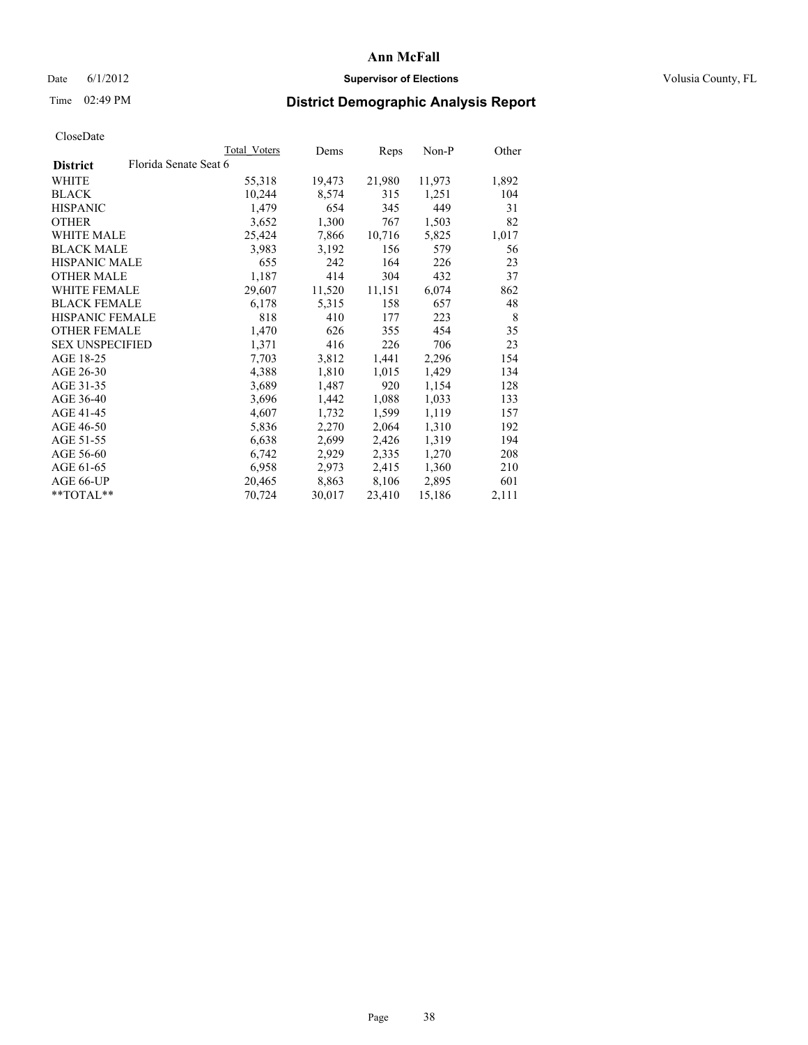# Ann McFall

Date 6/1/2012 **Supervisor of Elections** Volusia County, FL

Time 02:49 PM

## District Demographic Analysis Report

CloseDate

| | Total Voters | Dems | Reps | Non-P | Other |
|---|---|---|---|---|---|
| **District** Florida Senate Seat 6 | | | | | |
| WHITE | 55,318 | 19,473 | 21,980 | 11,973 | 1,892 |
| BLACK | 10,244 | 8,574 | 315 | 1,251 | 104 |
| HISPANIC | 1,479 | 654 | 345 | 449 | 31 |
| OTHER | 3,652 | 1,300 | 767 | 1,503 | 82 |
| WHITE MALE | 25,424 | 7,866 | 10,716 | 5,825 | 1,017 |
| BLACK MALE | 3,983 | 3,192 | 156 | 579 | 56 |
| HISPANIC MALE | 655 | 242 | 164 | 226 | 23 |
| OTHER MALE | 1,187 | 414 | 304 | 432 | 37 |
| WHITE FEMALE | 29,607 | 11,520 | 11,151 | 6,074 | 862 |
| BLACK FEMALE | 6,178 | 5,315 | 158 | 657 | 48 |
| HISPANIC FEMALE | 818 | 410 | 177 | 223 | 8 |
| OTHER FEMALE | 1,470 | 626 | 355 | 454 | 35 |
| SEX UNSPECIFIED | 1,371 | 416 | 226 | 706 | 23 |
| AGE 18-25 | 7,703 | 3,812 | 1,441 | 2,296 | 154 |
| AGE 26-30 | 4,388 | 1,810 | 1,015 | 1,429 | 134 |
| AGE 31-35 | 3,689 | 1,487 | 920 | 1,154 | 128 |
| AGE 36-40 | 3,696 | 1,442 | 1,088 | 1,033 | 133 |
| AGE 41-45 | 4,607 | 1,732 | 1,599 | 1,119 | 157 |
| AGE 46-50 | 5,836 | 2,270 | 2,064 | 1,310 | 192 |
| AGE 51-55 | 6,638 | 2,699 | 2,426 | 1,319 | 194 |
| AGE 56-60 | 6,742 | 2,929 | 2,335 | 1,270 | 208 |
| AGE 61-65 | 6,958 | 2,973 | 2,415 | 1,360 | 210 |
| AGE 66-UP | 20,465 | 8,863 | 8,106 | 2,895 | 601 |
| **TOTAL** | 70,724 | 30,017 | 23,410 | 15,186 | 2,111 |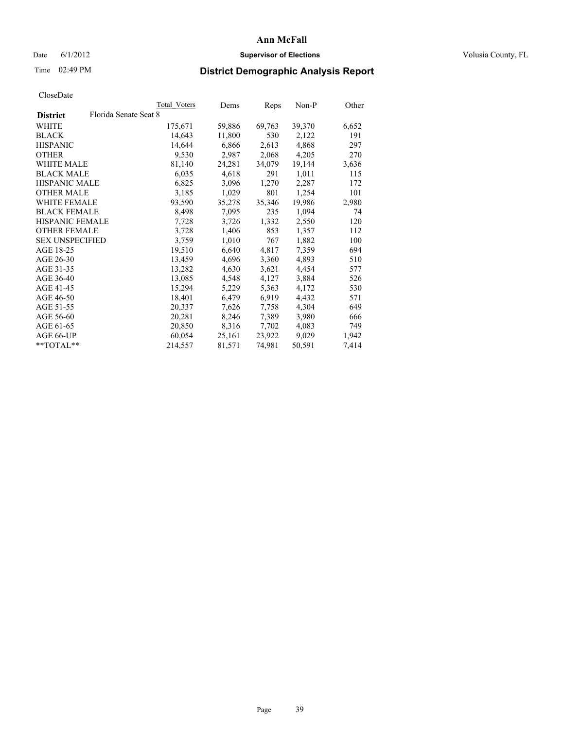# Ann McFall

Date 6/1/2012 **Supervisor of Elections** Volusia County, FL

Time 02:49 PM

## District Demographic Analysis Report

CloseDate

| **District** Florida Senate Seat 8 | Total Voters | Dems | Reps | Non-P | Other |
|---|---|---|---|---|---|
| WHITE | 175,671 | 59,886 | 69,763 | 39,370 | 6,652 |
| BLACK | 14,643 | 11,800 | 530 | 2,122 | 191 |
| HISPANIC | 14,644 | 6,866 | 2,613 | 4,868 | 297 |
| OTHER | 9,530 | 2,987 | 2,068 | 4,205 | 270 |
| WHITE MALE | 81,140 | 24,281 | 34,079 | 19,144 | 3,636 |
| BLACK MALE | 6,035 | 4,618 | 291 | 1,011 | 115 |
| HISPANIC MALE | 6,825 | 3,096 | 1,270 | 2,287 | 172 |
| OTHER MALE | 3,185 | 1,029 | 801 | 1,254 | 101 |
| WHITE FEMALE | 93,590 | 35,278 | 35,346 | 19,986 | 2,980 |
| BLACK FEMALE | 8,498 | 7,095 | 235 | 1,094 | 74 |
| HISPANIC FEMALE | 7,728 | 3,726 | 1,332 | 2,550 | 120 |
| OTHER FEMALE | 3,728 | 1,406 | 853 | 1,357 | 112 |
| SEX UNSPECIFIED | 3,759 | 1,010 | 767 | 1,882 | 100 |
| AGE 18-25 | 19,510 | 6,640 | 4,817 | 7,359 | 694 |
| AGE 26-30 | 13,459 | 4,696 | 3,360 | 4,893 | 510 |
| AGE 31-35 | 13,282 | 4,630 | 3,621 | 4,454 | 577 |
| AGE 36-40 | 13,085 | 4,548 | 4,127 | 3,884 | 526 |
| AGE 41-45 | 15,294 | 5,229 | 5,363 | 4,172 | 530 |
| AGE 46-50 | 18,401 | 6,479 | 6,919 | 4,432 | 571 |
| AGE 51-55 | 20,337 | 7,626 | 7,758 | 4,304 | 649 |
| AGE 56-60 | 20,281 | 8,246 | 7,389 | 3,980 | 666 |
| AGE 61-65 | 20,850 | 8,316 | 7,702 | 4,083 | 749 |
| AGE 66-UP | 60,054 | 25,161 | 23,922 | 9,029 | 1,942 |
| **TOTAL** | 214,557 | 81,571 | 74,981 | 50,591 | 7,414 |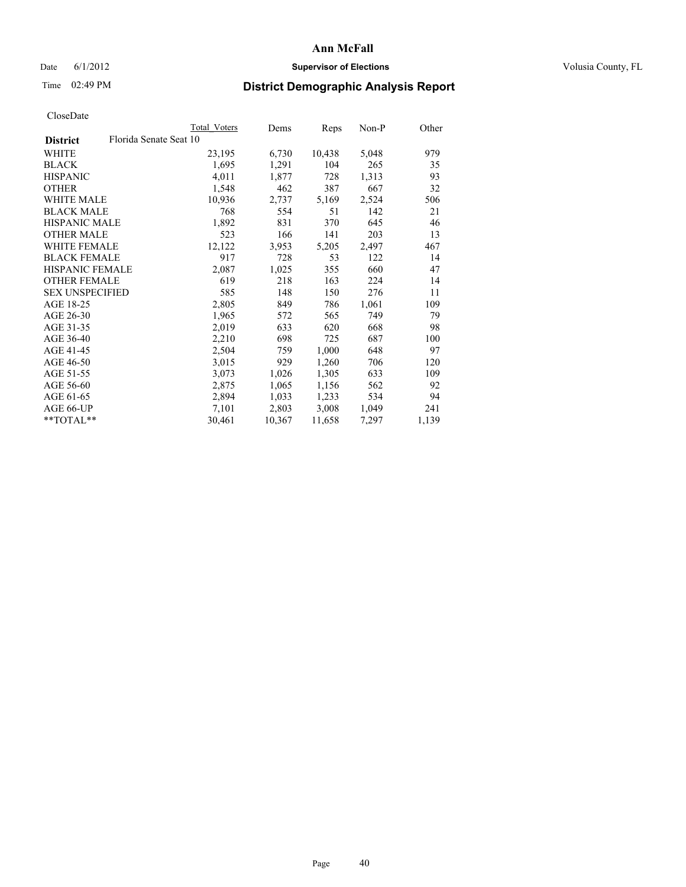**Ann McFall**

Date 6/1/2012 **Supervisor of Elections** Volusia County, FL

Time 02:49 PM **District Demographic Analysis Report**

CloseDate

| | Total Voters | Dems | Reps | Non-P | Other |
|---|---|---|---|---|---|
| **District** Florida Senate Seat 10 | | | | | |
| WHITE | 23,195 | 6,730 | 10,438 | 5,048 | 979 |
| BLACK | 1,695 | 1,291 | 104 | 265 | 35 |
| HISPANIC | 4,011 | 1,877 | 728 | 1,313 | 93 |
| OTHER | 1,548 | 462 | 387 | 667 | 32 |
| WHITE MALE | 10,936 | 2,737 | 5,169 | 2,524 | 506 |
| BLACK MALE | 768 | 554 | 51 | 142 | 21 |
| HISPANIC MALE | 1,892 | 831 | 370 | 645 | 46 |
| OTHER MALE | 523 | 166 | 141 | 203 | 13 |
| WHITE FEMALE | 12,122 | 3,953 | 5,205 | 2,497 | 467 |
| BLACK FEMALE | 917 | 728 | 53 | 122 | 14 |
| HISPANIC FEMALE | 2,087 | 1,025 | 355 | 660 | 47 |
| OTHER FEMALE | 619 | 218 | 163 | 224 | 14 |
| SEX UNSPECIFIED | 585 | 148 | 150 | 276 | 11 |
| AGE 18-25 | 2,805 | 849 | 786 | 1,061 | 109 |
| AGE 26-30 | 1,965 | 572 | 565 | 749 | 79 |
| AGE 31-35 | 2,019 | 633 | 620 | 668 | 98 |
| AGE 36-40 | 2,210 | 698 | 725 | 687 | 100 |
| AGE 41-45 | 2,504 | 759 | 1,000 | 648 | 97 |
| AGE 46-50 | 3,015 | 929 | 1,260 | 706 | 120 |
| AGE 51-55 | 3,073 | 1,026 | 1,305 | 633 | 109 |
| AGE 56-60 | 2,875 | 1,065 | 1,156 | 562 | 92 |
| AGE 61-65 | 2,894 | 1,033 | 1,233 | 534 | 94 |
| AGE 66-UP | 7,101 | 2,803 | 3,008 | 1,049 | 241 |
| **TOTAL** | 30,461 | 10,367 | 11,658 | 7,297 | 1,139 |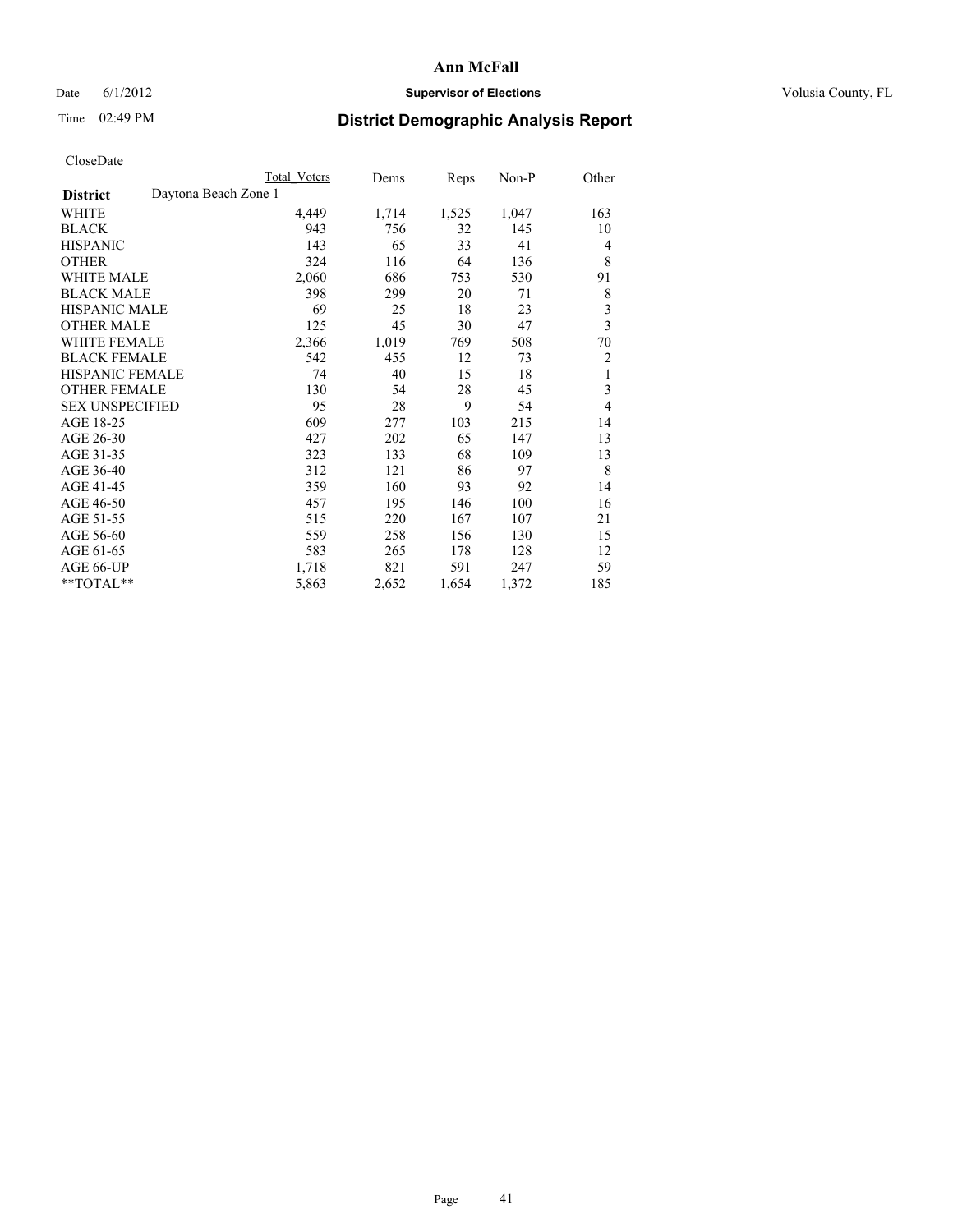# Ann McFall

Date 6/1/2012 **Supervisor of Elections** Volusia County, FL

Time 02:49 PM **District Demographic Analysis Report**

CloseDate

| | Total Voters | Dems | Reps | Non-P | Other |
|---|---|---|---|---|---|
| **District** Daytona Beach Zone 1 | | | | | |
| WHITE | 4,449 | 1,714 | 1,525 | 1,047 | 163 |
| BLACK | 943 | 756 | 32 | 145 | 10 |
| HISPANIC | 143 | 65 | 33 | 41 | 4 |
| OTHER | 324 | 116 | 64 | 136 | 8 |
| WHITE MALE | 2,060 | 686 | 753 | 530 | 91 |
| BLACK MALE | 398 | 299 | 20 | 71 | 8 |
| HISPANIC MALE | 69 | 25 | 18 | 23 | 3 |
| OTHER MALE | 125 | 45 | 30 | 47 | 3 |
| WHITE FEMALE | 2,366 | 1,019 | 769 | 508 | 70 |
| BLACK FEMALE | 542 | 455 | 12 | 73 | 2 |
| HISPANIC FEMALE | 74 | 40 | 15 | 18 | 1 |
| OTHER FEMALE | 130 | 54 | 28 | 45 | 3 |
| SEX UNSPECIFIED | 95 | 28 | 9 | 54 | 4 |
| AGE 18-25 | 609 | 277 | 103 | 215 | 14 |
| AGE 26-30 | 427 | 202 | 65 | 147 | 13 |
| AGE 31-35 | 323 | 133 | 68 | 109 | 13 |
| AGE 36-40 | 312 | 121 | 86 | 97 | 8 |
| AGE 41-45 | 359 | 160 | 93 | 92 | 14 |
| AGE 46-50 | 457 | 195 | 146 | 100 | 16 |
| AGE 51-55 | 515 | 220 | 167 | 107 | 21 |
| AGE 56-60 | 559 | 258 | 156 | 130 | 15 |
| AGE 61-65 | 583 | 265 | 178 | 128 | 12 |
| AGE 66-UP | 1,718 | 821 | 591 | 247 | 59 |
| **TOTAL** | 5,863 | 2,652 | 1,654 | 1,372 | 185 |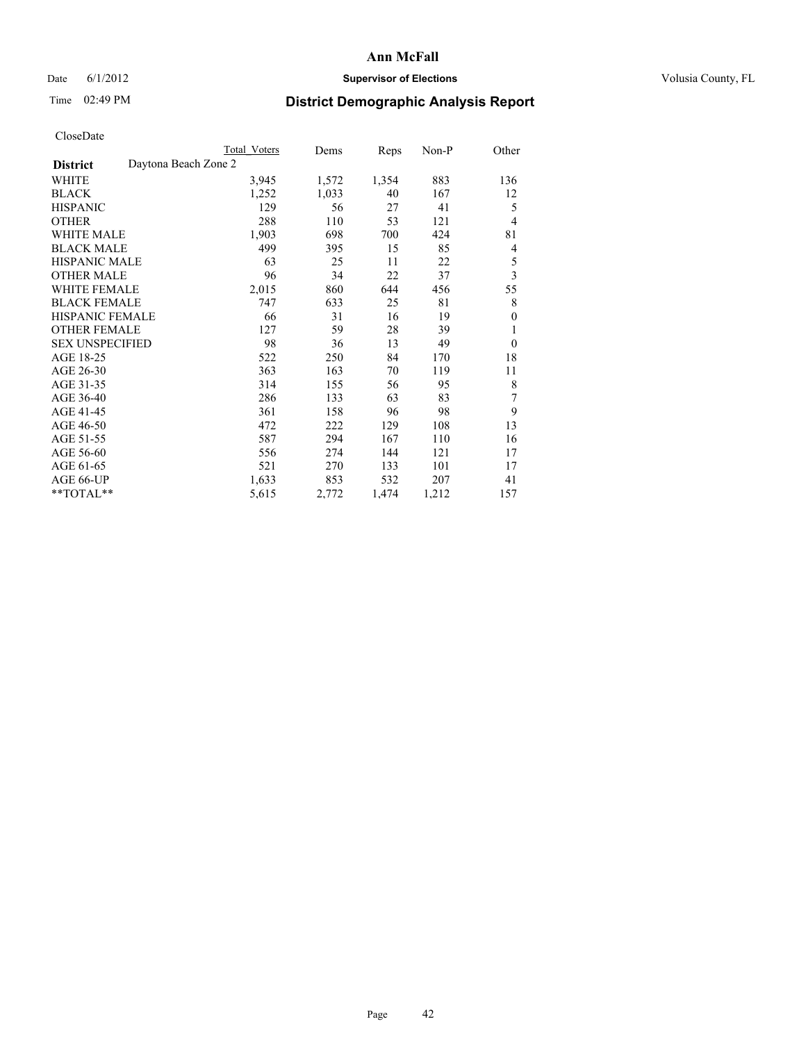# Ann McFall

Date 6/1/2012 **Supervisor of Elections** Volusia County, FL

Time 02:49 PM

## District Demographic Analysis Report

CloseDate

| | Total Voters | Dems | Reps | Non-P | Other |
|---|---|---|---|---|---|
| **District** Daytona Beach Zone 2 | | | | | |
| WHITE | 3,945 | 1,572 | 1,354 | 883 | 136 |
| BLACK | 1,252 | 1,033 | 40 | 167 | 12 |
| HISPANIC | 129 | 56 | 27 | 41 | 5 |
| OTHER | 288 | 110 | 53 | 121 | 4 |
| WHITE MALE | 1,903 | 698 | 700 | 424 | 81 |
| BLACK MALE | 499 | 395 | 15 | 85 | 4 |
| HISPANIC MALE | 63 | 25 | 11 | 22 | 5 |
| OTHER MALE | 96 | 34 | 22 | 37 | 3 |
| WHITE FEMALE | 2,015 | 860 | 644 | 456 | 55 |
| BLACK FEMALE | 747 | 633 | 25 | 81 | 8 |
| HISPANIC FEMALE | 66 | 31 | 16 | 19 | 0 |
| OTHER FEMALE | 127 | 59 | 28 | 39 | 1 |
| SEX UNSPECIFIED | 98 | 36 | 13 | 49 | 0 |
| AGE 18-25 | 522 | 250 | 84 | 170 | 18 |
| AGE 26-30 | 363 | 163 | 70 | 119 | 11 |
| AGE 31-35 | 314 | 155 | 56 | 95 | 8 |
| AGE 36-40 | 286 | 133 | 63 | 83 | 7 |
| AGE 41-45 | 361 | 158 | 96 | 98 | 9 |
| AGE 46-50 | 472 | 222 | 129 | 108 | 13 |
| AGE 51-55 | 587 | 294 | 167 | 110 | 16 |
| AGE 56-60 | 556 | 274 | 144 | 121 | 17 |
| AGE 61-65 | 521 | 270 | 133 | 101 | 17 |
| AGE 66-UP | 1,633 | 853 | 532 | 207 | 41 |
| **TOTAL** | 5,615 | 2,772 | 1,474 | 1,212 | 157 |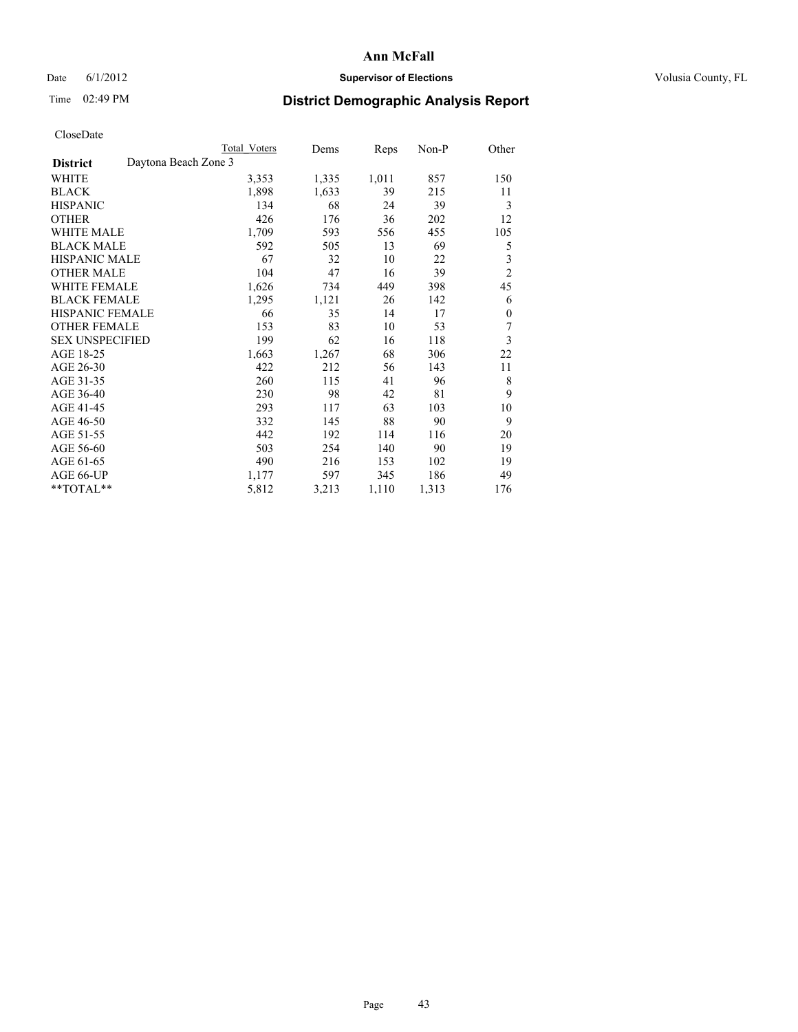**Ann McFall**

Date 6/1/2012 **Supervisor of Elections** Volusia County, FL

Time 02:49 PM

## District Demographic Analysis Report

CloseDate

| | Total Voters | Dems | Reps | Non-P | Other |
|---|---|---|---|---|---|
| **District** Daytona Beach Zone 3 | | | | | |
| WHITE | 3,353 | 1,335 | 1,011 | 857 | 150 |
| BLACK | 1,898 | 1,633 | 39 | 215 | 11 |
| HISPANIC | 134 | 68 | 24 | 39 | 3 |
| OTHER | 426 | 176 | 36 | 202 | 12 |
| WHITE MALE | 1,709 | 593 | 556 | 455 | 105 |
| BLACK MALE | 592 | 505 | 13 | 69 | 5 |
| HISPANIC MALE | 67 | 32 | 10 | 22 | 3 |
| OTHER MALE | 104 | 47 | 16 | 39 | 2 |
| WHITE FEMALE | 1,626 | 734 | 449 | 398 | 45 |
| BLACK FEMALE | 1,295 | 1,121 | 26 | 142 | 6 |
| HISPANIC FEMALE | 66 | 35 | 14 | 17 | 0 |
| OTHER FEMALE | 153 | 83 | 10 | 53 | 7 |
| SEX UNSPECIFIED | 199 | 62 | 16 | 118 | 3 |
| AGE 18-25 | 1,663 | 1,267 | 68 | 306 | 22 |
| AGE 26-30 | 422 | 212 | 56 | 143 | 11 |
| AGE 31-35 | 260 | 115 | 41 | 96 | 8 |
| AGE 36-40 | 230 | 98 | 42 | 81 | 9 |
| AGE 41-45 | 293 | 117 | 63 | 103 | 10 |
| AGE 46-50 | 332 | 145 | 88 | 90 | 9 |
| AGE 51-55 | 442 | 192 | 114 | 116 | 20 |
| AGE 56-60 | 503 | 254 | 140 | 90 | 19 |
| AGE 61-65 | 490 | 216 | 153 | 102 | 19 |
| AGE 66-UP | 1,177 | 597 | 345 | 186 | 49 |
| **TOTAL** | 5,812 | 3,213 | 1,110 | 1,313 | 176 |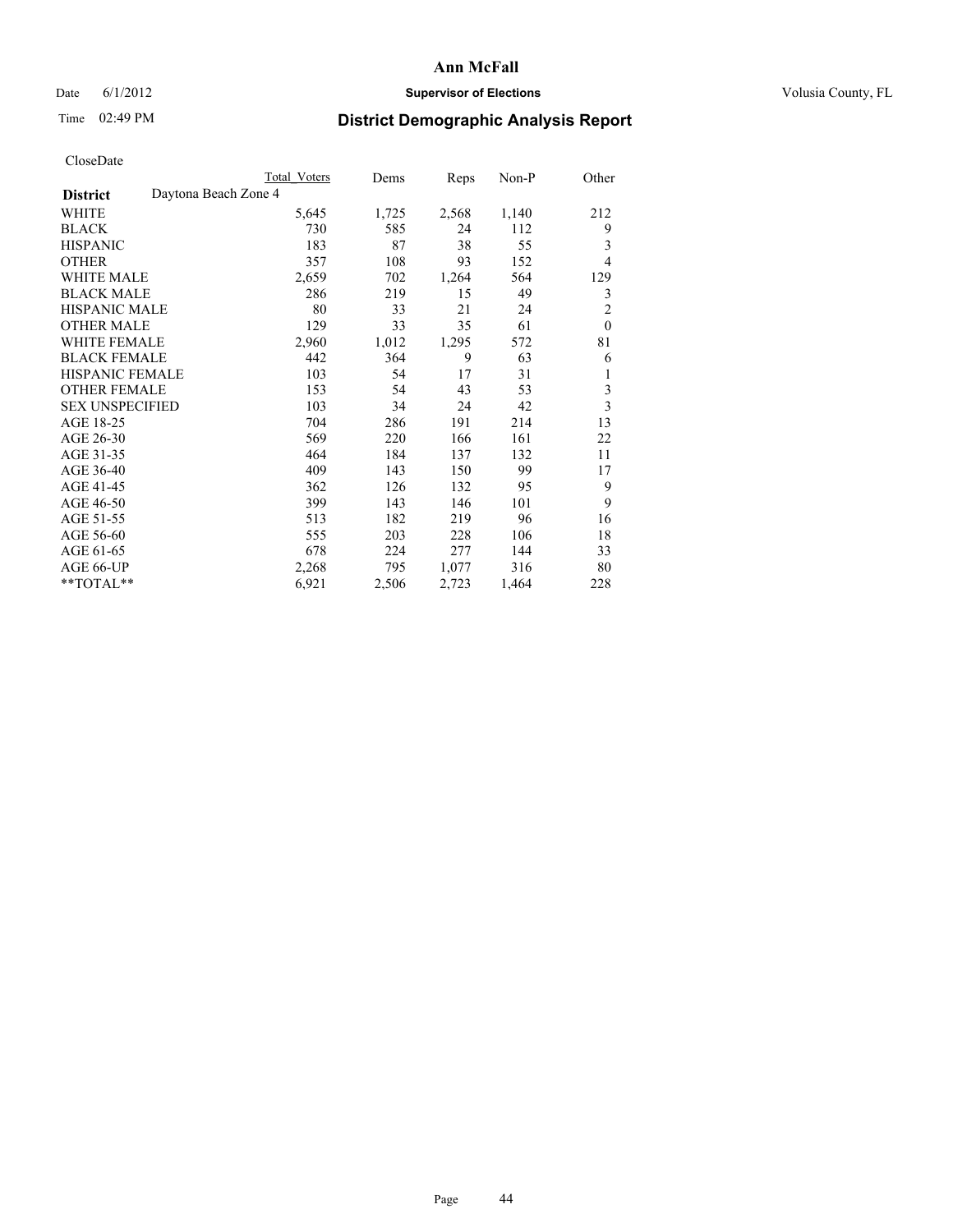**Ann McFall**

Date 6/1/2012 **Supervisor of Elections** Volusia County, FL

Time 02:49 PM **District Demographic Analysis Report**

CloseDate

| | Total Voters | Dems | Reps | Non-P | Other |
|---|---|---|---|---|---|
| **District** Daytona Beach Zone 4 | | | | | |
| WHITE | 5,645 | 1,725 | 2,568 | 1,140 | 212 |
| BLACK | 730 | 585 | 24 | 112 | 9 |
| HISPANIC | 183 | 87 | 38 | 55 | 3 |
| OTHER | 357 | 108 | 93 | 152 | 4 |
| WHITE MALE | 2,659 | 702 | 1,264 | 564 | 129 |
| BLACK MALE | 286 | 219 | 15 | 49 | 3 |
| HISPANIC MALE | 80 | 33 | 21 | 24 | 2 |
| OTHER MALE | 129 | 33 | 35 | 61 | 0 |
| WHITE FEMALE | 2,960 | 1,012 | 1,295 | 572 | 81 |
| BLACK FEMALE | 442 | 364 | 9 | 63 | 6 |
| HISPANIC FEMALE | 103 | 54 | 17 | 31 | 1 |
| OTHER FEMALE | 153 | 54 | 43 | 53 | 3 |
| SEX UNSPECIFIED | 103 | 34 | 24 | 42 | 3 |
| AGE 18-25 | 704 | 286 | 191 | 214 | 13 |
| AGE 26-30 | 569 | 220 | 166 | 161 | 22 |
| AGE 31-35 | 464 | 184 | 137 | 132 | 11 |
| AGE 36-40 | 409 | 143 | 150 | 99 | 17 |
| AGE 41-45 | 362 | 126 | 132 | 95 | 9 |
| AGE 46-50 | 399 | 143 | 146 | 101 | 9 |
| AGE 51-55 | 513 | 182 | 219 | 96 | 16 |
| AGE 56-60 | 555 | 203 | 228 | 106 | 18 |
| AGE 61-65 | 678 | 224 | 277 | 144 | 33 |
| AGE 66-UP | 2,268 | 795 | 1,077 | 316 | 80 |
| **TOTAL** | 6,921 | 2,506 | 2,723 | 1,464 | 228 |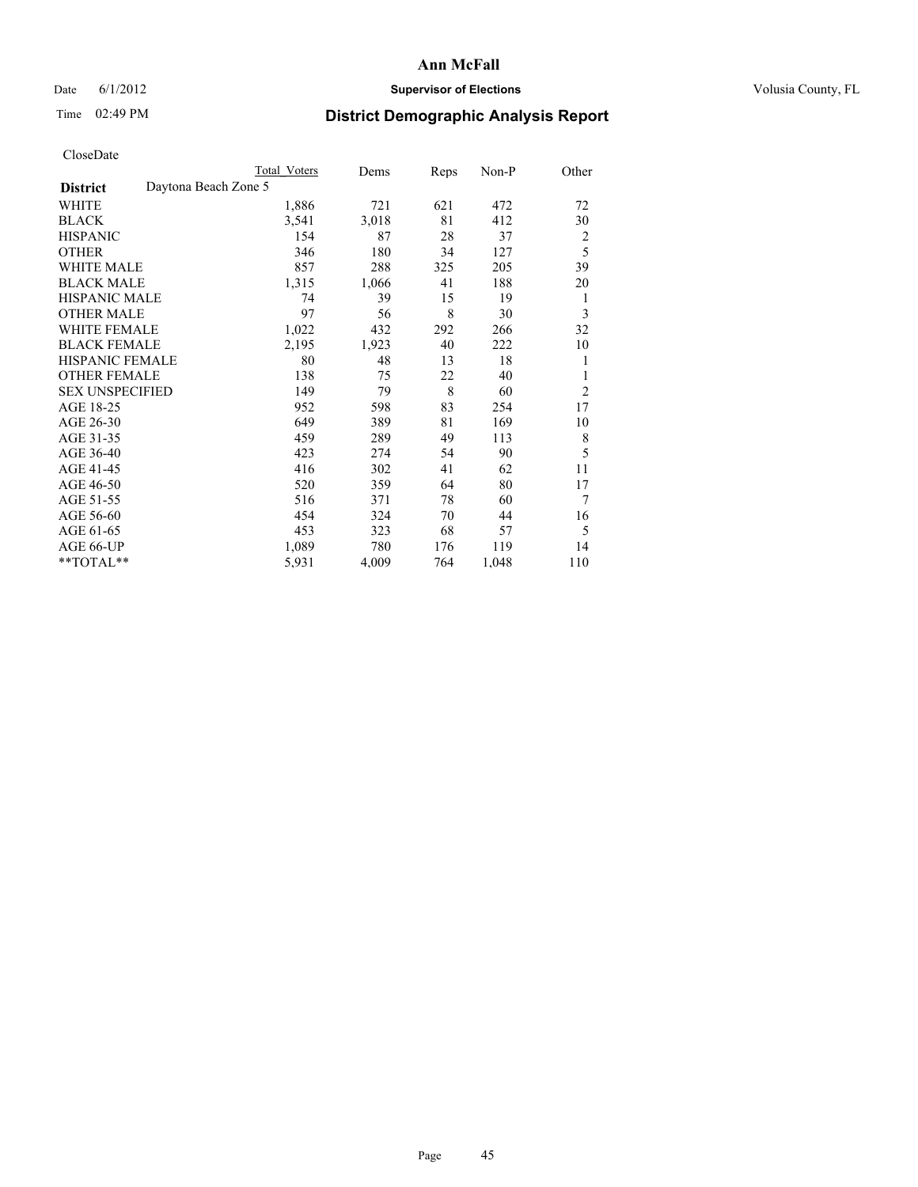# Ann McFall

Date 6/1/2012 **Supervisor of Elections** Volusia County, FL

Time 02:49 PM **District Demographic Analysis Report**

CloseDate

| | Total Voters | Dems | Reps | Non-P | Other |
|---|---|---|---|---|---|
| **District** Daytona Beach Zone 5 | | | | | |
| WHITE | 1,886 | 721 | 621 | 472 | 72 |
| BLACK | 3,541 | 3,018 | 81 | 412 | 30 |
| HISPANIC | 154 | 87 | 28 | 37 | 2 |
| OTHER | 346 | 180 | 34 | 127 | 5 |
| WHITE MALE | 857 | 288 | 325 | 205 | 39 |
| BLACK MALE | 1,315 | 1,066 | 41 | 188 | 20 |
| HISPANIC MALE | 74 | 39 | 15 | 19 | 1 |
| OTHER MALE | 97 | 56 | 8 | 30 | 3 |
| WHITE FEMALE | 1,022 | 432 | 292 | 266 | 32 |
| BLACK FEMALE | 2,195 | 1,923 | 40 | 222 | 10 |
| HISPANIC FEMALE | 80 | 48 | 13 | 18 | 1 |
| OTHER FEMALE | 138 | 75 | 22 | 40 | 1 |
| SEX UNSPECIFIED | 149 | 79 | 8 | 60 | 2 |
| AGE 18-25 | 952 | 598 | 83 | 254 | 17 |
| AGE 26-30 | 649 | 389 | 81 | 169 | 10 |
| AGE 31-35 | 459 | 289 | 49 | 113 | 8 |
| AGE 36-40 | 423 | 274 | 54 | 90 | 5 |
| AGE 41-45 | 416 | 302 | 41 | 62 | 11 |
| AGE 46-50 | 520 | 359 | 64 | 80 | 17 |
| AGE 51-55 | 516 | 371 | 78 | 60 | 7 |
| AGE 56-60 | 454 | 324 | 70 | 44 | 16 |
| AGE 61-65 | 453 | 323 | 68 | 57 | 5 |
| AGE 66-UP | 1,089 | 780 | 176 | 119 | 14 |
| **TOTAL** | 5,931 | 4,009 | 764 | 1,048 | 110 |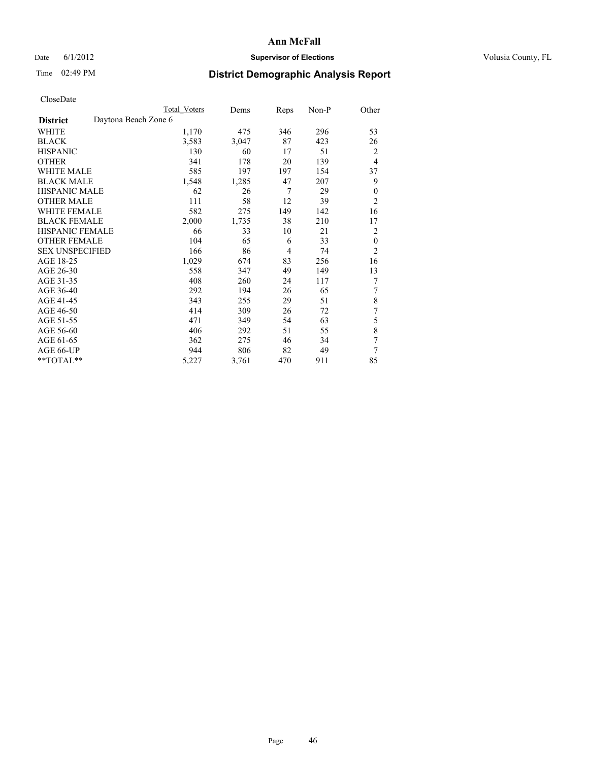**Ann McFall**

Date 6/1/2012 **Supervisor of Elections** Volusia County, FL

Time 02:49 PM **District Demographic Analysis Report**

CloseDate

| | Total Voters | Dems | Reps | Non-P | Other |
|---|---|---|---|---|---|
| **District** Daytona Beach Zone 6 | | | | | |
| WHITE | 1,170 | 475 | 346 | 296 | 53 |
| BLACK | 3,583 | 3,047 | 87 | 423 | 26 |
| HISPANIC | 130 | 60 | 17 | 51 | 2 |
| OTHER | 341 | 178 | 20 | 139 | 4 |
| WHITE MALE | 585 | 197 | 197 | 154 | 37 |
| BLACK MALE | 1,548 | 1,285 | 47 | 207 | 9 |
| HISPANIC MALE | 62 | 26 | 7 | 29 | 0 |
| OTHER MALE | 111 | 58 | 12 | 39 | 2 |
| WHITE FEMALE | 582 | 275 | 149 | 142 | 16 |
| BLACK FEMALE | 2,000 | 1,735 | 38 | 210 | 17 |
| HISPANIC FEMALE | 66 | 33 | 10 | 21 | 2 |
| OTHER FEMALE | 104 | 65 | 6 | 33 | 0 |
| SEX UNSPECIFIED | 166 | 86 | 4 | 74 | 2 |
| AGE 18-25 | 1,029 | 674 | 83 | 256 | 16 |
| AGE 26-30 | 558 | 347 | 49 | 149 | 13 |
| AGE 31-35 | 408 | 260 | 24 | 117 | 7 |
| AGE 36-40 | 292 | 194 | 26 | 65 | 7 |
| AGE 41-45 | 343 | 255 | 29 | 51 | 8 |
| AGE 46-50 | 414 | 309 | 26 | 72 | 7 |
| AGE 51-55 | 471 | 349 | 54 | 63 | 5 |
| AGE 56-60 | 406 | 292 | 51 | 55 | 8 |
| AGE 61-65 | 362 | 275 | 46 | 34 | 7 |
| AGE 66-UP | 944 | 806 | 82 | 49 | 7 |
| **TOTAL** | 5,227 | 3,761 | 470 | 911 | 85 |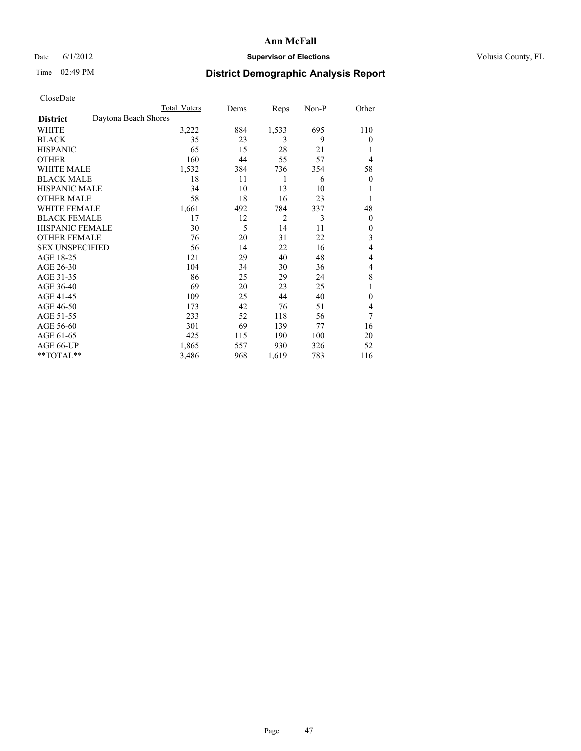# Ann McFall

Date 6/1/2012 **Supervisor of Elections** Volusia County, FL

Time 02:49 PM **District Demographic Analysis Report**

CloseDate

| | Total Voters | Dems | Reps | Non-P | Other |
|---|---|---|---|---|---|
| **District** Daytona Beach Shores | | | | | |
| WHITE | 3,222 | 884 | 1,533 | 695 | 110 |
| BLACK | 35 | 23 | 3 | 9 | 0 |
| HISPANIC | 65 | 15 | 28 | 21 | 1 |
| OTHER | 160 | 44 | 55 | 57 | 4 |
| WHITE MALE | 1,532 | 384 | 736 | 354 | 58 |
| BLACK MALE | 18 | 11 | 1 | 6 | 0 |
| HISPANIC MALE | 34 | 10 | 13 | 10 | 1 |
| OTHER MALE | 58 | 18 | 16 | 23 | 1 |
| WHITE FEMALE | 1,661 | 492 | 784 | 337 | 48 |
| BLACK FEMALE | 17 | 12 | 2 | 3 | 0 |
| HISPANIC FEMALE | 30 | 5 | 14 | 11 | 0 |
| OTHER FEMALE | 76 | 20 | 31 | 22 | 3 |
| SEX UNSPECIFIED | 56 | 14 | 22 | 16 | 4 |
| AGE 18-25 | 121 | 29 | 40 | 48 | 4 |
| AGE 26-30 | 104 | 34 | 30 | 36 | 4 |
| AGE 31-35 | 86 | 25 | 29 | 24 | 8 |
| AGE 36-40 | 69 | 20 | 23 | 25 | 1 |
| AGE 41-45 | 109 | 25 | 44 | 40 | 0 |
| AGE 46-50 | 173 | 42 | 76 | 51 | 4 |
| AGE 51-55 | 233 | 52 | 118 | 56 | 7 |
| AGE 56-60 | 301 | 69 | 139 | 77 | 16 |
| AGE 61-65 | 425 | 115 | 190 | 100 | 20 |
| AGE 66-UP | 1,865 | 557 | 930 | 326 | 52 |
| **TOTAL** | 3,486 | 968 | 1,619 | 783 | 116 |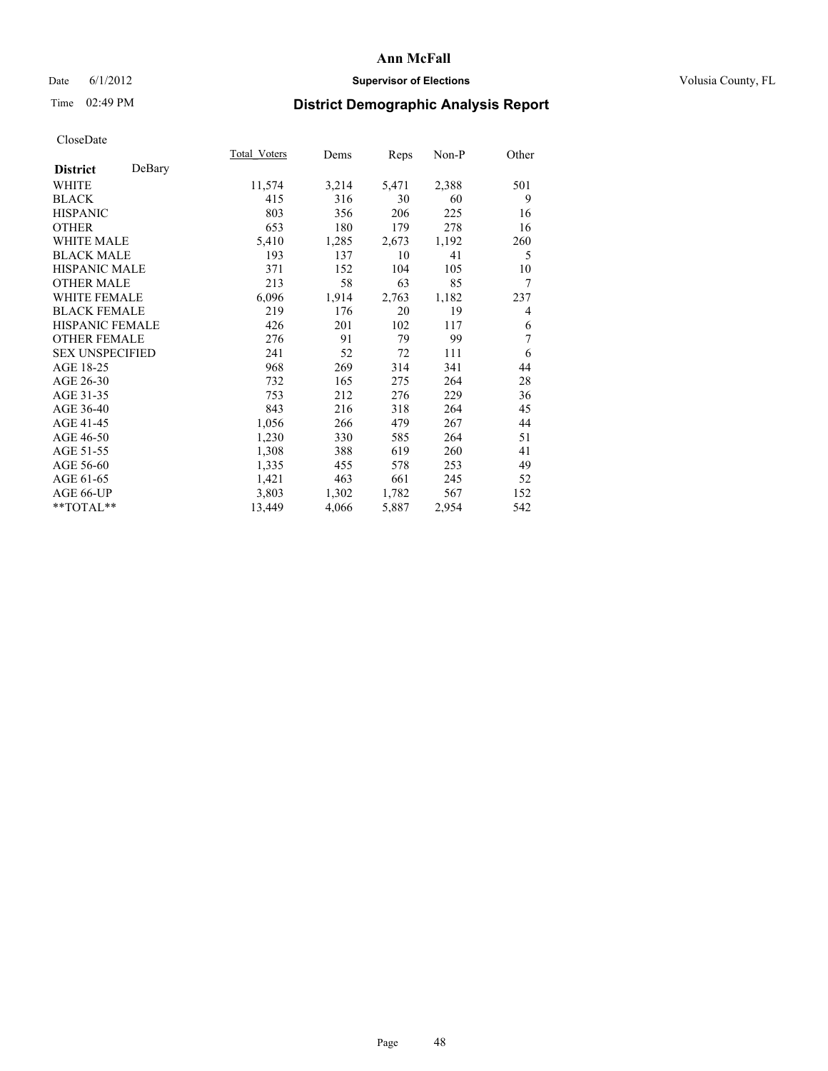# Ann McFall

Date 6/1/2012 **Supervisor of Elections** Volusia County, FL

Time 02:49 PM

## District Demographic Analysis Report

CloseDate

| **District** DeBary | Total_Voters | Dems | Reps | Non-P | Other |
|---|---|---|---|---|---|
| WHITE | 11,574 | 3,214 | 5,471 | 2,388 | 501 |
| BLACK | 415 | 316 | 30 | 60 | 9 |
| HISPANIC | 803 | 356 | 206 | 225 | 16 |
| OTHER | 653 | 180 | 179 | 278 | 16 |
| WHITE MALE | 5,410 | 1,285 | 2,673 | 1,192 | 260 |
| BLACK MALE | 193 | 137 | 10 | 41 | 5 |
| HISPANIC MALE | 371 | 152 | 104 | 105 | 10 |
| OTHER MALE | 213 | 58 | 63 | 85 | 7 |
| WHITE FEMALE | 6,096 | 1,914 | 2,763 | 1,182 | 237 |
| BLACK FEMALE | 219 | 176 | 20 | 19 | 4 |
| HISPANIC FEMALE | 426 | 201 | 102 | 117 | 6 |
| OTHER FEMALE | 276 | 91 | 79 | 99 | 7 |
| SEX UNSPECIFIED | 241 | 52 | 72 | 111 | 6 |
| AGE 18-25 | 968 | 269 | 314 | 341 | 44 |
| AGE 26-30 | 732 | 165 | 275 | 264 | 28 |
| AGE 31-35 | 753 | 212 | 276 | 229 | 36 |
| AGE 36-40 | 843 | 216 | 318 | 264 | 45 |
| AGE 41-45 | 1,056 | 266 | 479 | 267 | 44 |
| AGE 46-50 | 1,230 | 330 | 585 | 264 | 51 |
| AGE 51-55 | 1,308 | 388 | 619 | 260 | 41 |
| AGE 56-60 | 1,335 | 455 | 578 | 253 | 49 |
| AGE 61-65 | 1,421 | 463 | 661 | 245 | 52 |
| AGE 66-UP | 3,803 | 1,302 | 1,782 | 567 | 152 |
| **TOTAL** | 13,449 | 4,066 | 5,887 | 2,954 | 542 |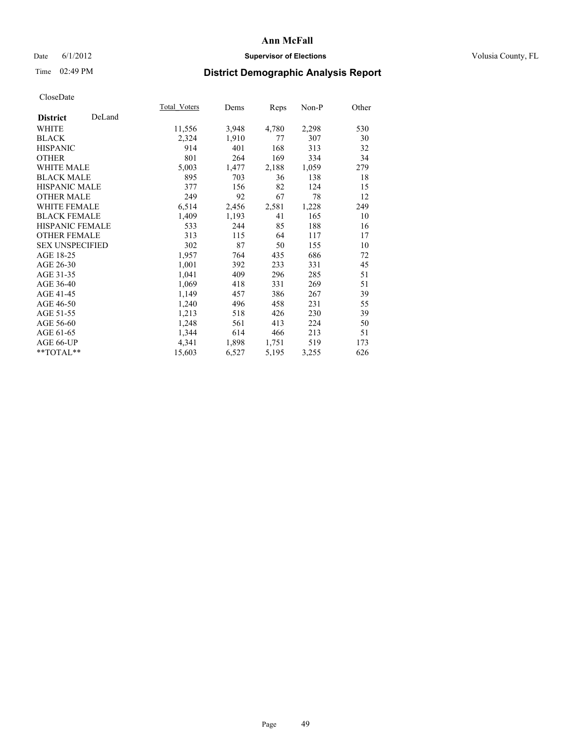# Ann McFall

Date 6/1/2012 **Supervisor of Elections** Volusia County, FL

Time 02:49 PM

## District Demographic Analysis Report

CloseDate

| **District** DeLand | Total_Voters | Dems | Reps | Non-P | Other |
|---|---|---|---|---|---|
| WHITE | 11,556 | 3,948 | 4,780 | 2,298 | 530 |
| BLACK | 2,324 | 1,910 | 77 | 307 | 30 |
| HISPANIC | 914 | 401 | 168 | 313 | 32 |
| OTHER | 801 | 264 | 169 | 334 | 34 |
| WHITE MALE | 5,003 | 1,477 | 2,188 | 1,059 | 279 |
| BLACK MALE | 895 | 703 | 36 | 138 | 18 |
| HISPANIC MALE | 377 | 156 | 82 | 124 | 15 |
| OTHER MALE | 249 | 92 | 67 | 78 | 12 |
| WHITE FEMALE | 6,514 | 2,456 | 2,581 | 1,228 | 249 |
| BLACK FEMALE | 1,409 | 1,193 | 41 | 165 | 10 |
| HISPANIC FEMALE | 533 | 244 | 85 | 188 | 16 |
| OTHER FEMALE | 313 | 115 | 64 | 117 | 17 |
| SEX UNSPECIFIED | 302 | 87 | 50 | 155 | 10 |
| AGE 18-25 | 1,957 | 764 | 435 | 686 | 72 |
| AGE 26-30 | 1,001 | 392 | 233 | 331 | 45 |
| AGE 31-35 | 1,041 | 409 | 296 | 285 | 51 |
| AGE 36-40 | 1,069 | 418 | 331 | 269 | 51 |
| AGE 41-45 | 1,149 | 457 | 386 | 267 | 39 |
| AGE 46-50 | 1,240 | 496 | 458 | 231 | 55 |
| AGE 51-55 | 1,213 | 518 | 426 | 230 | 39 |
| AGE 56-60 | 1,248 | 561 | 413 | 224 | 50 |
| AGE 61-65 | 1,344 | 614 | 466 | 213 | 51 |
| AGE 66-UP | 4,341 | 1,898 | 1,751 | 519 | 173 |
| **TOTAL** | 15,603 | 6,527 | 5,195 | 3,255 | 626 |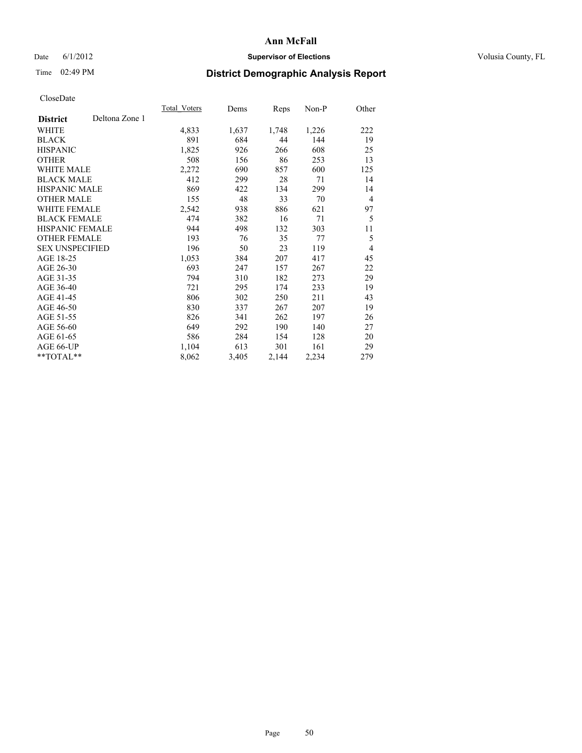**Ann McFall**

Date 6/1/2012 **Supervisor of Elections** Volusia County, FL

Time 02:49 PM **District Demographic Analysis Report**

CloseDate

| **District** Deltona Zone 1 | Total_Voters | Dems | Reps | Non-P | Other |
|---|---|---|---|---|---|
| WHITE | 4,833 | 1,637 | 1,748 | 1,226 | 222 |
| BLACK | 891 | 684 | 44 | 144 | 19 |
| HISPANIC | 1,825 | 926 | 266 | 608 | 25 |
| OTHER | 508 | 156 | 86 | 253 | 13 |
| WHITE MALE | 2,272 | 690 | 857 | 600 | 125 |
| BLACK MALE | 412 | 299 | 28 | 71 | 14 |
| HISPANIC MALE | 869 | 422 | 134 | 299 | 14 |
| OTHER MALE | 155 | 48 | 33 | 70 | 4 |
| WHITE FEMALE | 2,542 | 938 | 886 | 621 | 97 |
| BLACK FEMALE | 474 | 382 | 16 | 71 | 5 |
| HISPANIC FEMALE | 944 | 498 | 132 | 303 | 11 |
| OTHER FEMALE | 193 | 76 | 35 | 77 | 5 |
| SEX UNSPECIFIED | 196 | 50 | 23 | 119 | 4 |
| AGE 18-25 | 1,053 | 384 | 207 | 417 | 45 |
| AGE 26-30 | 693 | 247 | 157 | 267 | 22 |
| AGE 31-35 | 794 | 310 | 182 | 273 | 29 |
| AGE 36-40 | 721 | 295 | 174 | 233 | 19 |
| AGE 41-45 | 806 | 302 | 250 | 211 | 43 |
| AGE 46-50 | 830 | 337 | 267 | 207 | 19 |
| AGE 51-55 | 826 | 341 | 262 | 197 | 26 |
| AGE 56-60 | 649 | 292 | 190 | 140 | 27 |
| AGE 61-65 | 586 | 284 | 154 | 128 | 20 |
| AGE 66-UP | 1,104 | 613 | 301 | 161 | 29 |
| **TOTAL** | 8,062 | 3,405 | 2,144 | 2,234 | 279 |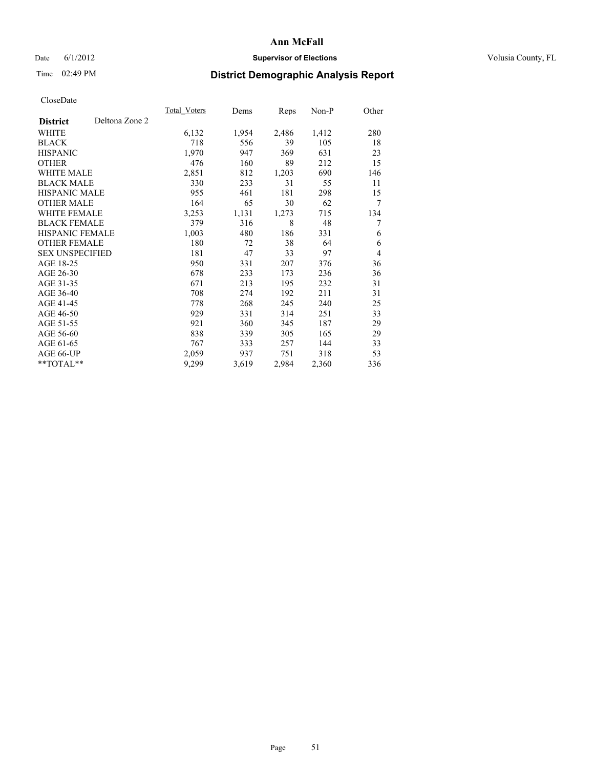# Ann McFall

Date 6/1/2012 **Supervisor of Elections** Volusia County, FL

Time 02:49 PM

## District Demographic Analysis Report

CloseDate

| **District** Deltona Zone 2 | Total_Voters | Dems | Reps | Non-P | Other |
|---|---|---|---|---|---|
| WHITE | 6,132 | 1,954 | 2,486 | 1,412 | 280 |
| BLACK | 718 | 556 | 39 | 105 | 18 |
| HISPANIC | 1,970 | 947 | 369 | 631 | 23 |
| OTHER | 476 | 160 | 89 | 212 | 15 |
| WHITE MALE | 2,851 | 812 | 1,203 | 690 | 146 |
| BLACK MALE | 330 | 233 | 31 | 55 | 11 |
| HISPANIC MALE | 955 | 461 | 181 | 298 | 15 |
| OTHER MALE | 164 | 65 | 30 | 62 | 7 |
| WHITE FEMALE | 3,253 | 1,131 | 1,273 | 715 | 134 |
| BLACK FEMALE | 379 | 316 | 8 | 48 | 7 |
| HISPANIC FEMALE | 1,003 | 480 | 186 | 331 | 6 |
| OTHER FEMALE | 180 | 72 | 38 | 64 | 6 |
| SEX UNSPECIFIED | 181 | 47 | 33 | 97 | 4 |
| AGE 18-25 | 950 | 331 | 207 | 376 | 36 |
| AGE 26-30 | 678 | 233 | 173 | 236 | 36 |
| AGE 31-35 | 671 | 213 | 195 | 232 | 31 |
| AGE 36-40 | 708 | 274 | 192 | 211 | 31 |
| AGE 41-45 | 778 | 268 | 245 | 240 | 25 |
| AGE 46-50 | 929 | 331 | 314 | 251 | 33 |
| AGE 51-55 | 921 | 360 | 345 | 187 | 29 |
| AGE 56-60 | 838 | 339 | 305 | 165 | 29 |
| AGE 61-65 | 767 | 333 | 257 | 144 | 33 |
| AGE 66-UP | 2,059 | 937 | 751 | 318 | 53 |
| **TOTAL** | 9,299 | 3,619 | 2,984 | 2,360 | 336 |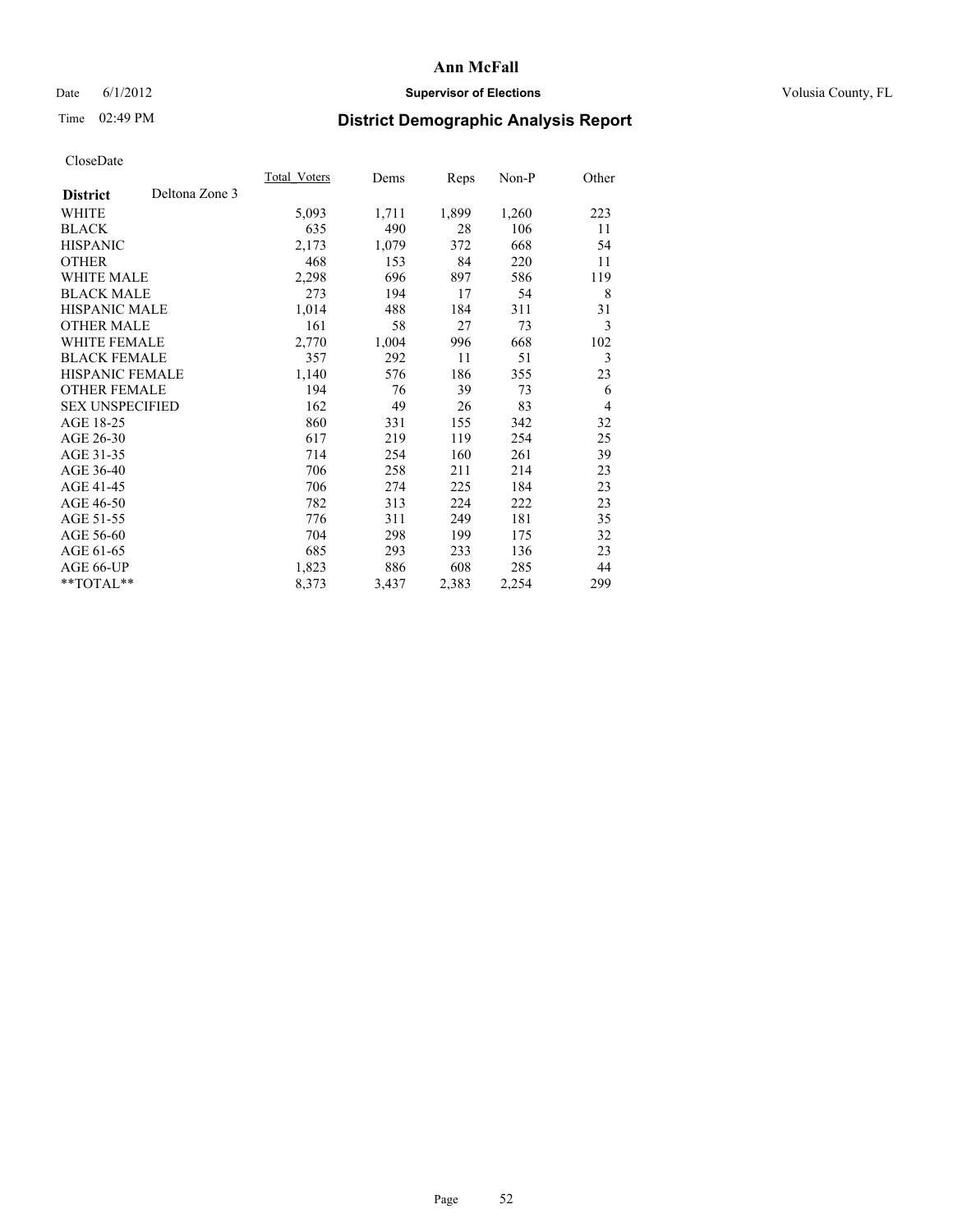Ann McFall

Date 6/1/2012 **Supervisor of Elections** Volusia County, FL

Time 02:49 PM

## District Demographic Analysis Report

CloseDate

| **District** Deltona Zone 3 | Total_Voters | Dems | Reps | Non-P | Other |
|---|---|---|---|---|---|
| WHITE | 5,093 | 1,711 | 1,899 | 1,260 | 223 |
| BLACK | 635 | 490 | 28 | 106 | 11 |
| HISPANIC | 2,173 | 1,079 | 372 | 668 | 54 |
| OTHER | 468 | 153 | 84 | 220 | 11 |
| WHITE MALE | 2,298 | 696 | 897 | 586 | 119 |
| BLACK MALE | 273 | 194 | 17 | 54 | 8 |
| HISPANIC MALE | 1,014 | 488 | 184 | 311 | 31 |
| OTHER MALE | 161 | 58 | 27 | 73 | 3 |
| WHITE FEMALE | 2,770 | 1,004 | 996 | 668 | 102 |
| BLACK FEMALE | 357 | 292 | 11 | 51 | 3 |
| HISPANIC FEMALE | 1,140 | 576 | 186 | 355 | 23 |
| OTHER FEMALE | 194 | 76 | 39 | 73 | 6 |
| SEX UNSPECIFIED | 162 | 49 | 26 | 83 | 4 |
| AGE 18-25 | 860 | 331 | 155 | 342 | 32 |
| AGE 26-30 | 617 | 219 | 119 | 254 | 25 |
| AGE 31-35 | 714 | 254 | 160 | 261 | 39 |
| AGE 36-40 | 706 | 258 | 211 | 214 | 23 |
| AGE 41-45 | 706 | 274 | 225 | 184 | 23 |
| AGE 46-50 | 782 | 313 | 224 | 222 | 23 |
| AGE 51-55 | 776 | 311 | 249 | 181 | 35 |
| AGE 56-60 | 704 | 298 | 199 | 175 | 32 |
| AGE 61-65 | 685 | 293 | 233 | 136 | 23 |
| AGE 66-UP | 1,823 | 886 | 608 | 285 | 44 |
| **TOTAL** | 8,373 | 3,437 | 2,383 | 2,254 | 299 |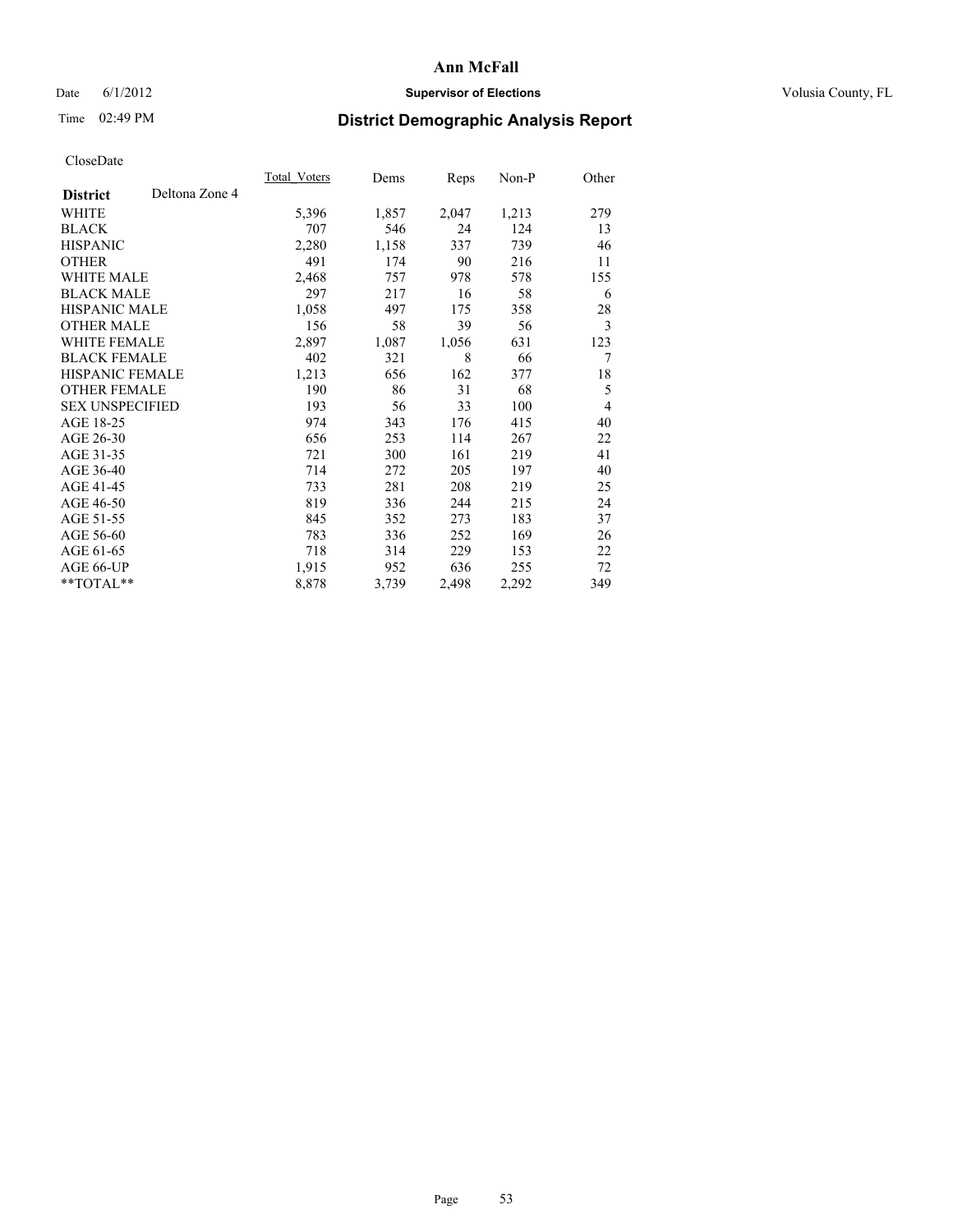# Ann McFall

Date 6/1/2012 **Supervisor of Elections** Volusia County, FL

Time 02:49 PM **District Demographic Analysis Report**

CloseDate

| **District** Deltona Zone 4 | Total_Voters | Dems | Reps | Non-P | Other |
|---|---|---|---|---|---|
| WHITE | 5,396 | 1,857 | 2,047 | 1,213 | 279 |
| BLACK | 707 | 546 | 24 | 124 | 13 |
| HISPANIC | 2,280 | 1,158 | 337 | 739 | 46 |
| OTHER | 491 | 174 | 90 | 216 | 11 |
| WHITE MALE | 2,468 | 757 | 978 | 578 | 155 |
| BLACK MALE | 297 | 217 | 16 | 58 | 6 |
| HISPANIC MALE | 1,058 | 497 | 175 | 358 | 28 |
| OTHER MALE | 156 | 58 | 39 | 56 | 3 |
| WHITE FEMALE | 2,897 | 1,087 | 1,056 | 631 | 123 |
| BLACK FEMALE | 402 | 321 | 8 | 66 | 7 |
| HISPANIC FEMALE | 1,213 | 656 | 162 | 377 | 18 |
| OTHER FEMALE | 190 | 86 | 31 | 68 | 5 |
| SEX UNSPECIFIED | 193 | 56 | 33 | 100 | 4 |
| AGE 18-25 | 974 | 343 | 176 | 415 | 40 |
| AGE 26-30 | 656 | 253 | 114 | 267 | 22 |
| AGE 31-35 | 721 | 300 | 161 | 219 | 41 |
| AGE 36-40 | 714 | 272 | 205 | 197 | 40 |
| AGE 41-45 | 733 | 281 | 208 | 219 | 25 |
| AGE 46-50 | 819 | 336 | 244 | 215 | 24 |
| AGE 51-55 | 845 | 352 | 273 | 183 | 37 |
| AGE 56-60 | 783 | 336 | 252 | 169 | 26 |
| AGE 61-65 | 718 | 314 | 229 | 153 | 22 |
| AGE 66-UP | 1,915 | 952 | 636 | 255 | 72 |
| **TOTAL** | 8,878 | 3,739 | 2,498 | 2,292 | 349 |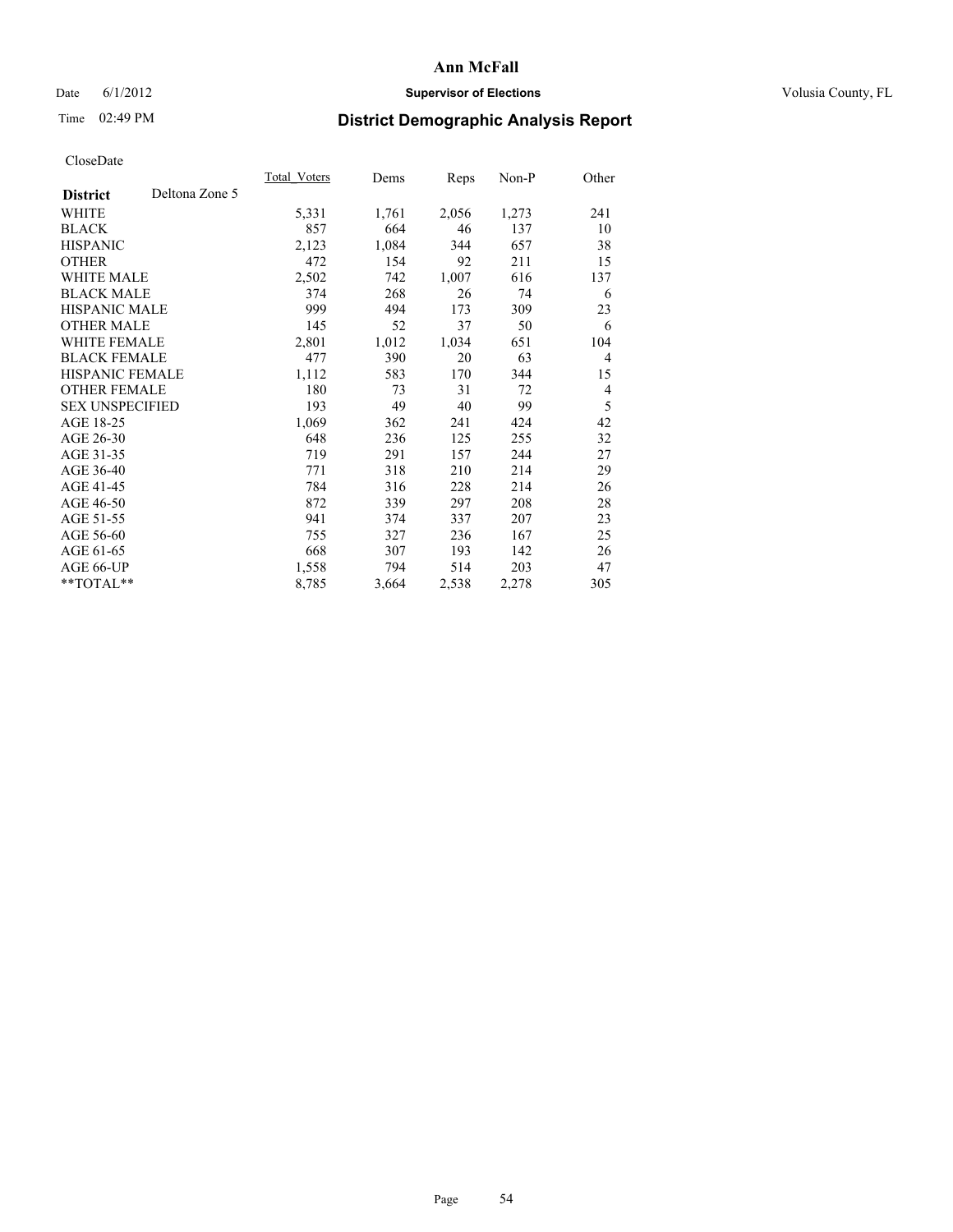# Ann McFall

Date 6/1/2012 **Supervisor of Elections** Volusia County, FL

Time 02:49 PM **District Demographic Analysis Report**

CloseDate

| **District** Deltona Zone 5 | Total_Voters | Dems | Reps | Non-P | Other |
|---|---|---|---|---|---|
| WHITE | 5,331 | 1,761 | 2,056 | 1,273 | 241 |
| BLACK | 857 | 664 | 46 | 137 | 10 |
| HISPANIC | 2,123 | 1,084 | 344 | 657 | 38 |
| OTHER | 472 | 154 | 92 | 211 | 15 |
| WHITE MALE | 2,502 | 742 | 1,007 | 616 | 137 |
| BLACK MALE | 374 | 268 | 26 | 74 | 6 |
| HISPANIC MALE | 999 | 494 | 173 | 309 | 23 |
| OTHER MALE | 145 | 52 | 37 | 50 | 6 |
| WHITE FEMALE | 2,801 | 1,012 | 1,034 | 651 | 104 |
| BLACK FEMALE | 477 | 390 | 20 | 63 | 4 |
| HISPANIC FEMALE | 1,112 | 583 | 170 | 344 | 15 |
| OTHER FEMALE | 180 | 73 | 31 | 72 | 4 |
| SEX UNSPECIFIED | 193 | 49 | 40 | 99 | 5 |
| AGE 18-25 | 1,069 | 362 | 241 | 424 | 42 |
| AGE 26-30 | 648 | 236 | 125 | 255 | 32 |
| AGE 31-35 | 719 | 291 | 157 | 244 | 27 |
| AGE 36-40 | 771 | 318 | 210 | 214 | 29 |
| AGE 41-45 | 784 | 316 | 228 | 214 | 26 |
| AGE 46-50 | 872 | 339 | 297 | 208 | 28 |
| AGE 51-55 | 941 | 374 | 337 | 207 | 23 |
| AGE 56-60 | 755 | 327 | 236 | 167 | 25 |
| AGE 61-65 | 668 | 307 | 193 | 142 | 26 |
| AGE 66-UP | 1,558 | 794 | 514 | 203 | 47 |
| **TOTAL** | 8,785 | 3,664 | 2,538 | 2,278 | 305 |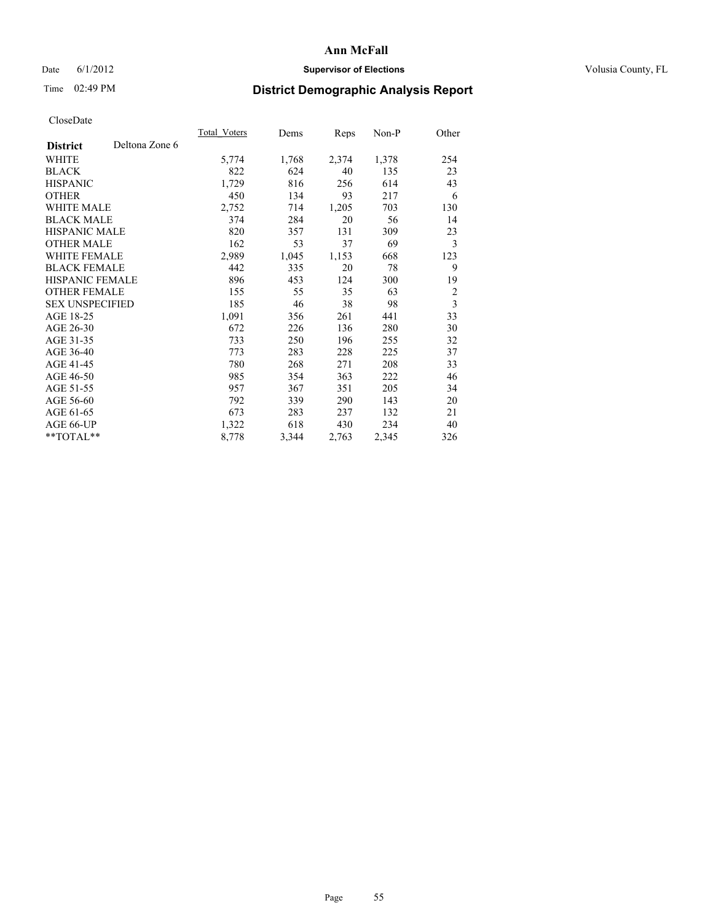# Ann McFall

Date 6/1/2012 **Supervisor of Elections** Volusia County, FL

Time 02:49 PM **District Demographic Analysis Report**

CloseDate

| **District** Deltona Zone 6 | Total_Voters | Dems | Reps | Non-P | Other |
|---|---|---|---|---|---|
| WHITE | 5,774 | 1,768 | 2,374 | 1,378 | 254 |
| BLACK | 822 | 624 | 40 | 135 | 23 |
| HISPANIC | 1,729 | 816 | 256 | 614 | 43 |
| OTHER | 450 | 134 | 93 | 217 | 6 |
| WHITE MALE | 2,752 | 714 | 1,205 | 703 | 130 |
| BLACK MALE | 374 | 284 | 20 | 56 | 14 |
| HISPANIC MALE | 820 | 357 | 131 | 309 | 23 |
| OTHER MALE | 162 | 53 | 37 | 69 | 3 |
| WHITE FEMALE | 2,989 | 1,045 | 1,153 | 668 | 123 |
| BLACK FEMALE | 442 | 335 | 20 | 78 | 9 |
| HISPANIC FEMALE | 896 | 453 | 124 | 300 | 19 |
| OTHER FEMALE | 155 | 55 | 35 | 63 | 2 |
| SEX UNSPECIFIED | 185 | 46 | 38 | 98 | 3 |
| AGE 18-25 | 1,091 | 356 | 261 | 441 | 33 |
| AGE 26-30 | 672 | 226 | 136 | 280 | 30 |
| AGE 31-35 | 733 | 250 | 196 | 255 | 32 |
| AGE 36-40 | 773 | 283 | 228 | 225 | 37 |
| AGE 41-45 | 780 | 268 | 271 | 208 | 33 |
| AGE 46-50 | 985 | 354 | 363 | 222 | 46 |
| AGE 51-55 | 957 | 367 | 351 | 205 | 34 |
| AGE 56-60 | 792 | 339 | 290 | 143 | 20 |
| AGE 61-65 | 673 | 283 | 237 | 132 | 21 |
| AGE 66-UP | 1,322 | 618 | 430 | 234 | 40 |
| **TOTAL** | 8,778 | 3,344 | 2,763 | 2,345 | 326 |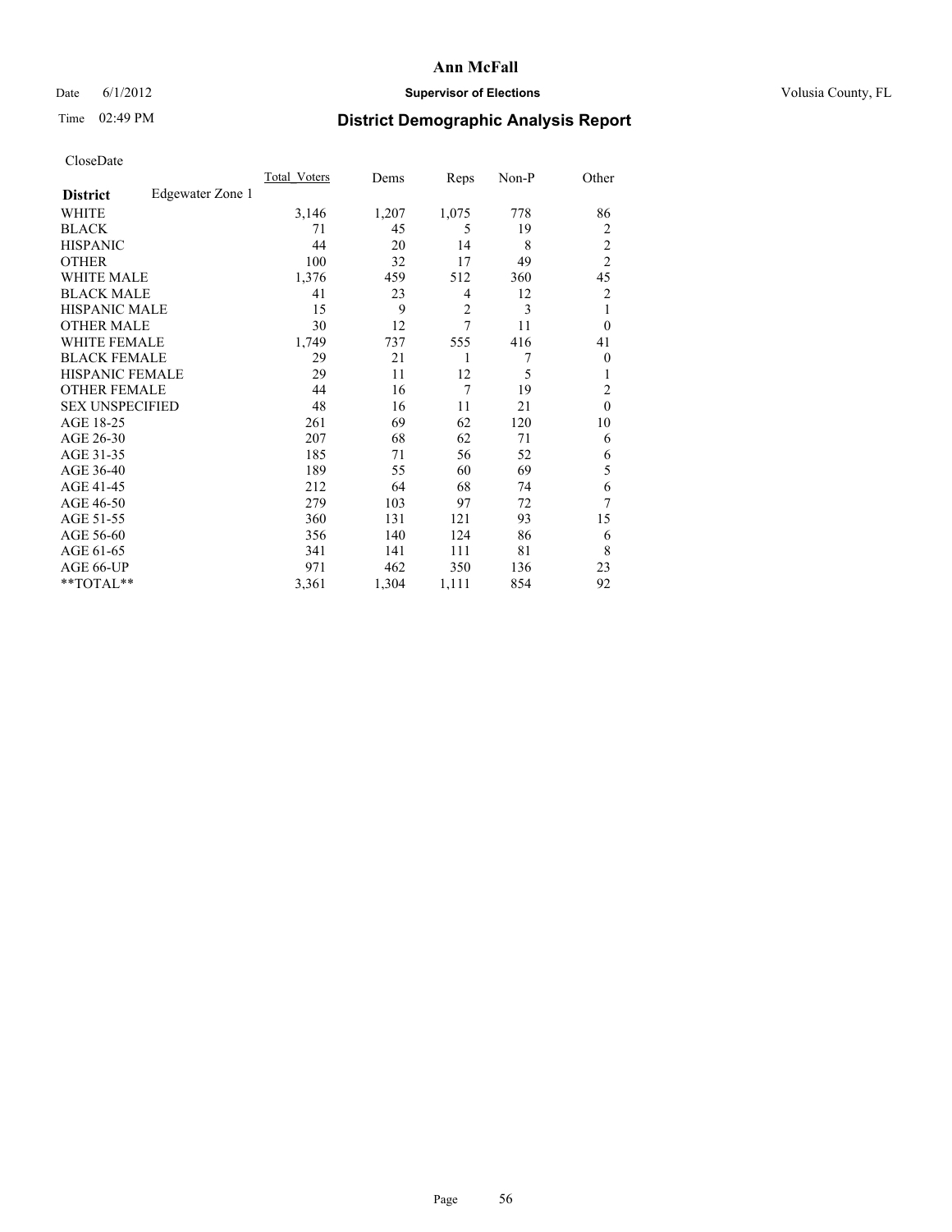# Ann McFall

Date 6/1/2012 **Supervisor of Elections** Volusia County, FL

Time 02:49 PM **District Demographic Analysis Report**

CloseDate

| | Total_Voters | Dems | Reps | Non-P | Other |
|---|---|---|---|---|---|
| **District** Edgewater Zone 1 | | | | | |
| WHITE | 3,146 | 1,207 | 1,075 | 778 | 86 |
| BLACK | 71 | 45 | 5 | 19 | 2 |
| HISPANIC | 44 | 20 | 14 | 8 | 2 |
| OTHER | 100 | 32 | 17 | 49 | 2 |
| WHITE MALE | 1,376 | 459 | 512 | 360 | 45 |
| BLACK MALE | 41 | 23 | 4 | 12 | 2 |
| HISPANIC MALE | 15 | 9 | 2 | 3 | 1 |
| OTHER MALE | 30 | 12 | 7 | 11 | 0 |
| WHITE FEMALE | 1,749 | 737 | 555 | 416 | 41 |
| BLACK FEMALE | 29 | 21 | 1 | 7 | 0 |
| HISPANIC FEMALE | 29 | 11 | 12 | 5 | 1 |
| OTHER FEMALE | 44 | 16 | 7 | 19 | 2 |
| SEX UNSPECIFIED | 48 | 16 | 11 | 21 | 0 |
| AGE 18-25 | 261 | 69 | 62 | 120 | 10 |
| AGE 26-30 | 207 | 68 | 62 | 71 | 6 |
| AGE 31-35 | 185 | 71 | 56 | 52 | 6 |
| AGE 36-40 | 189 | 55 | 60 | 69 | 5 |
| AGE 41-45 | 212 | 64 | 68 | 74 | 6 |
| AGE 46-50 | 279 | 103 | 97 | 72 | 7 |
| AGE 51-55 | 360 | 131 | 121 | 93 | 15 |
| AGE 56-60 | 356 | 140 | 124 | 86 | 6 |
| AGE 61-65 | 341 | 141 | 111 | 81 | 8 |
| AGE 66-UP | 971 | 462 | 350 | 136 | 23 |
| **TOTAL** | 3,361 | 1,304 | 1,111 | 854 | 92 |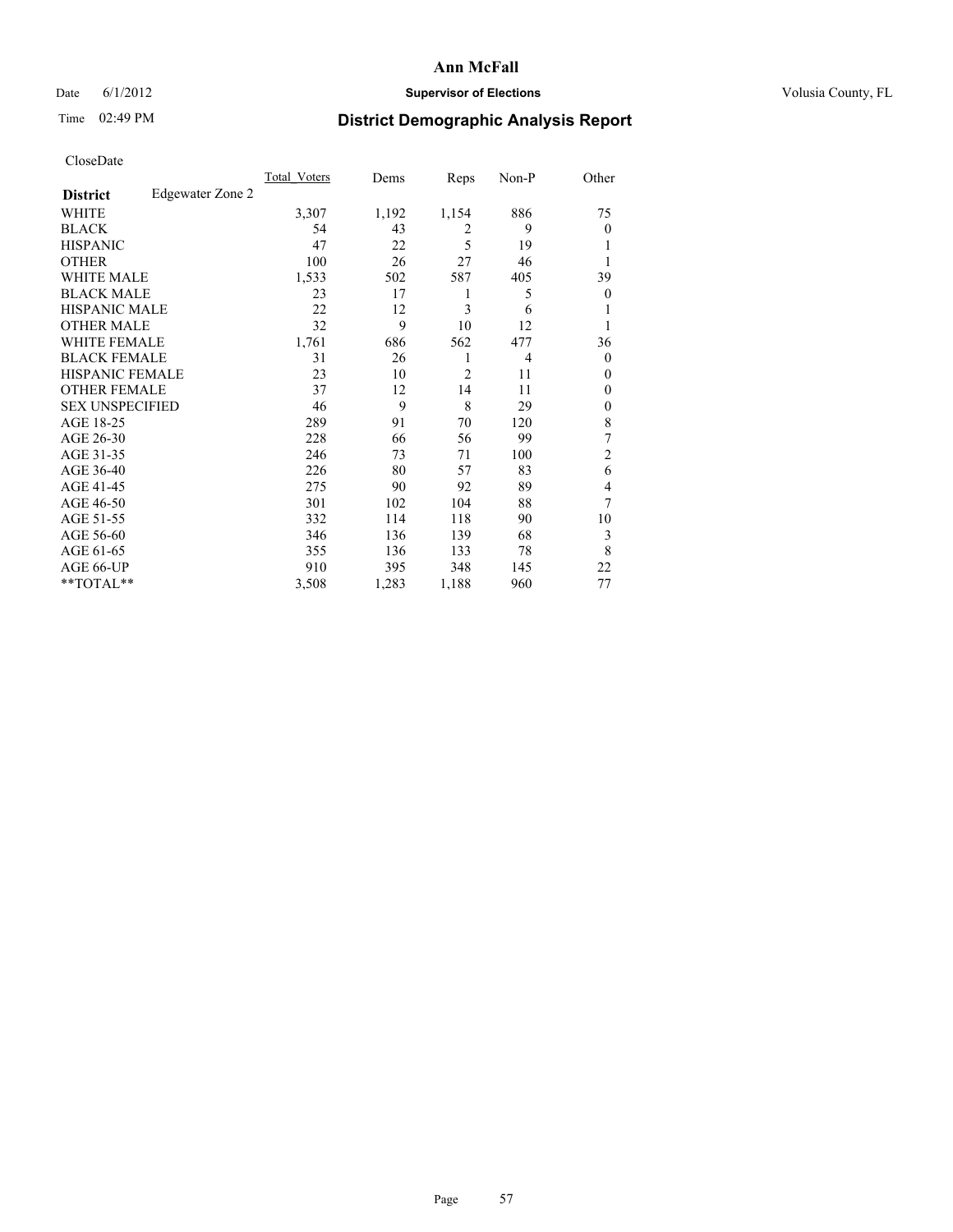# Ann McFall

Date 6/1/2012 **Supervisor of Elections** Volusia County, FL

Time 02:49 PM **District Demographic Analysis Report**

CloseDate

| **District** Edgewater Zone 2 | Total_Voters | Dems | Reps | Non-P | Other |
|---|---|---|---|---|---|
| WHITE | 3,307 | 1,192 | 1,154 | 886 | 75 |
| BLACK | 54 | 43 | 2 | 9 | 0 |
| HISPANIC | 47 | 22 | 5 | 19 | 1 |
| OTHER | 100 | 26 | 27 | 46 | 1 |
| WHITE MALE | 1,533 | 502 | 587 | 405 | 39 |
| BLACK MALE | 23 | 17 | 1 | 5 | 0 |
| HISPANIC MALE | 22 | 12 | 3 | 6 | 1 |
| OTHER MALE | 32 | 9 | 10 | 12 | 1 |
| WHITE FEMALE | 1,761 | 686 | 562 | 477 | 36 |
| BLACK FEMALE | 31 | 26 | 1 | 4 | 0 |
| HISPANIC FEMALE | 23 | 10 | 2 | 11 | 0 |
| OTHER FEMALE | 37 | 12 | 14 | 11 | 0 |
| SEX UNSPECIFIED | 46 | 9 | 8 | 29 | 0 |
| AGE 18-25 | 289 | 91 | 70 | 120 | 8 |
| AGE 26-30 | 228 | 66 | 56 | 99 | 7 |
| AGE 31-35 | 246 | 73 | 71 | 100 | 2 |
| AGE 36-40 | 226 | 80 | 57 | 83 | 6 |
| AGE 41-45 | 275 | 90 | 92 | 89 | 4 |
| AGE 46-50 | 301 | 102 | 104 | 88 | 7 |
| AGE 51-55 | 332 | 114 | 118 | 90 | 10 |
| AGE 56-60 | 346 | 136 | 139 | 68 | 3 |
| AGE 61-65 | 355 | 136 | 133 | 78 | 8 |
| AGE 66-UP | 910 | 395 | 348 | 145 | 22 |
| **TOTAL** | 3,508 | 1,283 | 1,188 | 960 | 77 |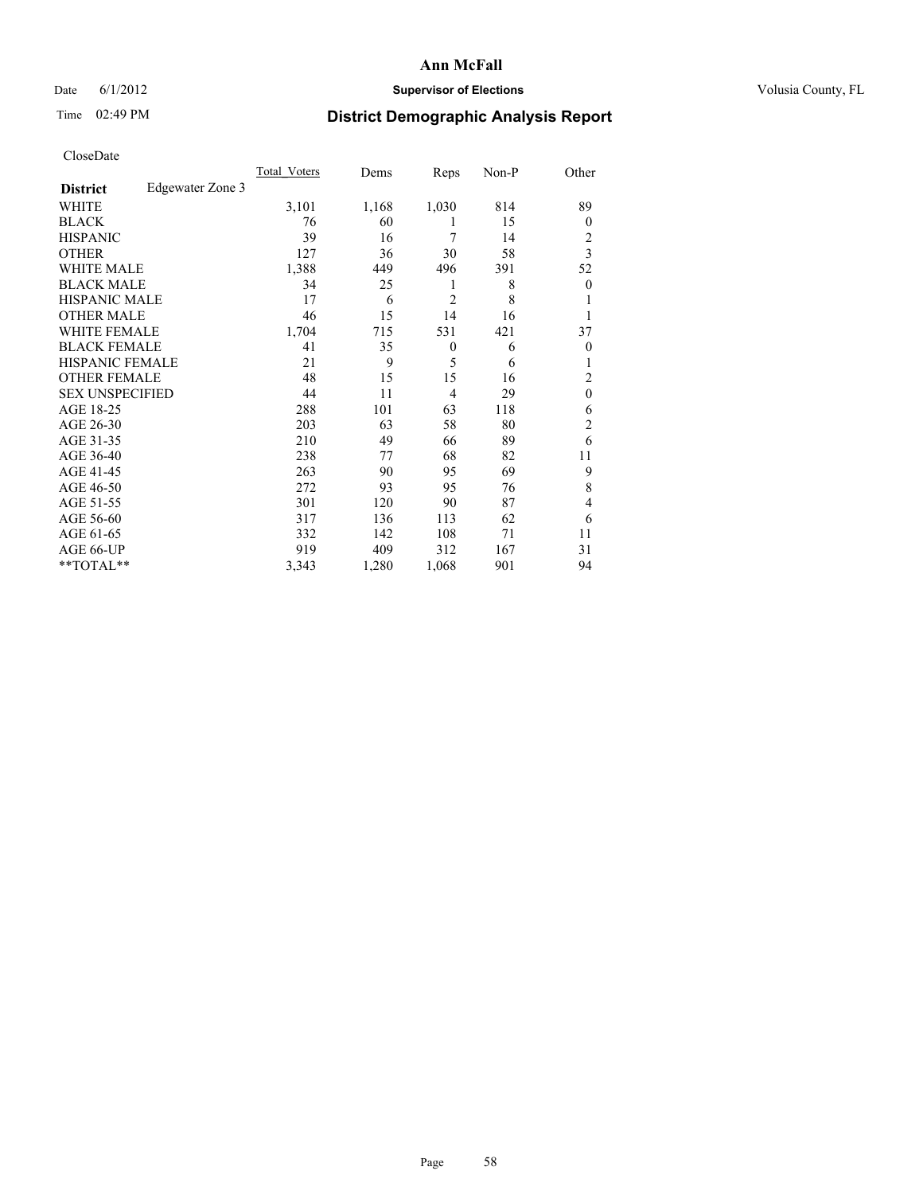# Ann McFall

Date 6/1/2012 **Supervisor of Elections** Volusia County, FL

Time 02:49 PM

## District Demographic Analysis Report

CloseDate

| | Total_Voters | Dems | Reps | Non-P | Other |
|---|---|---|---|---|---|
| **District** Edgewater Zone 3 | | | | | |
| WHITE | 3,101 | 1,168 | 1,030 | 814 | 89 |
| BLACK | 76 | 60 | 1 | 15 | 0 |
| HISPANIC | 39 | 16 | 7 | 14 | 2 |
| OTHER | 127 | 36 | 30 | 58 | 3 |
| WHITE MALE | 1,388 | 449 | 496 | 391 | 52 |
| BLACK MALE | 34 | 25 | 1 | 8 | 0 |
| HISPANIC MALE | 17 | 6 | 2 | 8 | 1 |
| OTHER MALE | 46 | 15 | 14 | 16 | 1 |
| WHITE FEMALE | 1,704 | 715 | 531 | 421 | 37 |
| BLACK FEMALE | 41 | 35 | 0 | 6 | 0 |
| HISPANIC FEMALE | 21 | 9 | 5 | 6 | 1 |
| OTHER FEMALE | 48 | 15 | 15 | 16 | 2 |
| SEX UNSPECIFIED | 44 | 11 | 4 | 29 | 0 |
| AGE 18-25 | 288 | 101 | 63 | 118 | 6 |
| AGE 26-30 | 203 | 63 | 58 | 80 | 2 |
| AGE 31-35 | 210 | 49 | 66 | 89 | 6 |
| AGE 36-40 | 238 | 77 | 68 | 82 | 11 |
| AGE 41-45 | 263 | 90 | 95 | 69 | 9 |
| AGE 46-50 | 272 | 93 | 95 | 76 | 8 |
| AGE 51-55 | 301 | 120 | 90 | 87 | 4 |
| AGE 56-60 | 317 | 136 | 113 | 62 | 6 |
| AGE 61-65 | 332 | 142 | 108 | 71 | 11 |
| AGE 66-UP | 919 | 409 | 312 | 167 | 31 |
| **TOTAL** | 3,343 | 1,280 | 1,068 | 901 | 94 |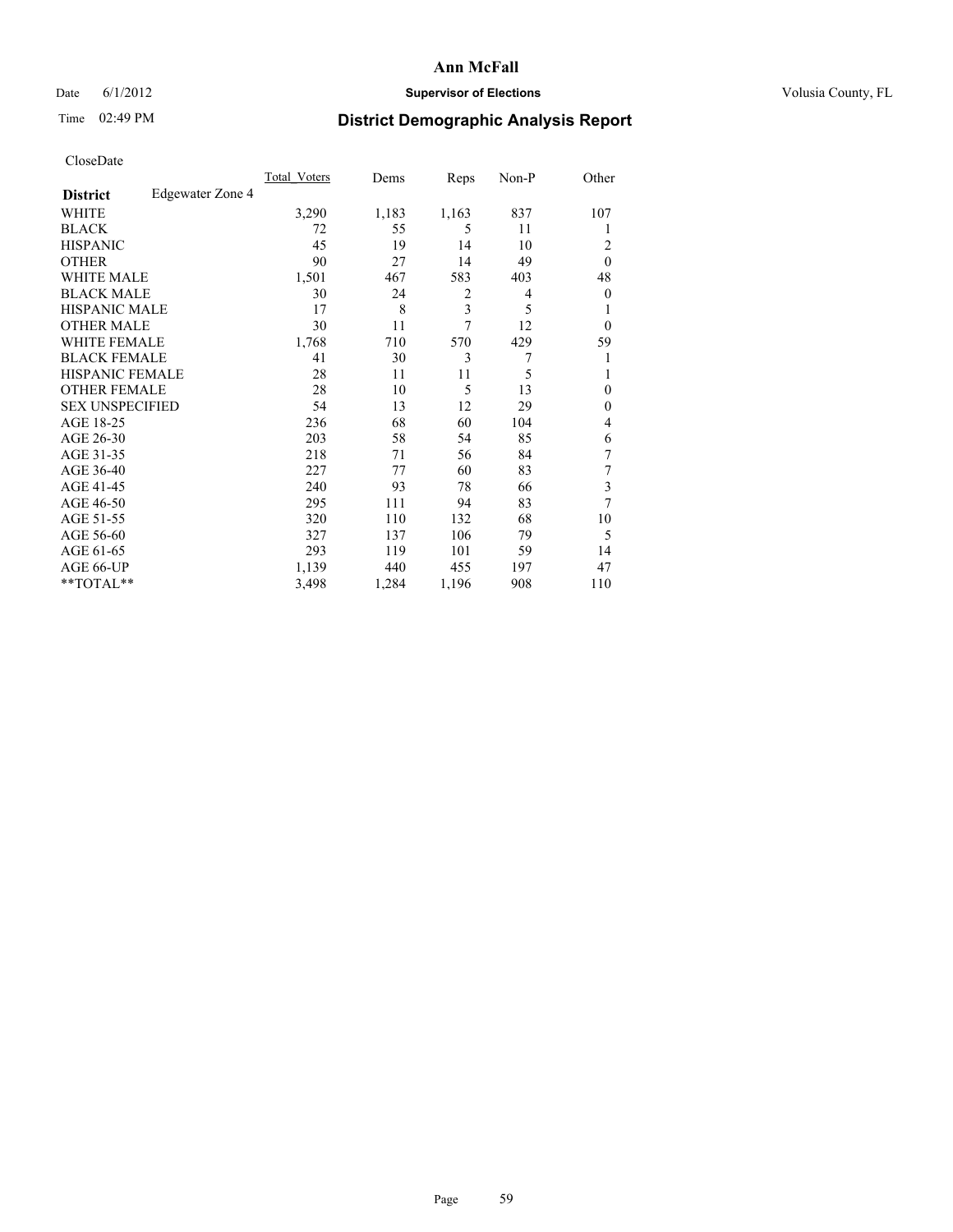**Ann McFall**

Date 6/1/2012 **Supervisor of Elections** Volusia County, FL

Time 02:49 PM **District Demographic Analysis Report**

CloseDate

| **District** Edgewater Zone 4 | Total_Voters | Dems | Reps | Non-P | Other |
|---|---|---|---|---|---|
| WHITE | 3,290 | 1,183 | 1,163 | 837 | 107 |
| BLACK | 72 | 55 | 5 | 11 | 1 |
| HISPANIC | 45 | 19 | 14 | 10 | 2 |
| OTHER | 90 | 27 | 14 | 49 | 0 |
| WHITE MALE | 1,501 | 467 | 583 | 403 | 48 |
| BLACK MALE | 30 | 24 | 2 | 4 | 0 |
| HISPANIC MALE | 17 | 8 | 3 | 5 | 1 |
| OTHER MALE | 30 | 11 | 7 | 12 | 0 |
| WHITE FEMALE | 1,768 | 710 | 570 | 429 | 59 |
| BLACK FEMALE | 41 | 30 | 3 | 7 | 1 |
| HISPANIC FEMALE | 28 | 11 | 11 | 5 | 1 |
| OTHER FEMALE | 28 | 10 | 5 | 13 | 0 |
| SEX UNSPECIFIED | 54 | 13 | 12 | 29 | 0 |
| AGE 18-25 | 236 | 68 | 60 | 104 | 4 |
| AGE 26-30 | 203 | 58 | 54 | 85 | 6 |
| AGE 31-35 | 218 | 71 | 56 | 84 | 7 |
| AGE 36-40 | 227 | 77 | 60 | 83 | 7 |
| AGE 41-45 | 240 | 93 | 78 | 66 | 3 |
| AGE 46-50 | 295 | 111 | 94 | 83 | 7 |
| AGE 51-55 | 320 | 110 | 132 | 68 | 10 |
| AGE 56-60 | 327 | 137 | 106 | 79 | 5 |
| AGE 61-65 | 293 | 119 | 101 | 59 | 14 |
| AGE 66-UP | 1,139 | 440 | 455 | 197 | 47 |
| **TOTAL** | 3,498 | 1,284 | 1,196 | 908 | 110 |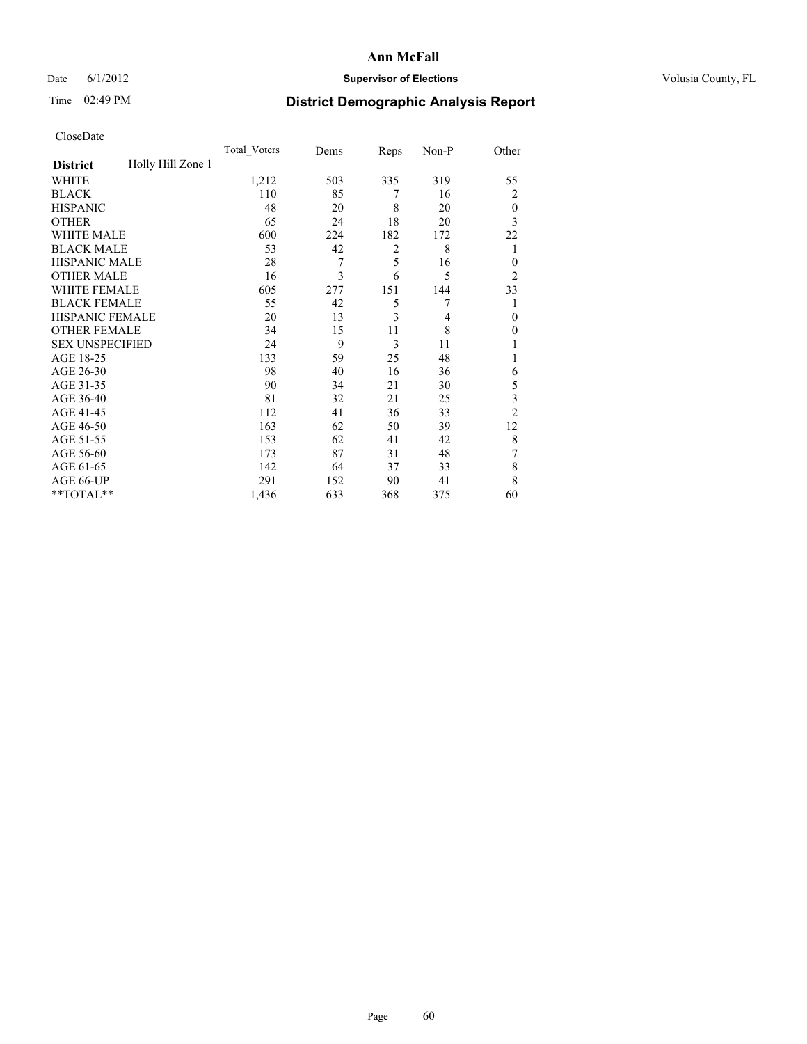# Ann McFall

Date 6/1/2012 **Supervisor of Elections** Volusia County, FL

Time 02:49 PM **District Demographic Analysis Report**

CloseDate

| | Total_Voters | Dems | Reps | Non-P | Other |
|---|---|---|---|---|---|
| **District** Holly Hill Zone 1 | | | | | |
| WHITE | 1,212 | 503 | 335 | 319 | 55 |
| BLACK | 110 | 85 | 7 | 16 | 2 |
| HISPANIC | 48 | 20 | 8 | 20 | 0 |
| OTHER | 65 | 24 | 18 | 20 | 3 |
| WHITE MALE | 600 | 224 | 182 | 172 | 22 |
| BLACK MALE | 53 | 42 | 2 | 8 | 1 |
| HISPANIC MALE | 28 | 7 | 5 | 16 | 0 |
| OTHER MALE | 16 | 3 | 6 | 5 | 2 |
| WHITE FEMALE | 605 | 277 | 151 | 144 | 33 |
| BLACK FEMALE | 55 | 42 | 5 | 7 | 1 |
| HISPANIC FEMALE | 20 | 13 | 3 | 4 | 0 |
| OTHER FEMALE | 34 | 15 | 11 | 8 | 0 |
| SEX UNSPECIFIED | 24 | 9 | 3 | 11 | 1 |
| AGE 18-25 | 133 | 59 | 25 | 48 | 1 |
| AGE 26-30 | 98 | 40 | 16 | 36 | 6 |
| AGE 31-35 | 90 | 34 | 21 | 30 | 5 |
| AGE 36-40 | 81 | 32 | 21 | 25 | 3 |
| AGE 41-45 | 112 | 41 | 36 | 33 | 2 |
| AGE 46-50 | 163 | 62 | 50 | 39 | 12 |
| AGE 51-55 | 153 | 62 | 41 | 42 | 8 |
| AGE 56-60 | 173 | 87 | 31 | 48 | 7 |
| AGE 61-65 | 142 | 64 | 37 | 33 | 8 |
| AGE 66-UP | 291 | 152 | 90 | 41 | 8 |
| **TOTAL** | 1,436 | 633 | 368 | 375 | 60 |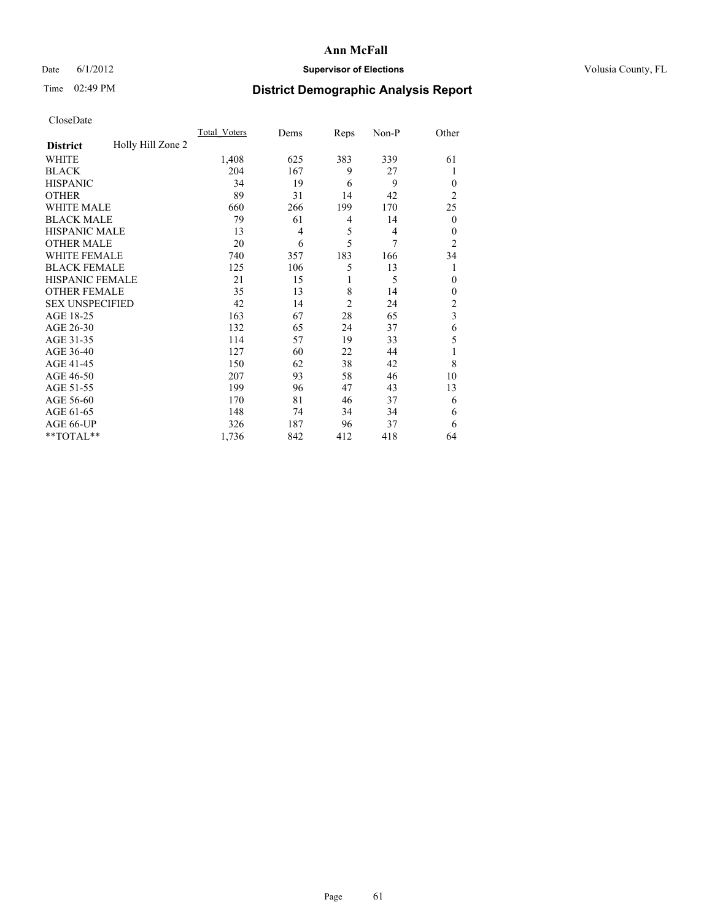# Ann McFall

Date 6/1/2012 **Supervisor of Elections** Volusia County, FL

Time 02:49 PM **District Demographic Analysis Report**

CloseDate

| District | Holly Hill Zone 2 | Total_Voters | Dems | Reps | Non-P | Other |
|---|---|---|---|---|---|---|
| WHITE | | 1,408 | 625 | 383 | 339 | 61 |
| BLACK | | 204 | 167 | 9 | 27 | 1 |
| HISPANIC | | 34 | 19 | 6 | 9 | 0 |
| OTHER | | 89 | 31 | 14 | 42 | 2 |
| WHITE MALE | | 660 | 266 | 199 | 170 | 25 |
| BLACK MALE | | 79 | 61 | 4 | 14 | 0 |
| HISPANIC MALE | | 13 | 4 | 5 | 4 | 0 |
| OTHER MALE | | 20 | 6 | 5 | 7 | 2 |
| WHITE FEMALE | | 740 | 357 | 183 | 166 | 34 |
| BLACK FEMALE | | 125 | 106 | 5 | 13 | 1 |
| HISPANIC FEMALE | | 21 | 15 | 1 | 5 | 0 |
| OTHER FEMALE | | 35 | 13 | 8 | 14 | 0 |
| SEX UNSPECIFIED | | 42 | 14 | 2 | 24 | 2 |
| AGE 18-25 | | 163 | 67 | 28 | 65 | 3 |
| AGE 26-30 | | 132 | 65 | 24 | 37 | 6 |
| AGE 31-35 | | 114 | 57 | 19 | 33 | 5 |
| AGE 36-40 | | 127 | 60 | 22 | 44 | 1 |
| AGE 41-45 | | 150 | 62 | 38 | 42 | 8 |
| AGE 46-50 | | 207 | 93 | 58 | 46 | 10 |
| AGE 51-55 | | 199 | 96 | 47 | 43 | 13 |
| AGE 56-60 | | 170 | 81 | 46 | 37 | 6 |
| AGE 61-65 | | 148 | 74 | 34 | 34 | 6 |
| AGE 66-UP | | 326 | 187 | 96 | 37 | 6 |
| **TOTAL** | | 1,736 | 842 | 412 | 418 | 64 |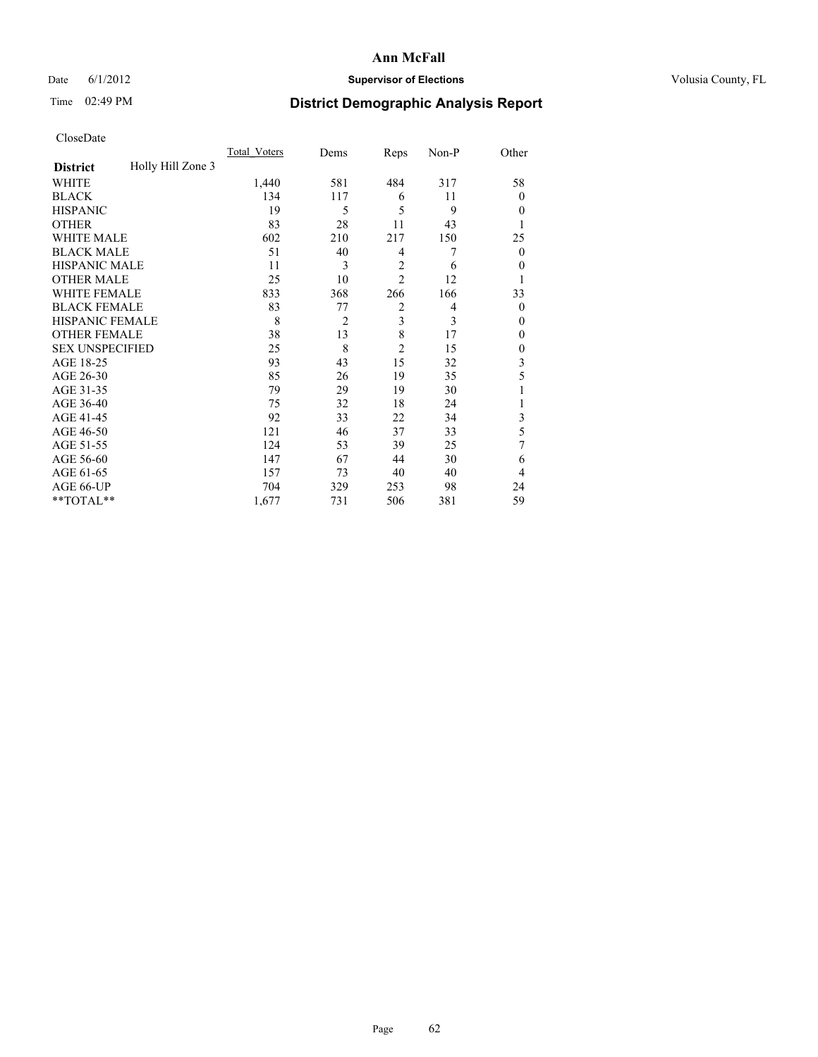# Ann McFall

Date 6/1/2012 **Supervisor of Elections** Volusia County, FL

Time 02:49 PM

## District Demographic Analysis Report

CloseDate

| **District** Holly Hill Zone 3 | Total_Voters | Dems | Reps | Non-P | Other |
|---|---|---|---|---|---|
| WHITE | 1,440 | 581 | 484 | 317 | 58 |
| BLACK | 134 | 117 | 6 | 11 | 0 |
| HISPANIC | 19 | 5 | 5 | 9 | 0 |
| OTHER | 83 | 28 | 11 | 43 | 1 |
| WHITE MALE | 602 | 210 | 217 | 150 | 25 |
| BLACK MALE | 51 | 40 | 4 | 7 | 0 |
| HISPANIC MALE | 11 | 3 | 2 | 6 | 0 |
| OTHER MALE | 25 | 10 | 2 | 12 | 1 |
| WHITE FEMALE | 833 | 368 | 266 | 166 | 33 |
| BLACK FEMALE | 83 | 77 | 2 | 4 | 0 |
| HISPANIC FEMALE | 8 | 2 | 3 | 3 | 0 |
| OTHER FEMALE | 38 | 13 | 8 | 17 | 0 |
| SEX UNSPECIFIED | 25 | 8 | 2 | 15 | 0 |
| AGE 18-25 | 93 | 43 | 15 | 32 | 3 |
| AGE 26-30 | 85 | 26 | 19 | 35 | 5 |
| AGE 31-35 | 79 | 29 | 19 | 30 | 1 |
| AGE 36-40 | 75 | 32 | 18 | 24 | 1 |
| AGE 41-45 | 92 | 33 | 22 | 34 | 3 |
| AGE 46-50 | 121 | 46 | 37 | 33 | 5 |
| AGE 51-55 | 124 | 53 | 39 | 25 | 7 |
| AGE 56-60 | 147 | 67 | 44 | 30 | 6 |
| AGE 61-65 | 157 | 73 | 40 | 40 | 4 |
| AGE 66-UP | 704 | 329 | 253 | 98 | 24 |
| **TOTAL** | 1,677 | 731 | 506 | 381 | 59 |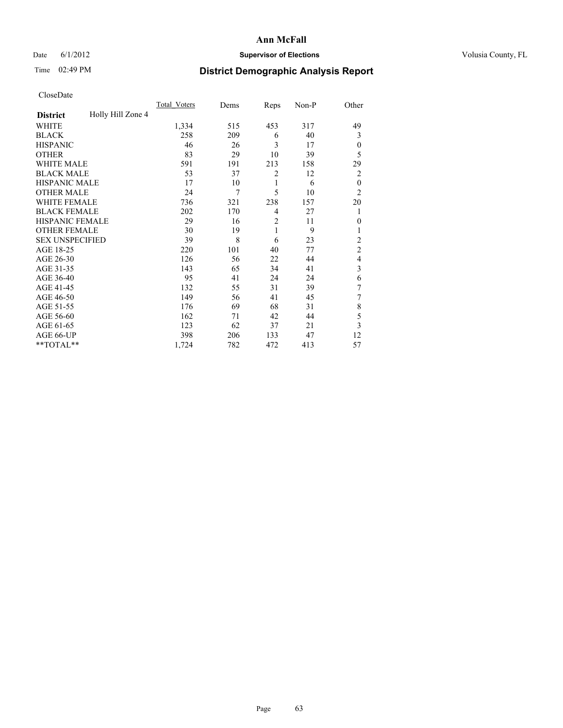**Ann McFall**

Date 6/1/2012 **Supervisor of Elections** Volusia County, FL

Time 02:49 PM

## District Demographic Analysis Report

CloseDate

| **District** Holly Hill Zone 4 | Total_Voters | Dems | Reps | Non-P | Other |
|---|---|---|---|---|---|
| WHITE | 1,334 | 515 | 453 | 317 | 49 |
| BLACK | 258 | 209 | 6 | 40 | 3 |
| HISPANIC | 46 | 26 | 3 | 17 | 0 |
| OTHER | 83 | 29 | 10 | 39 | 5 |
| WHITE MALE | 591 | 191 | 213 | 158 | 29 |
| BLACK MALE | 53 | 37 | 2 | 12 | 2 |
| HISPANIC MALE | 17 | 10 | 1 | 6 | 0 |
| OTHER MALE | 24 | 7 | 5 | 10 | 2 |
| WHITE FEMALE | 736 | 321 | 238 | 157 | 20 |
| BLACK FEMALE | 202 | 170 | 4 | 27 | 1 |
| HISPANIC FEMALE | 29 | 16 | 2 | 11 | 0 |
| OTHER FEMALE | 30 | 19 | 1 | 9 | 1 |
| SEX UNSPECIFIED | 39 | 8 | 6 | 23 | 2 |
| AGE 18-25 | 220 | 101 | 40 | 77 | 2 |
| AGE 26-30 | 126 | 56 | 22 | 44 | 4 |
| AGE 31-35 | 143 | 65 | 34 | 41 | 3 |
| AGE 36-40 | 95 | 41 | 24 | 24 | 6 |
| AGE 41-45 | 132 | 55 | 31 | 39 | 7 |
| AGE 46-50 | 149 | 56 | 41 | 45 | 7 |
| AGE 51-55 | 176 | 69 | 68 | 31 | 8 |
| AGE 56-60 | 162 | 71 | 42 | 44 | 5 |
| AGE 61-65 | 123 | 62 | 37 | 21 | 3 |
| AGE 66-UP | 398 | 206 | 133 | 47 | 12 |
| **TOTAL** | 1,724 | 782 | 472 | 413 | 57 |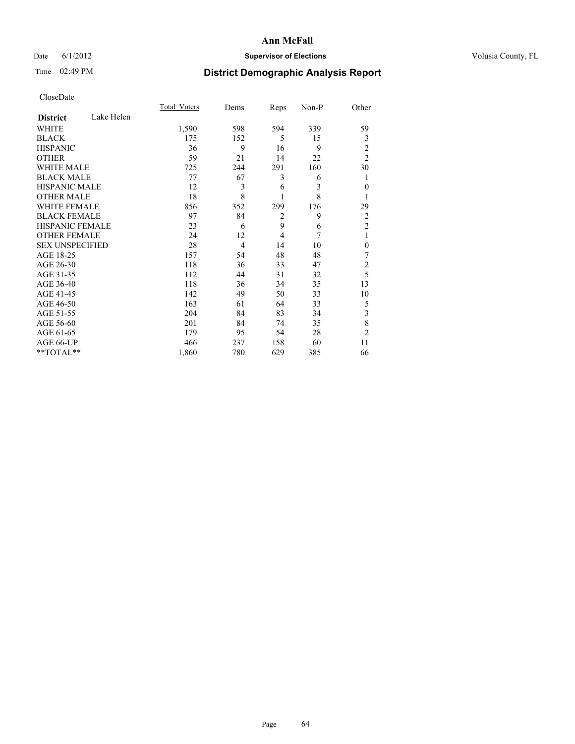CloseDate

| | Total_Voters | Dems | Reps | Non-P | Other |
|---|---|---|---|---|---|
| **District** Lake Helen | | | | | |
| WHITE | 1,590 | 598 | 594 | 339 | 59 |
| BLACK | 175 | 152 | 5 | 15 | 3 |
| HISPANIC | 36 | 9 | 16 | 9 | 2 |
| OTHER | 59 | 21 | 14 | 22 | 2 |
| WHITE MALE | 725 | 244 | 291 | 160 | 30 |
| BLACK MALE | 77 | 67 | 3 | 6 | 1 |
| HISPANIC MALE | 12 | 3 | 6 | 3 | 0 |
| OTHER MALE | 18 | 8 | 1 | 8 | 1 |
| WHITE FEMALE | 856 | 352 | 299 | 176 | 29 |
| BLACK FEMALE | 97 | 84 | 2 | 9 | 2 |
| HISPANIC FEMALE | 23 | 6 | 9 | 6 | 2 |
| OTHER FEMALE | 24 | 12 | 4 | 7 | 1 |
| SEX UNSPECIFIED | 28 | 4 | 14 | 10 | 0 |
| AGE 18-25 | 157 | 54 | 48 | 48 | 7 |
| AGE 26-30 | 118 | 36 | 33 | 47 | 2 |
| AGE 31-35 | 112 | 44 | 31 | 32 | 5 |
| AGE 36-40 | 118 | 36 | 34 | 35 | 13 |
| AGE 41-45 | 142 | 49 | 50 | 33 | 10 |
| AGE 46-50 | 163 | 61 | 64 | 33 | 5 |
| AGE 51-55 | 204 | 84 | 83 | 34 | 3 |
| AGE 56-60 | 201 | 84 | 74 | 35 | 8 |
| AGE 61-65 | 179 | 95 | 54 | 28 | 2 |
| AGE 66-UP | 466 | 237 | 158 | 60 | 11 |
| **TOTAL** | 1,860 | 780 | 629 | 385 | 66 |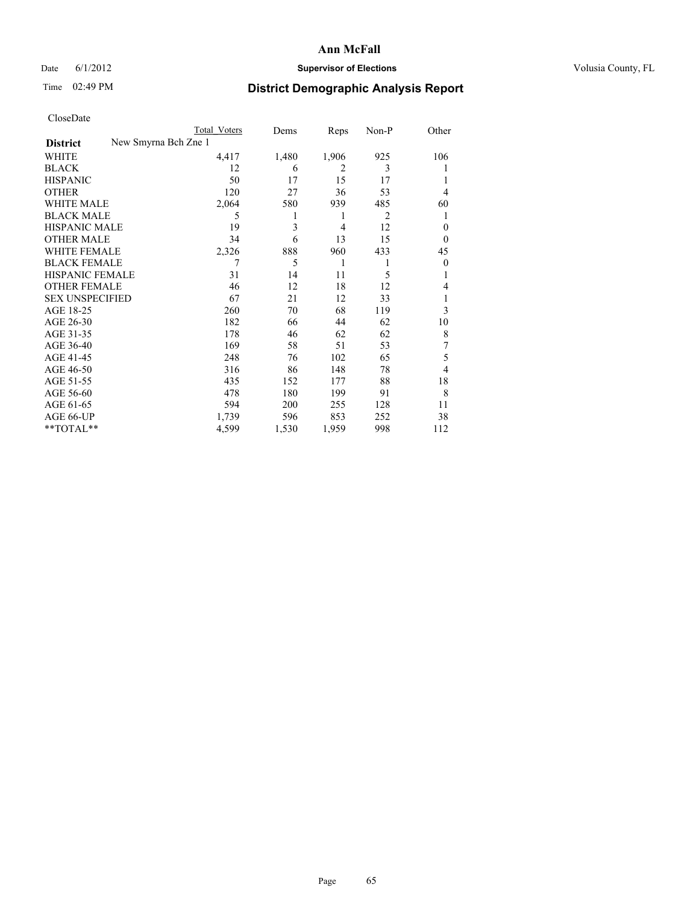# Ann McFall

Date 6/1/2012 **Supervisor of Elections** Volusia County, FL

Time 02:49 PM **District Demographic Analysis Report**

CloseDate

| District: New Smyrna Bch Zne 1 | Total Voters | Dems | Reps | Non-P | Other |
|---|---|---|---|---|---|
| WHITE | 4,417 | 1,480 | 1,906 | 925 | 106 |
| BLACK | 12 | 6 | 2 | 3 | 1 |
| HISPANIC | 50 | 17 | 15 | 17 | 1 |
| OTHER | 120 | 27 | 36 | 53 | 4 |
| WHITE MALE | 2,064 | 580 | 939 | 485 | 60 |
| BLACK MALE | 5 | 1 | 1 | 2 | 1 |
| HISPANIC MALE | 19 | 3 | 4 | 12 | 0 |
| OTHER MALE | 34 | 6 | 13 | 15 | 0 |
| WHITE FEMALE | 2,326 | 888 | 960 | 433 | 45 |
| BLACK FEMALE | 7 | 5 | 1 | 1 | 0 |
| HISPANIC FEMALE | 31 | 14 | 11 | 5 | 1 |
| OTHER FEMALE | 46 | 12 | 18 | 12 | 4 |
| SEX UNSPECIFIED | 67 | 21 | 12 | 33 | 1 |
| AGE 18-25 | 260 | 70 | 68 | 119 | 3 |
| AGE 26-30 | 182 | 66 | 44 | 62 | 10 |
| AGE 31-35 | 178 | 46 | 62 | 62 | 8 |
| AGE 36-40 | 169 | 58 | 51 | 53 | 7 |
| AGE 41-45 | 248 | 76 | 102 | 65 | 5 |
| AGE 46-50 | 316 | 86 | 148 | 78 | 4 |
| AGE 51-55 | 435 | 152 | 177 | 88 | 18 |
| AGE 56-60 | 478 | 180 | 199 | 91 | 8 |
| AGE 61-65 | 594 | 200 | 255 | 128 | 11 |
| AGE 66-UP | 1,739 | 596 | 853 | 252 | 38 |
| **TOTAL** | 4,599 | 1,530 | 1,959 | 998 | 112 |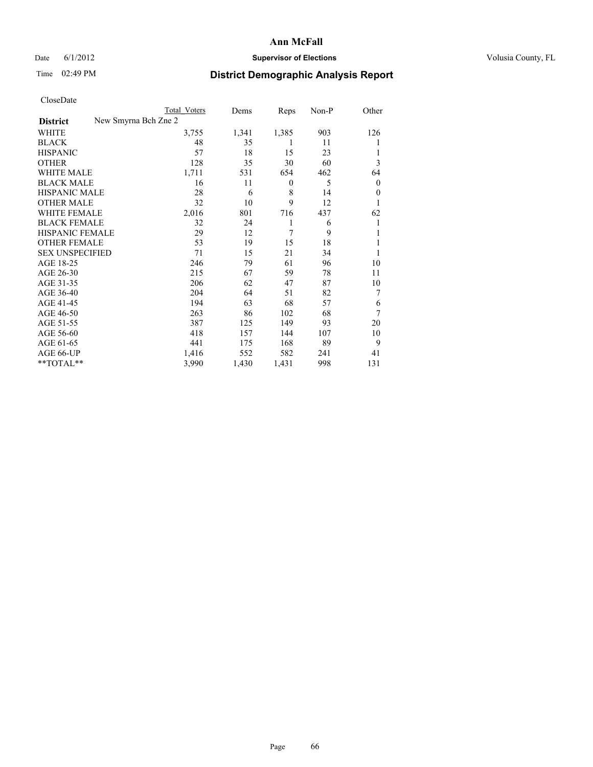# Ann McFall

Date 6/1/2012 **Supervisor of Elections** Volusia County, FL

Time 02:49 PM **District Demographic Analysis Report**

CloseDate

| | Total Voters | Dems | Reps | Non-P | Other |
|---|---|---|---|---|---|
| **District** New Smyrna Bch Zne 2 | | | | | |
| WHITE | 3,755 | 1,341 | 1,385 | 903 | 126 |
| BLACK | 48 | 35 | 1 | 11 | 1 |
| HISPANIC | 57 | 18 | 15 | 23 | 1 |
| OTHER | 128 | 35 | 30 | 60 | 3 |
| WHITE MALE | 1,711 | 531 | 654 | 462 | 64 |
| BLACK MALE | 16 | 11 | 0 | 5 | 0 |
| HISPANIC MALE | 28 | 6 | 8 | 14 | 0 |
| OTHER MALE | 32 | 10 | 9 | 12 | 1 |
| WHITE FEMALE | 2,016 | 801 | 716 | 437 | 62 |
| BLACK FEMALE | 32 | 24 | 1 | 6 | 1 |
| HISPANIC FEMALE | 29 | 12 | 7 | 9 | 1 |
| OTHER FEMALE | 53 | 19 | 15 | 18 | 1 |
| SEX UNSPECIFIED | 71 | 15 | 21 | 34 | 1 |
| AGE 18-25 | 246 | 79 | 61 | 96 | 10 |
| AGE 26-30 | 215 | 67 | 59 | 78 | 11 |
| AGE 31-35 | 206 | 62 | 47 | 87 | 10 |
| AGE 36-40 | 204 | 64 | 51 | 82 | 7 |
| AGE 41-45 | 194 | 63 | 68 | 57 | 6 |
| AGE 46-50 | 263 | 86 | 102 | 68 | 7 |
| AGE 51-55 | 387 | 125 | 149 | 93 | 20 |
| AGE 56-60 | 418 | 157 | 144 | 107 | 10 |
| AGE 61-65 | 441 | 175 | 168 | 89 | 9 |
| AGE 66-UP | 1,416 | 552 | 582 | 241 | 41 |
| **TOTAL** | 3,990 | 1,430 | 1,431 | 998 | 131 |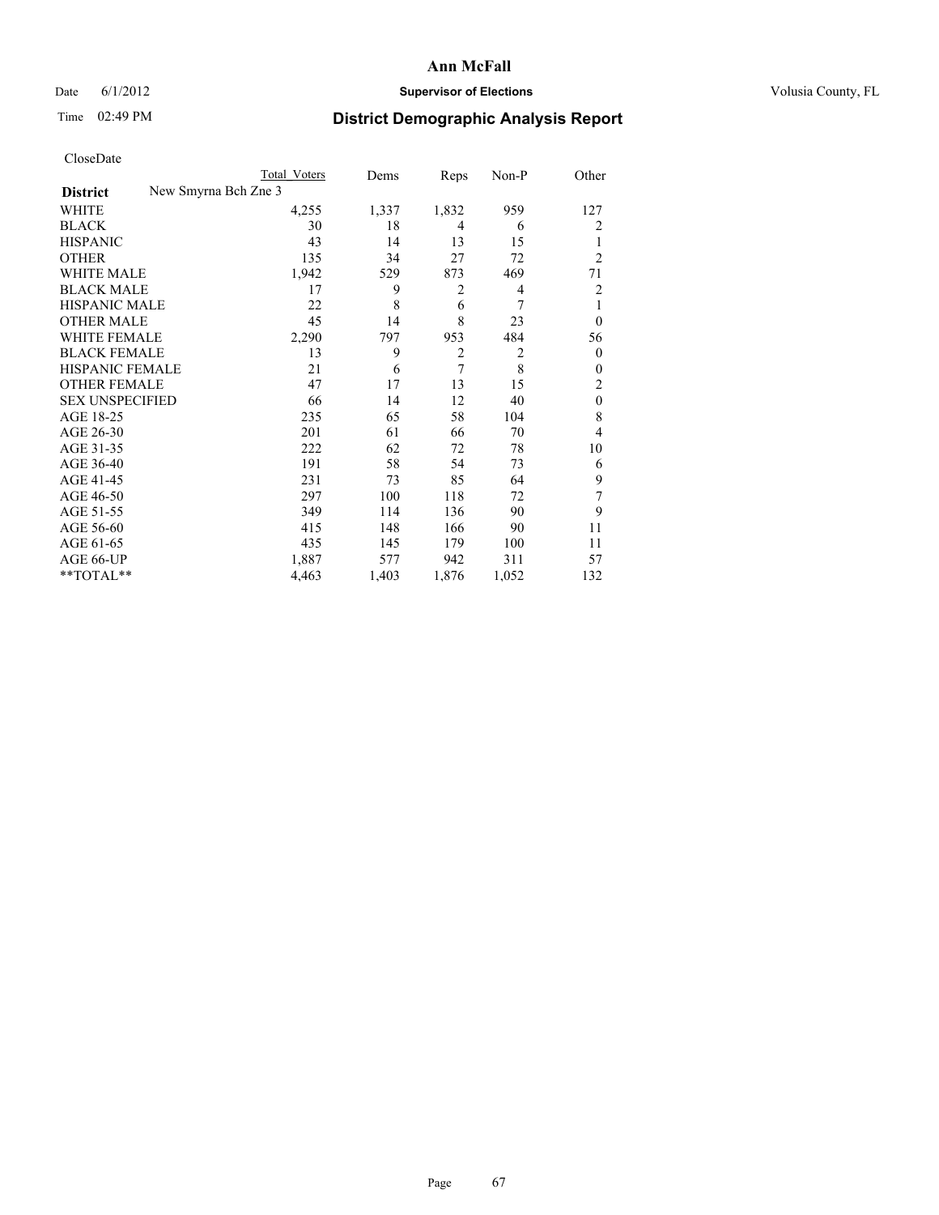**Ann McFall**

Date 6/1/2012 **Supervisor of Elections** Volusia County, FL

Time 02:49 PM

## District Demographic Analysis Report

CloseDate

| **District** New Smyrna Bch Zne 3 | Total Voters | Dems | Reps | Non-P | Other |
|---|---|---|---|---|---|
| WHITE | 4,255 | 1,337 | 1,832 | 959 | 127 |
| BLACK | 30 | 18 | 4 | 6 | 2 |
| HISPANIC | 43 | 14 | 13 | 15 | 1 |
| OTHER | 135 | 34 | 27 | 72 | 2 |
| WHITE MALE | 1,942 | 529 | 873 | 469 | 71 |
| BLACK MALE | 17 | 9 | 2 | 4 | 2 |
| HISPANIC MALE | 22 | 8 | 6 | 7 | 1 |
| OTHER MALE | 45 | 14 | 8 | 23 | 0 |
| WHITE FEMALE | 2,290 | 797 | 953 | 484 | 56 |
| BLACK FEMALE | 13 | 9 | 2 | 2 | 0 |
| HISPANIC FEMALE | 21 | 6 | 7 | 8 | 0 |
| OTHER FEMALE | 47 | 17 | 13 | 15 | 2 |
| SEX UNSPECIFIED | 66 | 14 | 12 | 40 | 0 |
| AGE 18-25 | 235 | 65 | 58 | 104 | 8 |
| AGE 26-30 | 201 | 61 | 66 | 70 | 4 |
| AGE 31-35 | 222 | 62 | 72 | 78 | 10 |
| AGE 36-40 | 191 | 58 | 54 | 73 | 6 |
| AGE 41-45 | 231 | 73 | 85 | 64 | 9 |
| AGE 46-50 | 297 | 100 | 118 | 72 | 7 |
| AGE 51-55 | 349 | 114 | 136 | 90 | 9 |
| AGE 56-60 | 415 | 148 | 166 | 90 | 11 |
| AGE 61-65 | 435 | 145 | 179 | 100 | 11 |
| AGE 66-UP | 1,887 | 577 | 942 | 311 | 57 |
| **TOTAL** | 4,463 | 1,403 | 1,876 | 1,052 | 132 |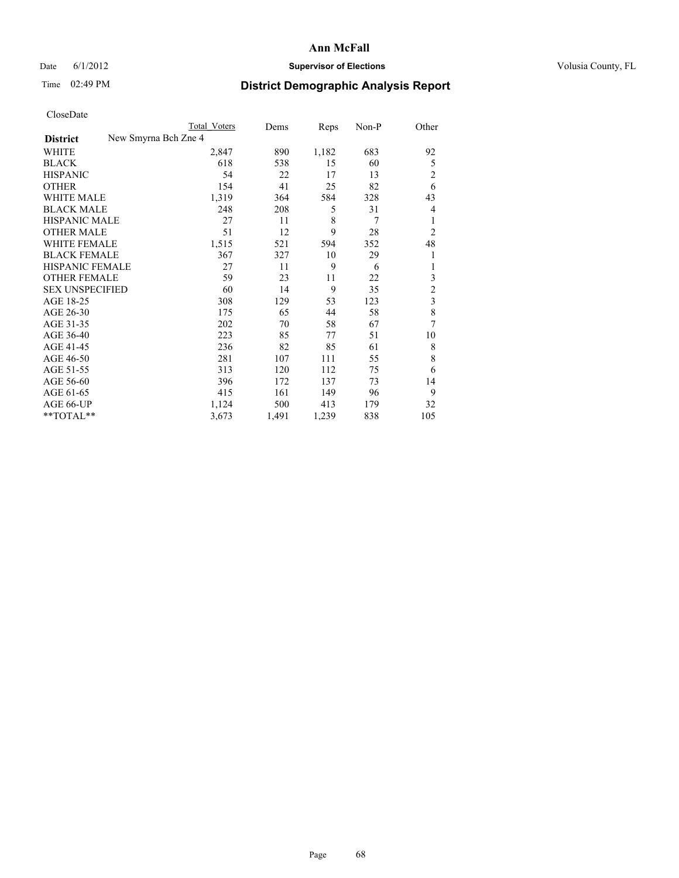**Ann McFall**

Date 6/1/2012 **Supervisor of Elections** Volusia County, FL

Time 02:49 PM **District Demographic Analysis Report**

CloseDate

| | Total Voters | Dems | Reps | Non-P | Other |
|---|---|---|---|---|---|
| **District** New Smyrna Bch Zne 4 | | | | | |
| WHITE | 2,847 | 890 | 1,182 | 683 | 92 |
| BLACK | 618 | 538 | 15 | 60 | 5 |
| HISPANIC | 54 | 22 | 17 | 13 | 2 |
| OTHER | 154 | 41 | 25 | 82 | 6 |
| WHITE MALE | 1,319 | 364 | 584 | 328 | 43 |
| BLACK MALE | 248 | 208 | 5 | 31 | 4 |
| HISPANIC MALE | 27 | 11 | 8 | 7 | 1 |
| OTHER MALE | 51 | 12 | 9 | 28 | 2 |
| WHITE FEMALE | 1,515 | 521 | 594 | 352 | 48 |
| BLACK FEMALE | 367 | 327 | 10 | 29 | 1 |
| HISPANIC FEMALE | 27 | 11 | 9 | 6 | 1 |
| OTHER FEMALE | 59 | 23 | 11 | 22 | 3 |
| SEX UNSPECIFIED | 60 | 14 | 9 | 35 | 2 |
| AGE 18-25 | 308 | 129 | 53 | 123 | 3 |
| AGE 26-30 | 175 | 65 | 44 | 58 | 8 |
| AGE 31-35 | 202 | 70 | 58 | 67 | 7 |
| AGE 36-40 | 223 | 85 | 77 | 51 | 10 |
| AGE 41-45 | 236 | 82 | 85 | 61 | 8 |
| AGE 46-50 | 281 | 107 | 111 | 55 | 8 |
| AGE 51-55 | 313 | 120 | 112 | 75 | 6 |
| AGE 56-60 | 396 | 172 | 137 | 73 | 14 |
| AGE 61-65 | 415 | 161 | 149 | 96 | 9 |
| AGE 66-UP | 1,124 | 500 | 413 | 179 | 32 |
| **TOTAL** | 3,673 | 1,491 | 1,239 | 838 | 105 |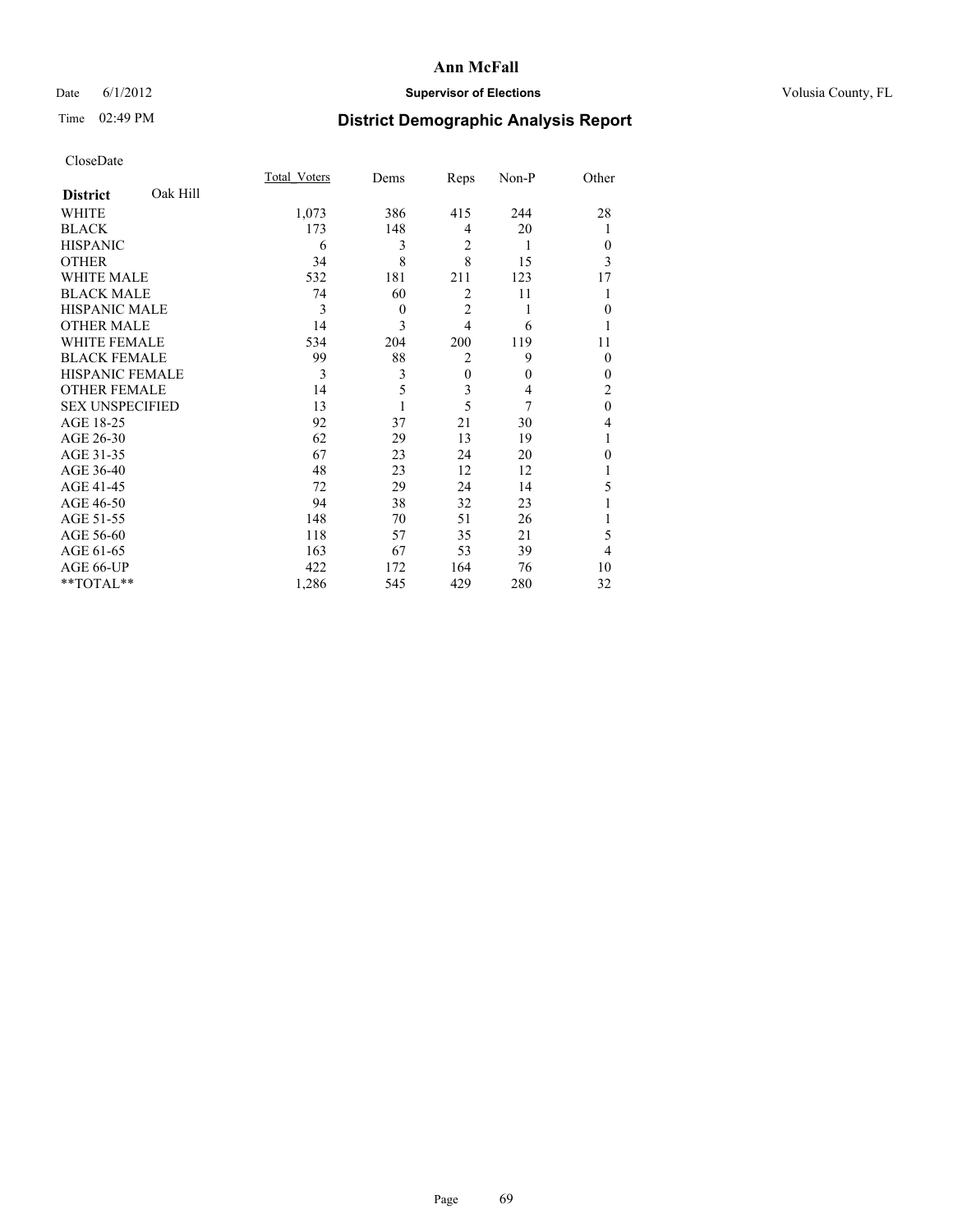# Ann McFall

Date 6/1/2012 **Supervisor of Elections** Volusia County, FL

Time 02:49 PM

## District Demographic Analysis Report

CloseDate

| District Oak Hill | Total_Voters | Dems | Reps | Non-P | Other |
|---|---|---|---|---|---|
| WHITE | 1,073 | 386 | 415 | 244 | 28 |
| BLACK | 173 | 148 | 4 | 20 | 1 |
| HISPANIC | 6 | 3 | 2 | 1 | 0 |
| OTHER | 34 | 8 | 8 | 15 | 3 |
| WHITE MALE | 532 | 181 | 211 | 123 | 17 |
| BLACK MALE | 74 | 60 | 2 | 11 | 1 |
| HISPANIC MALE | 3 | 0 | 2 | 1 | 0 |
| OTHER MALE | 14 | 3 | 4 | 6 | 1 |
| WHITE FEMALE | 534 | 204 | 200 | 119 | 11 |
| BLACK FEMALE | 99 | 88 | 2 | 9 | 0 |
| HISPANIC FEMALE | 3 | 3 | 0 | 0 | 0 |
| OTHER FEMALE | 14 | 5 | 3 | 4 | 2 |
| SEX UNSPECIFIED | 13 | 1 | 5 | 7 | 0 |
| AGE 18-25 | 92 | 37 | 21 | 30 | 4 |
| AGE 26-30 | 62 | 29 | 13 | 19 | 1 |
| AGE 31-35 | 67 | 23 | 24 | 20 | 0 |
| AGE 36-40 | 48 | 23 | 12 | 12 | 1 |
| AGE 41-45 | 72 | 29 | 24 | 14 | 5 |
| AGE 46-50 | 94 | 38 | 32 | 23 | 1 |
| AGE 51-55 | 148 | 70 | 51 | 26 | 1 |
| AGE 56-60 | 118 | 57 | 35 | 21 | 5 |
| AGE 61-65 | 163 | 67 | 53 | 39 | 4 |
| AGE 66-UP | 422 | 172 | 164 | 76 | 10 |
| **TOTAL** | 1,286 | 545 | 429 | 280 | 32 |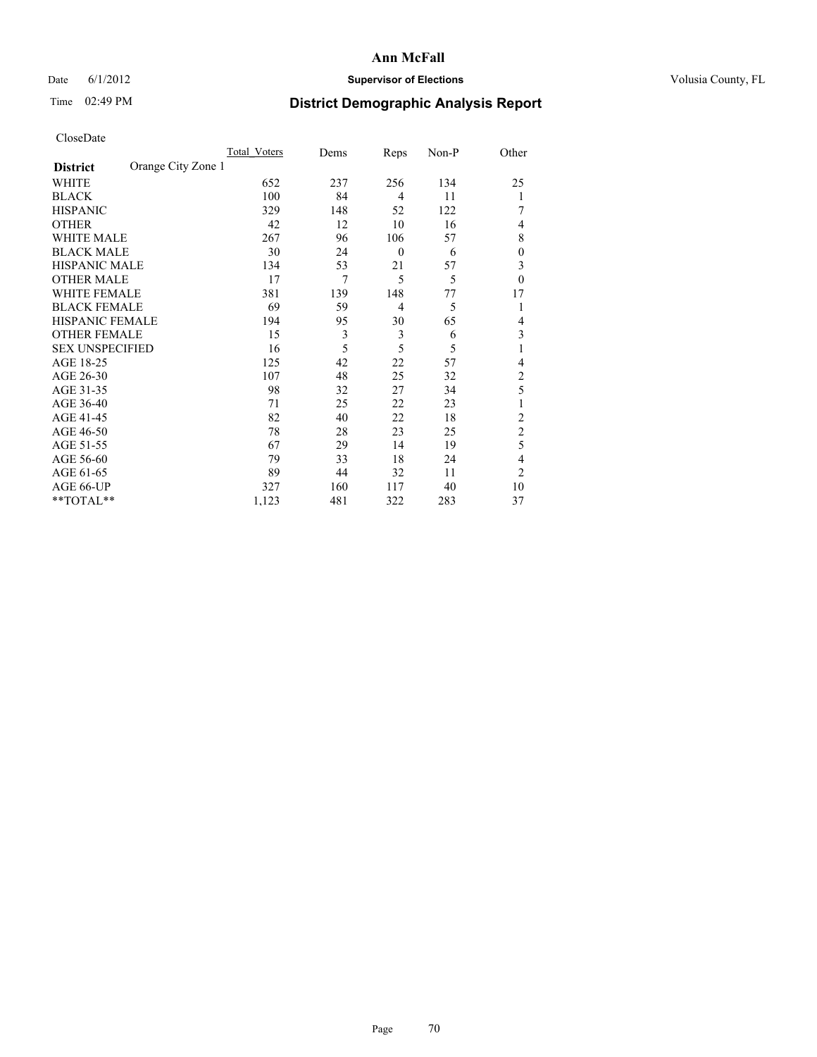**Ann McFall**

Date 6/1/2012 **Supervisor of Elections** Volusia County, FL

Time 02:49 PM **District Demographic Analysis Report**

CloseDate

| | Total_Voters | Dems | Reps | Non-P | Other |
|---|---|---|---|---|---|
| **District** Orange City Zone 1 | | | | | |
| WHITE | 652 | 237 | 256 | 134 | 25 |
| BLACK | 100 | 84 | 4 | 11 | 1 |
| HISPANIC | 329 | 148 | 52 | 122 | 7 |
| OTHER | 42 | 12 | 10 | 16 | 4 |
| WHITE MALE | 267 | 96 | 106 | 57 | 8 |
| BLACK MALE | 30 | 24 | 0 | 6 | 0 |
| HISPANIC MALE | 134 | 53 | 21 | 57 | 3 |
| OTHER MALE | 17 | 7 | 5 | 5 | 0 |
| WHITE FEMALE | 381 | 139 | 148 | 77 | 17 |
| BLACK FEMALE | 69 | 59 | 4 | 5 | 1 |
| HISPANIC FEMALE | 194 | 95 | 30 | 65 | 4 |
| OTHER FEMALE | 15 | 3 | 3 | 6 | 3 |
| SEX UNSPECIFIED | 16 | 5 | 5 | 5 | 1 |
| AGE 18-25 | 125 | 42 | 22 | 57 | 4 |
| AGE 26-30 | 107 | 48 | 25 | 32 | 2 |
| AGE 31-35 | 98 | 32 | 27 | 34 | 5 |
| AGE 36-40 | 71 | 25 | 22 | 23 | 1 |
| AGE 41-45 | 82 | 40 | 22 | 18 | 2 |
| AGE 46-50 | 78 | 28 | 23 | 25 | 2 |
| AGE 51-55 | 67 | 29 | 14 | 19 | 5 |
| AGE 56-60 | 79 | 33 | 18 | 24 | 4 |
| AGE 61-65 | 89 | 44 | 32 | 11 | 2 |
| AGE 66-UP | 327 | 160 | 117 | 40 | 10 |
| **TOTAL** | 1,123 | 481 | 322 | 283 | 37 |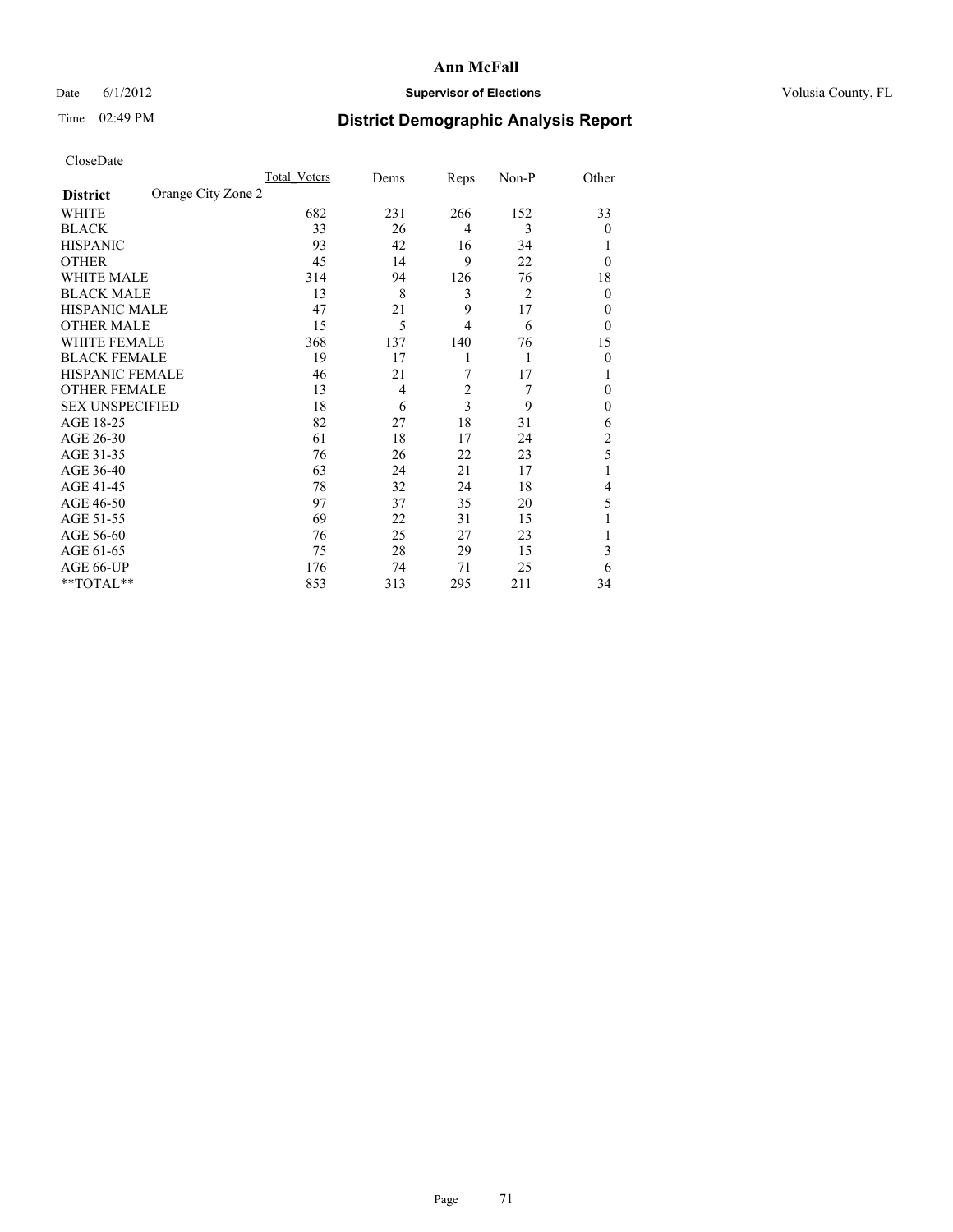# Ann McFall

Date 6/1/2012 **Supervisor of Elections** Volusia County, FL

Time 02:49 PM

## District Demographic Analysis Report

CloseDate

| | Total_Voters | Dems | Reps | Non-P | Other |
|---|---|---|---|---|---|
| **District** Orange City Zone 2 | | | | | |
| WHITE | 682 | 231 | 266 | 152 | 33 |
| BLACK | 33 | 26 | 4 | 3 | 0 |
| HISPANIC | 93 | 42 | 16 | 34 | 1 |
| OTHER | 45 | 14 | 9 | 22 | 0 |
| WHITE MALE | 314 | 94 | 126 | 76 | 18 |
| BLACK MALE | 13 | 8 | 3 | 2 | 0 |
| HISPANIC MALE | 47 | 21 | 9 | 17 | 0 |
| OTHER MALE | 15 | 5 | 4 | 6 | 0 |
| WHITE FEMALE | 368 | 137 | 140 | 76 | 15 |
| BLACK FEMALE | 19 | 17 | 1 | 1 | 0 |
| HISPANIC FEMALE | 46 | 21 | 7 | 17 | 1 |
| OTHER FEMALE | 13 | 4 | 2 | 7 | 0 |
| SEX UNSPECIFIED | 18 | 6 | 3 | 9 | 0 |
| AGE 18-25 | 82 | 27 | 18 | 31 | 6 |
| AGE 26-30 | 61 | 18 | 17 | 24 | 2 |
| AGE 31-35 | 76 | 26 | 22 | 23 | 5 |
| AGE 36-40 | 63 | 24 | 21 | 17 | 1 |
| AGE 41-45 | 78 | 32 | 24 | 18 | 4 |
| AGE 46-50 | 97 | 37 | 35 | 20 | 5 |
| AGE 51-55 | 69 | 22 | 31 | 15 | 1 |
| AGE 56-60 | 76 | 25 | 27 | 23 | 1 |
| AGE 61-65 | 75 | 28 | 29 | 15 | 3 |
| AGE 66-UP | 176 | 74 | 71 | 25 | 6 |
| **TOTAL** | 853 | 313 | 295 | 211 | 34 |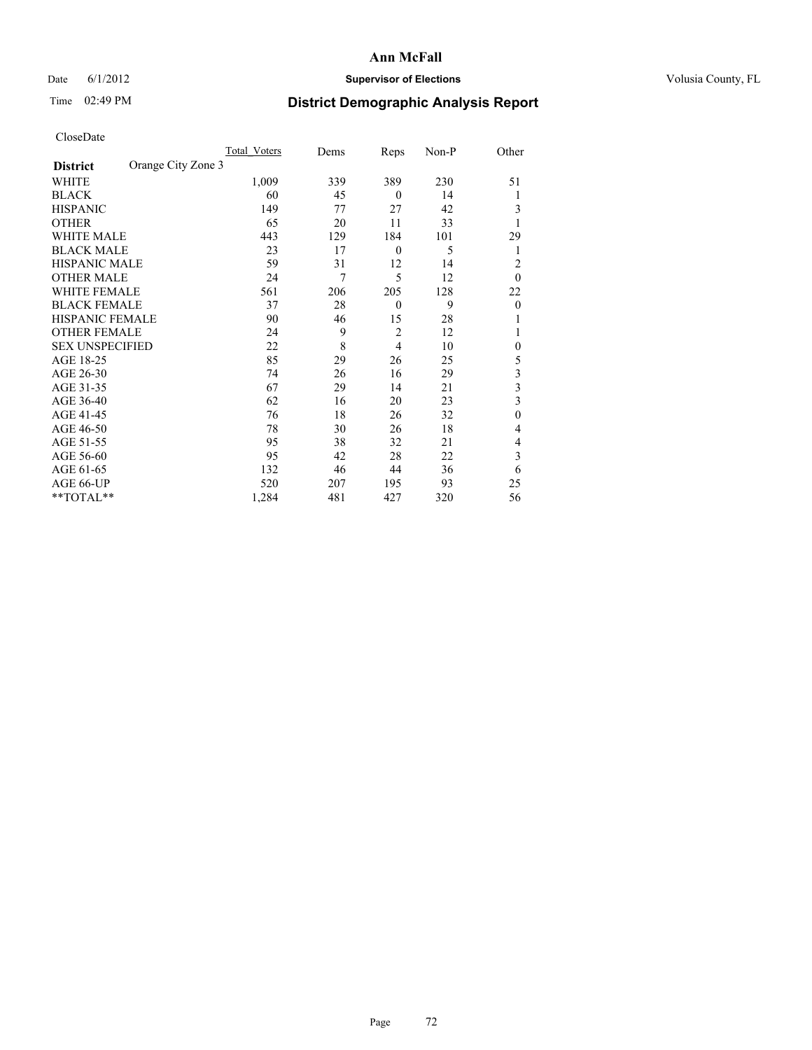**Ann McFall**

Date 6/1/2012 **Supervisor of Elections** Volusia County, FL

Time 02:49 PM

## District Demographic Analysis Report

CloseDate

| | Total_Voters | Dems | Reps | Non-P | Other |
|---|---|---|---|---|---|
| **District** Orange City Zone 3 | | | | | |
| WHITE | 1,009 | 339 | 389 | 230 | 51 |
| BLACK | 60 | 45 | 0 | 14 | 1 |
| HISPANIC | 149 | 77 | 27 | 42 | 3 |
| OTHER | 65 | 20 | 11 | 33 | 1 |
| WHITE MALE | 443 | 129 | 184 | 101 | 29 |
| BLACK MALE | 23 | 17 | 0 | 5 | 1 |
| HISPANIC MALE | 59 | 31 | 12 | 14 | 2 |
| OTHER MALE | 24 | 7 | 5 | 12 | 0 |
| WHITE FEMALE | 561 | 206 | 205 | 128 | 22 |
| BLACK FEMALE | 37 | 28 | 0 | 9 | 0 |
| HISPANIC FEMALE | 90 | 46 | 15 | 28 | 1 |
| OTHER FEMALE | 24 | 9 | 2 | 12 | 1 |
| SEX UNSPECIFIED | 22 | 8 | 4 | 10 | 0 |
| AGE 18-25 | 85 | 29 | 26 | 25 | 5 |
| AGE 26-30 | 74 | 26 | 16 | 29 | 3 |
| AGE 31-35 | 67 | 29 | 14 | 21 | 3 |
| AGE 36-40 | 62 | 16 | 20 | 23 | 3 |
| AGE 41-45 | 76 | 18 | 26 | 32 | 0 |
| AGE 46-50 | 78 | 30 | 26 | 18 | 4 |
| AGE 51-55 | 95 | 38 | 32 | 21 | 4 |
| AGE 56-60 | 95 | 42 | 28 | 22 | 3 |
| AGE 61-65 | 132 | 46 | 44 | 36 | 6 |
| AGE 66-UP | 520 | 207 | 195 | 93 | 25 |
| **TOTAL** | 1,284 | 481 | 427 | 320 | 56 |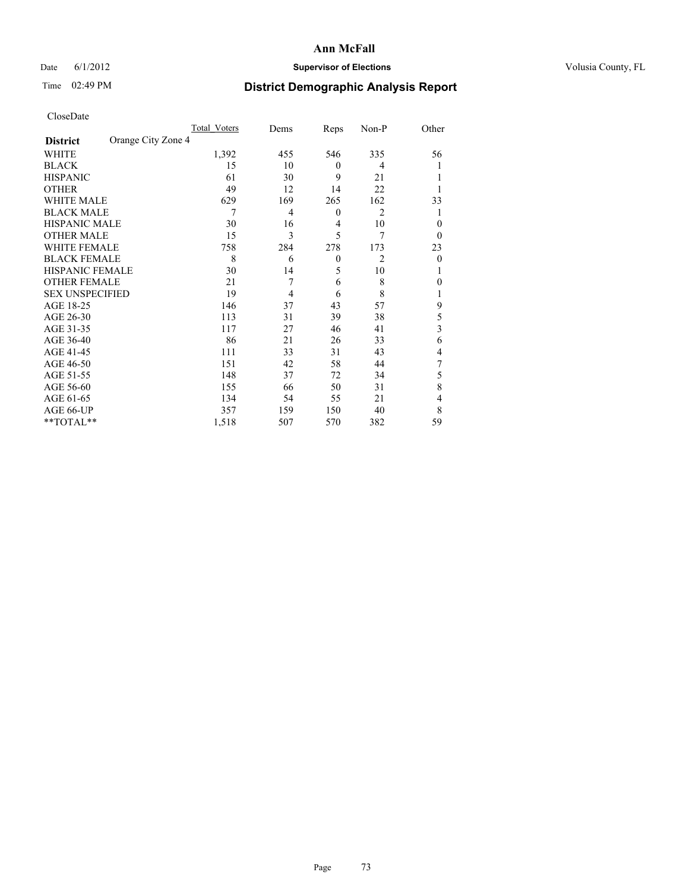# Ann McFall

Date 6/1/2012

**Supervisor of Elections**

Volusia County, FL

Time 02:49 PM

## District Demographic Analysis Report

CloseDate

| **District** Orange City Zone 4 | Total Voters | Dems | Reps | Non-P | Other |
|---|---|---|---|---|---|
| WHITE | 1,392 | 455 | 546 | 335 | 56 |
| BLACK | 15 | 10 | 0 | 4 | 1 |
| HISPANIC | 61 | 30 | 9 | 21 | 1 |
| OTHER | 49 | 12 | 14 | 22 | 1 |
| WHITE MALE | 629 | 169 | 265 | 162 | 33 |
| BLACK MALE | 7 | 4 | 0 | 2 | 1 |
| HISPANIC MALE | 30 | 16 | 4 | 10 | 0 |
| OTHER MALE | 15 | 3 | 5 | 7 | 0 |
| WHITE FEMALE | 758 | 284 | 278 | 173 | 23 |
| BLACK FEMALE | 8 | 6 | 0 | 2 | 0 |
| HISPANIC FEMALE | 30 | 14 | 5 | 10 | 1 |
| OTHER FEMALE | 21 | 7 | 6 | 8 | 0 |
| SEX UNSPECIFIED | 19 | 4 | 6 | 8 | 1 |
| AGE 18-25 | 146 | 37 | 43 | 57 | 9 |
| AGE 26-30 | 113 | 31 | 39 | 38 | 5 |
| AGE 31-35 | 117 | 27 | 46 | 41 | 3 |
| AGE 36-40 | 86 | 21 | 26 | 33 | 6 |
| AGE 41-45 | 111 | 33 | 31 | 43 | 4 |
| AGE 46-50 | 151 | 42 | 58 | 44 | 7 |
| AGE 51-55 | 148 | 37 | 72 | 34 | 5 |
| AGE 56-60 | 155 | 66 | 50 | 31 | 8 |
| AGE 61-65 | 134 | 54 | 55 | 21 | 4 |
| AGE 66-UP | 357 | 159 | 150 | 40 | 8 |
| **TOTAL** | 1,518 | 507 | 570 | 382 | 59 |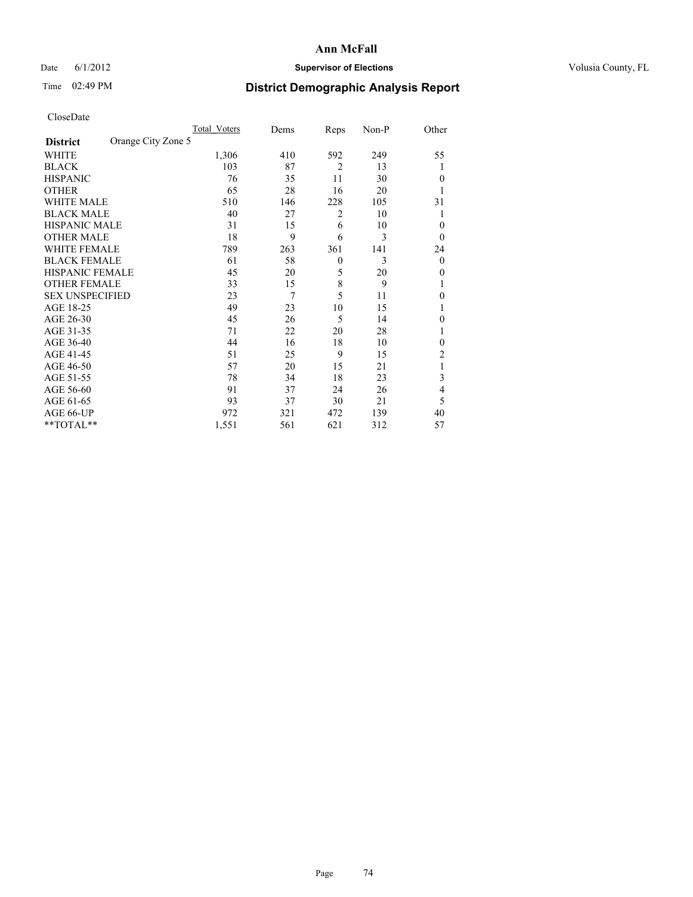Ann McFall

Date 6/1/2012 **Supervisor of Elections** Volusia County, FL

Time 02:49 PM

## District Demographic Analysis Report

CloseDate

| | Total_Voters | Dems | Reps | Non-P | Other |
|---|---|---|---|---|---|
| **District** Orange City Zone 5 | | | | | |
| WHITE | 1,306 | 410 | 592 | 249 | 55 |
| BLACK | 103 | 87 | 2 | 13 | 1 |
| HISPANIC | 76 | 35 | 11 | 30 | 0 |
| OTHER | 65 | 28 | 16 | 20 | 1 |
| WHITE MALE | 510 | 146 | 228 | 105 | 31 |
| BLACK MALE | 40 | 27 | 2 | 10 | 1 |
| HISPANIC MALE | 31 | 15 | 6 | 10 | 0 |
| OTHER MALE | 18 | 9 | 6 | 3 | 0 |
| WHITE FEMALE | 789 | 263 | 361 | 141 | 24 |
| BLACK FEMALE | 61 | 58 | 0 | 3 | 0 |
| HISPANIC FEMALE | 45 | 20 | 5 | 20 | 0 |
| OTHER FEMALE | 33 | 15 | 8 | 9 | 1 |
| SEX UNSPECIFIED | 23 | 7 | 5 | 11 | 0 |
| AGE 18-25 | 49 | 23 | 10 | 15 | 1 |
| AGE 26-30 | 45 | 26 | 5 | 14 | 0 |
| AGE 31-35 | 71 | 22 | 20 | 28 | 1 |
| AGE 36-40 | 44 | 16 | 18 | 10 | 0 |
| AGE 41-45 | 51 | 25 | 9 | 15 | 2 |
| AGE 46-50 | 57 | 20 | 15 | 21 | 1 |
| AGE 51-55 | 78 | 34 | 18 | 23 | 3 |
| AGE 56-60 | 91 | 37 | 24 | 26 | 4 |
| AGE 61-65 | 93 | 37 | 30 | 21 | 5 |
| AGE 66-UP | 972 | 321 | 472 | 139 | 40 |
| **TOTAL** | 1,551 | 561 | 621 | 312 | 57 |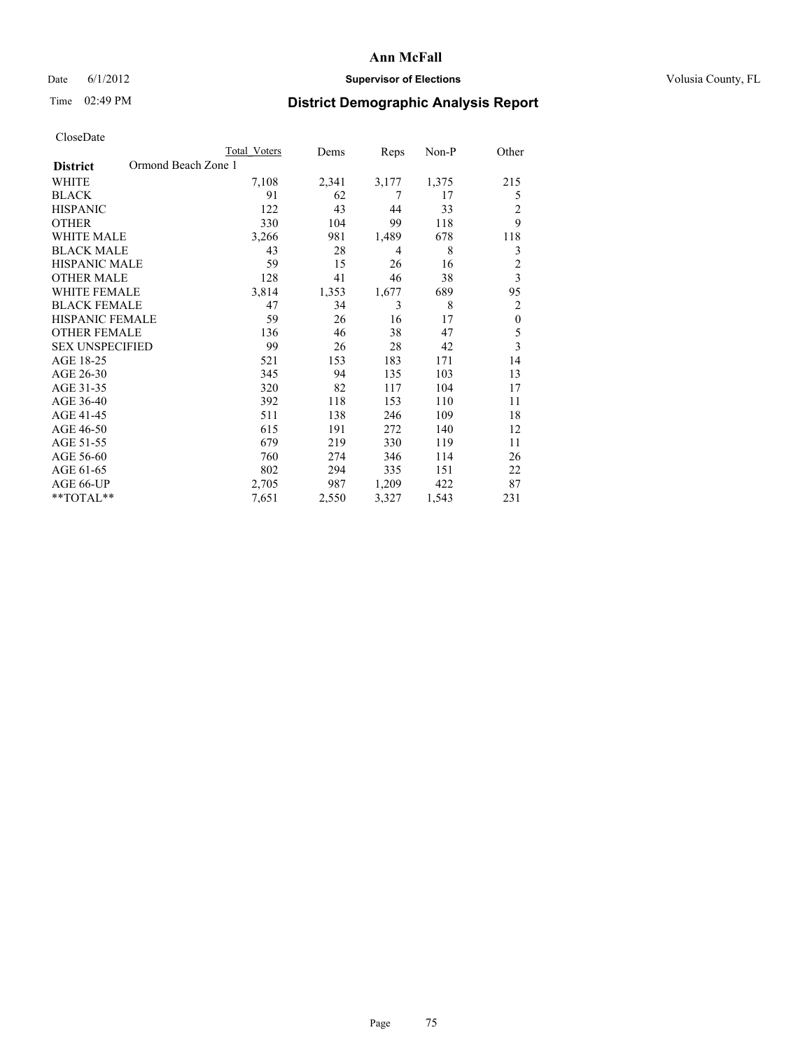# Ann McFall

Date 6/1/2012 **Supervisor of Elections** Volusia County, FL

Time 02:49 PM **District Demographic Analysis Report**

CloseDate

| | Total Voters | Dems | Reps | Non-P | Other |
|---|---|---|---|---|---|
| **District** Ormond Beach Zone 1 | | | | | |
| WHITE | 7,108 | 2,341 | 3,177 | 1,375 | 215 |
| BLACK | 91 | 62 | 7 | 17 | 5 |
| HISPANIC | 122 | 43 | 44 | 33 | 2 |
| OTHER | 330 | 104 | 99 | 118 | 9 |
| WHITE MALE | 3,266 | 981 | 1,489 | 678 | 118 |
| BLACK MALE | 43 | 28 | 4 | 8 | 3 |
| HISPANIC MALE | 59 | 15 | 26 | 16 | 2 |
| OTHER MALE | 128 | 41 | 46 | 38 | 3 |
| WHITE FEMALE | 3,814 | 1,353 | 1,677 | 689 | 95 |
| BLACK FEMALE | 47 | 34 | 3 | 8 | 2 |
| HISPANIC FEMALE | 59 | 26 | 16 | 17 | 0 |
| OTHER FEMALE | 136 | 46 | 38 | 47 | 5 |
| SEX UNSPECIFIED | 99 | 26 | 28 | 42 | 3 |
| AGE 18-25 | 521 | 153 | 183 | 171 | 14 |
| AGE 26-30 | 345 | 94 | 135 | 103 | 13 |
| AGE 31-35 | 320 | 82 | 117 | 104 | 17 |
| AGE 36-40 | 392 | 118 | 153 | 110 | 11 |
| AGE 41-45 | 511 | 138 | 246 | 109 | 18 |
| AGE 46-50 | 615 | 191 | 272 | 140 | 12 |
| AGE 51-55 | 679 | 219 | 330 | 119 | 11 |
| AGE 56-60 | 760 | 274 | 346 | 114 | 26 |
| AGE 61-65 | 802 | 294 | 335 | 151 | 22 |
| AGE 66-UP | 2,705 | 987 | 1,209 | 422 | 87 |
| **TOTAL** | 7,651 | 2,550 | 3,327 | 1,543 | 231 |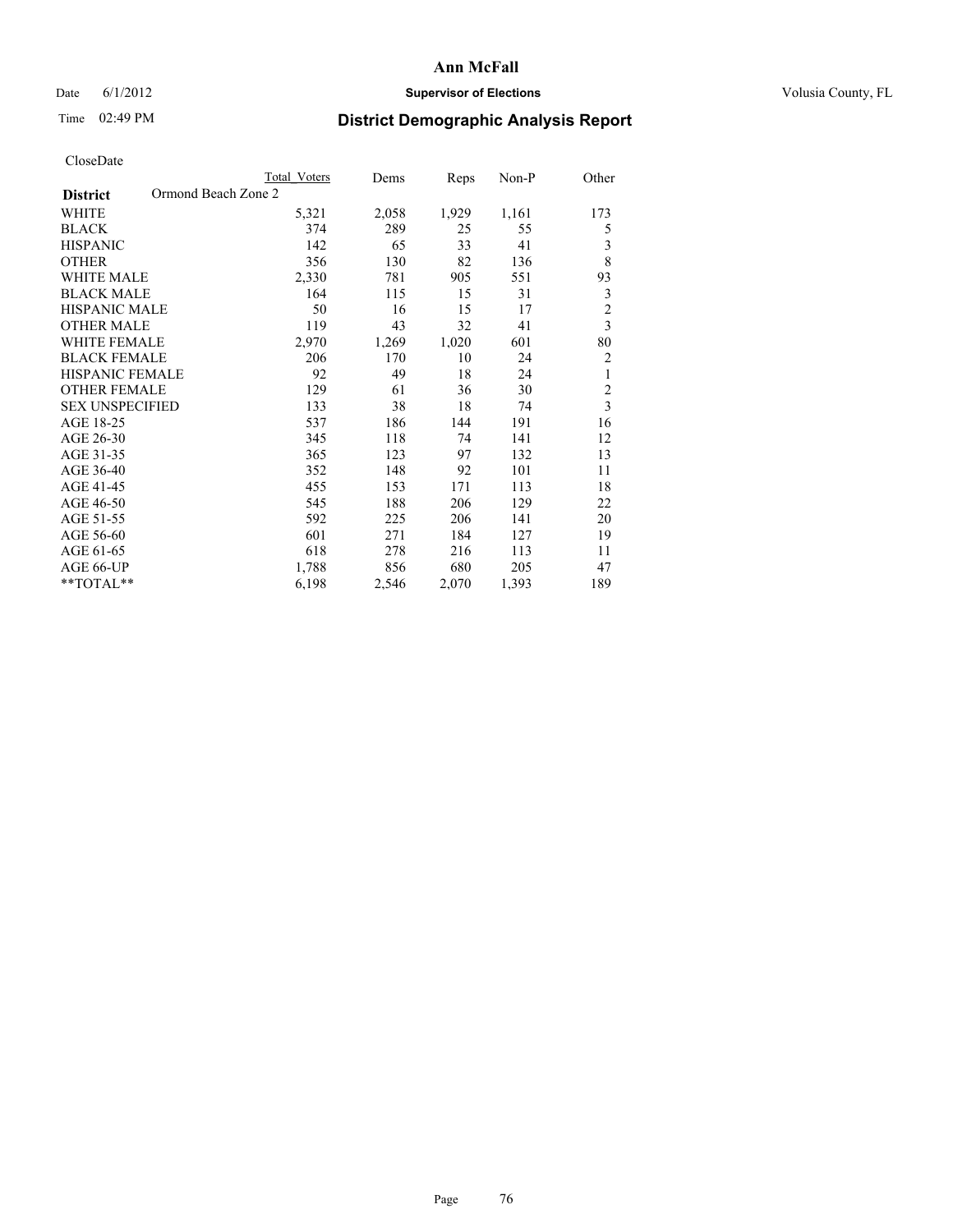# Ann McFall

Date 6/1/2012 **Supervisor of Elections** Volusia County, FL

Time 02:49 PM

## District Demographic Analysis Report

CloseDate

| | Total Voters | Dems | Reps | Non-P | Other |
|---|---|---|---|---|---|
| **District** Ormond Beach Zone 2 | | | | | |
| WHITE | 5,321 | 2,058 | 1,929 | 1,161 | 173 |
| BLACK | 374 | 289 | 25 | 55 | 5 |
| HISPANIC | 142 | 65 | 33 | 41 | 3 |
| OTHER | 356 | 130 | 82 | 136 | 8 |
| WHITE MALE | 2,330 | 781 | 905 | 551 | 93 |
| BLACK MALE | 164 | 115 | 15 | 31 | 3 |
| HISPANIC MALE | 50 | 16 | 15 | 17 | 2 |
| OTHER MALE | 119 | 43 | 32 | 41 | 3 |
| WHITE FEMALE | 2,970 | 1,269 | 1,020 | 601 | 80 |
| BLACK FEMALE | 206 | 170 | 10 | 24 | 2 |
| HISPANIC FEMALE | 92 | 49 | 18 | 24 | 1 |
| OTHER FEMALE | 129 | 61 | 36 | 30 | 2 |
| SEX UNSPECIFIED | 133 | 38 | 18 | 74 | 3 |
| AGE 18-25 | 537 | 186 | 144 | 191 | 16 |
| AGE 26-30 | 345 | 118 | 74 | 141 | 12 |
| AGE 31-35 | 365 | 123 | 97 | 132 | 13 |
| AGE 36-40 | 352 | 148 | 92 | 101 | 11 |
| AGE 41-45 | 455 | 153 | 171 | 113 | 18 |
| AGE 46-50 | 545 | 188 | 206 | 129 | 22 |
| AGE 51-55 | 592 | 225 | 206 | 141 | 20 |
| AGE 56-60 | 601 | 271 | 184 | 127 | 19 |
| AGE 61-65 | 618 | 278 | 216 | 113 | 11 |
| AGE 66-UP | 1,788 | 856 | 680 | 205 | 47 |
| **TOTAL** | 6,198 | 2,546 | 2,070 | 1,393 | 189 |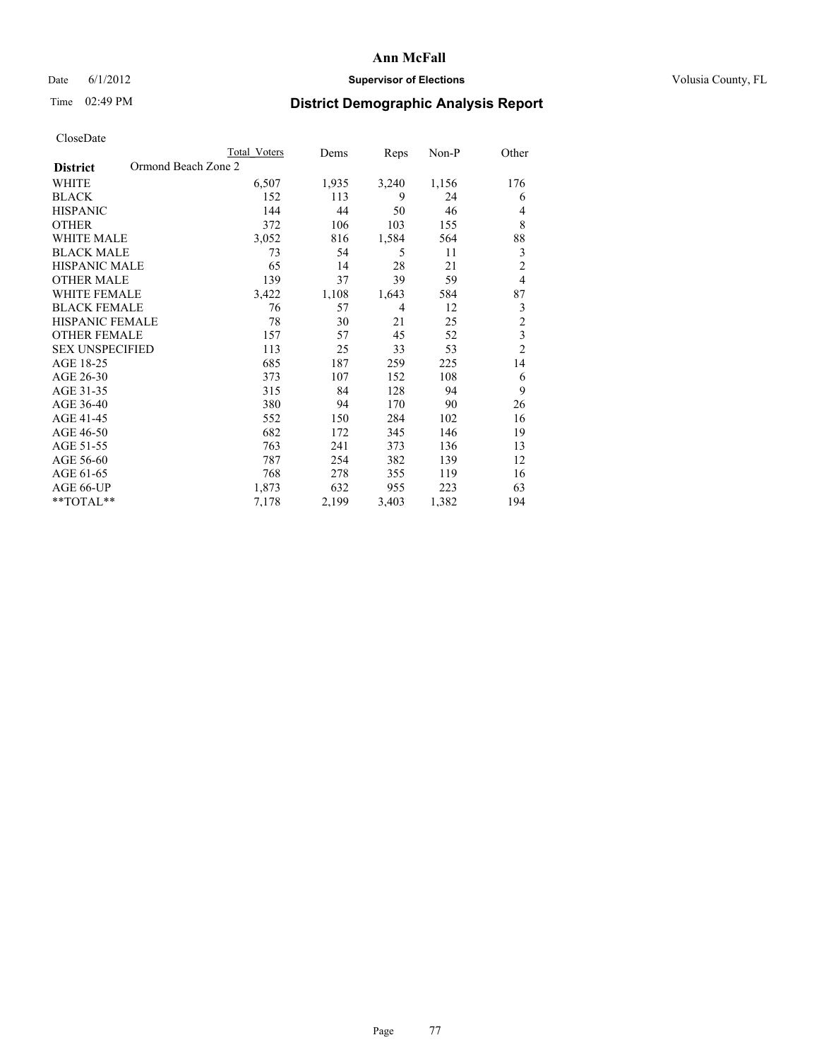# Ann McFall

Date 6/1/2012 **Supervisor of Elections** Volusia County, FL

Time 02:49 PM

## District Demographic Analysis Report

CloseDate

| | Total Voters | Dems | Reps | Non-P | Other |
|---|---|---|---|---|---|
| **District** Ormond Beach Zone 2 | | | | | |
| WHITE | 6,507 | 1,935 | 3,240 | 1,156 | 176 |
| BLACK | 152 | 113 | 9 | 24 | 6 |
| HISPANIC | 144 | 44 | 50 | 46 | 4 |
| OTHER | 372 | 106 | 103 | 155 | 8 |
| WHITE MALE | 3,052 | 816 | 1,584 | 564 | 88 |
| BLACK MALE | 73 | 54 | 5 | 11 | 3 |
| HISPANIC MALE | 65 | 14 | 28 | 21 | 2 |
| OTHER MALE | 139 | 37 | 39 | 59 | 4 |
| WHITE FEMALE | 3,422 | 1,108 | 1,643 | 584 | 87 |
| BLACK FEMALE | 76 | 57 | 4 | 12 | 3 |
| HISPANIC FEMALE | 78 | 30 | 21 | 25 | 2 |
| OTHER FEMALE | 157 | 57 | 45 | 52 | 3 |
| SEX UNSPECIFIED | 113 | 25 | 33 | 53 | 2 |
| AGE 18-25 | 685 | 187 | 259 | 225 | 14 |
| AGE 26-30 | 373 | 107 | 152 | 108 | 6 |
| AGE 31-35 | 315 | 84 | 128 | 94 | 9 |
| AGE 36-40 | 380 | 94 | 170 | 90 | 26 |
| AGE 41-45 | 552 | 150 | 284 | 102 | 16 |
| AGE 46-50 | 682 | 172 | 345 | 146 | 19 |
| AGE 51-55 | 763 | 241 | 373 | 136 | 13 |
| AGE 56-60 | 787 | 254 | 382 | 139 | 12 |
| AGE 61-65 | 768 | 278 | 355 | 119 | 16 |
| AGE 66-UP | 1,873 | 632 | 955 | 223 | 63 |
| **TOTAL** | 7,178 | 2,199 | 3,403 | 1,382 | 194 |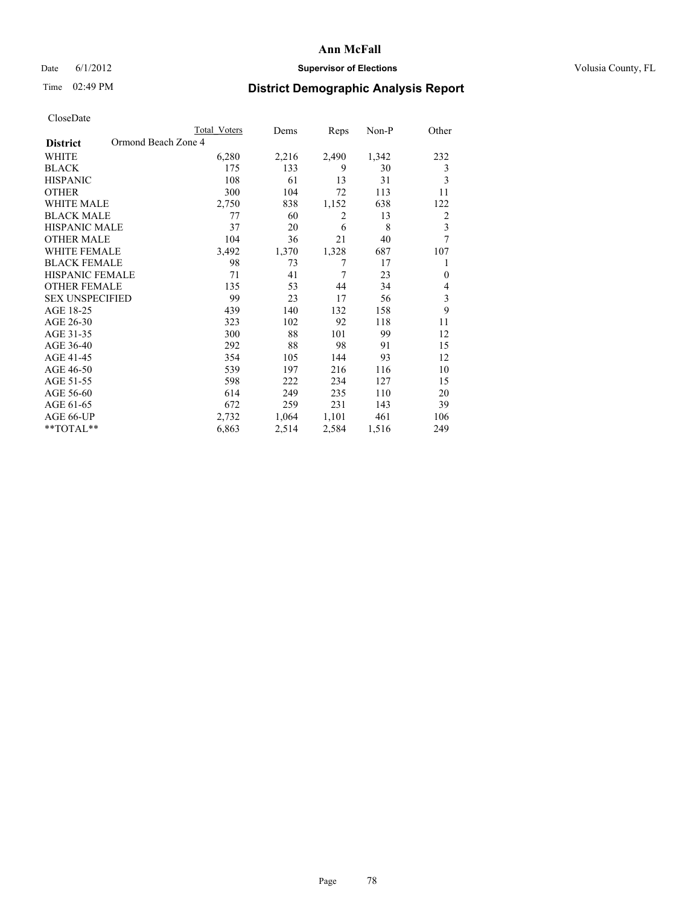# Ann McFall

Date 6/1/2012 **Supervisor of Elections** Volusia County, FL

Time 02:49 PM **District Demographic Analysis Report**

CloseDate

| | Total Voters | Dems | Reps | Non-P | Other |
|---|---|---|---|---|---|
| **District** Ormond Beach Zone 4 | | | | | |
| WHITE | 6,280 | 2,216 | 2,490 | 1,342 | 232 |
| BLACK | 175 | 133 | 9 | 30 | 3 |
| HISPANIC | 108 | 61 | 13 | 31 | 3 |
| OTHER | 300 | 104 | 72 | 113 | 11 |
| WHITE MALE | 2,750 | 838 | 1,152 | 638 | 122 |
| BLACK MALE | 77 | 60 | 2 | 13 | 2 |
| HISPANIC MALE | 37 | 20 | 6 | 8 | 3 |
| OTHER MALE | 104 | 36 | 21 | 40 | 7 |
| WHITE FEMALE | 3,492 | 1,370 | 1,328 | 687 | 107 |
| BLACK FEMALE | 98 | 73 | 7 | 17 | 1 |
| HISPANIC FEMALE | 71 | 41 | 7 | 23 | 0 |
| OTHER FEMALE | 135 | 53 | 44 | 34 | 4 |
| SEX UNSPECIFIED | 99 | 23 | 17 | 56 | 3 |
| AGE 18-25 | 439 | 140 | 132 | 158 | 9 |
| AGE 26-30 | 323 | 102 | 92 | 118 | 11 |
| AGE 31-35 | 300 | 88 | 101 | 99 | 12 |
| AGE 36-40 | 292 | 88 | 98 | 91 | 15 |
| AGE 41-45 | 354 | 105 | 144 | 93 | 12 |
| AGE 46-50 | 539 | 197 | 216 | 116 | 10 |
| AGE 51-55 | 598 | 222 | 234 | 127 | 15 |
| AGE 56-60 | 614 | 249 | 235 | 110 | 20 |
| AGE 61-65 | 672 | 259 | 231 | 143 | 39 |
| AGE 66-UP | 2,732 | 1,064 | 1,101 | 461 | 106 |
| **TOTAL** | 6,863 | 2,514 | 2,584 | 1,516 | 249 |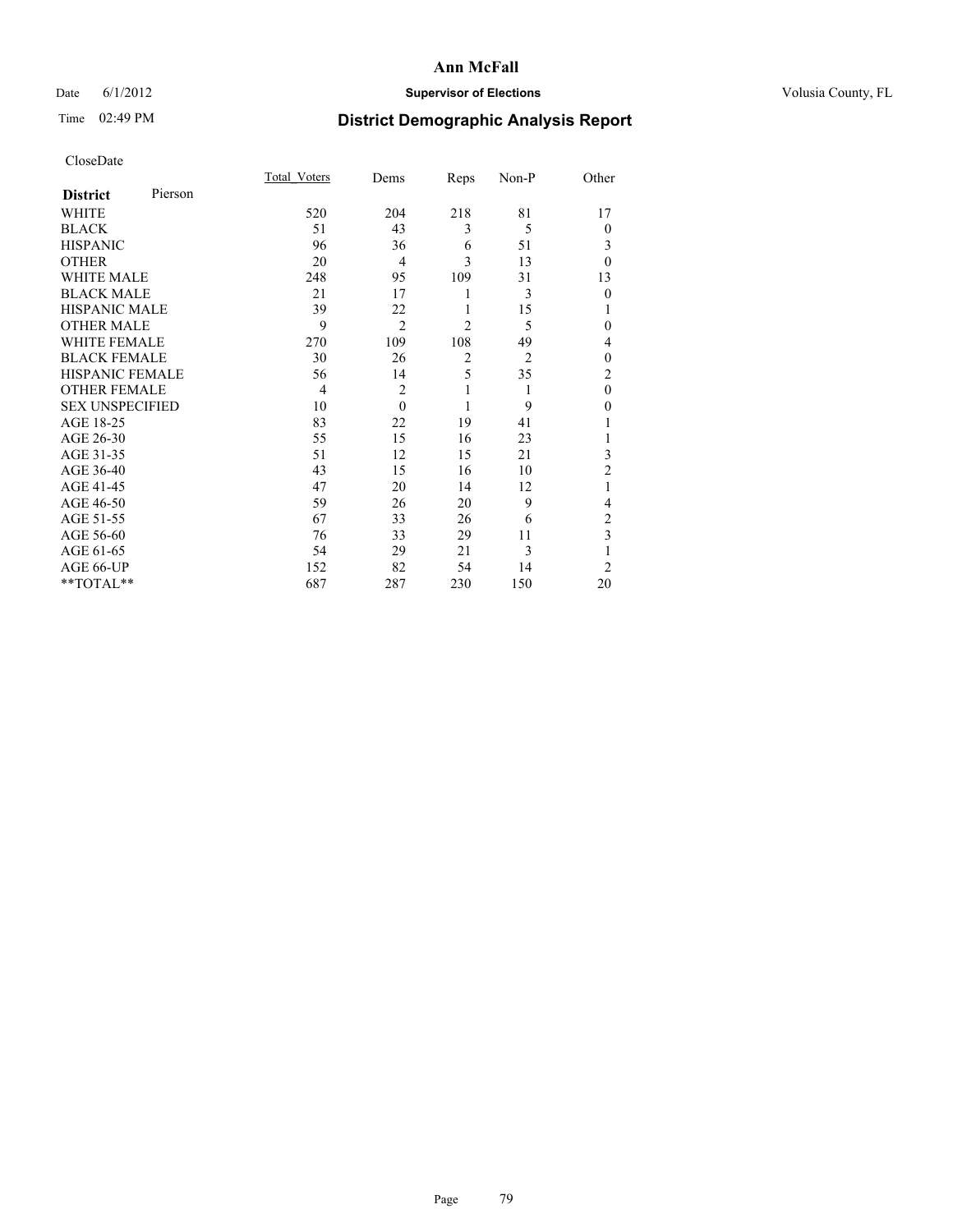**Ann McFall**

Date 6/1/2012 **Supervisor of Elections** Volusia County, FL

Time 02:49 PM

# District Demographic Analysis Report

CloseDate

| **District** Pierson | Total_Voters | Dems | Reps | Non-P | Other |
|---|---|---|---|---|---|
| WHITE | 520 | 204 | 218 | 81 | 17 |
| BLACK | 51 | 43 | 3 | 5 | 0 |
| HISPANIC | 96 | 36 | 6 | 51 | 3 |
| OTHER | 20 | 4 | 3 | 13 | 0 |
| WHITE MALE | 248 | 95 | 109 | 31 | 13 |
| BLACK MALE | 21 | 17 | 1 | 3 | 0 |
| HISPANIC MALE | 39 | 22 | 1 | 15 | 1 |
| OTHER MALE | 9 | 2 | 2 | 5 | 0 |
| WHITE FEMALE | 270 | 109 | 108 | 49 | 4 |
| BLACK FEMALE | 30 | 26 | 2 | 2 | 0 |
| HISPANIC FEMALE | 56 | 14 | 5 | 35 | 2 |
| OTHER FEMALE | 4 | 2 | 1 | 1 | 0 |
| SEX UNSPECIFIED | 10 | 0 | 1 | 9 | 0 |
| AGE 18-25 | 83 | 22 | 19 | 41 | 1 |
| AGE 26-30 | 55 | 15 | 16 | 23 | 1 |
| AGE 31-35 | 51 | 12 | 15 | 21 | 3 |
| AGE 36-40 | 43 | 15 | 16 | 10 | 2 |
| AGE 41-45 | 47 | 20 | 14 | 12 | 1 |
| AGE 46-50 | 59 | 26 | 20 | 9 | 4 |
| AGE 51-55 | 67 | 33 | 26 | 6 | 2 |
| AGE 56-60 | 76 | 33 | 29 | 11 | 3 |
| AGE 61-65 | 54 | 29 | 21 | 3 | 1 |
| AGE 66-UP | 152 | 82 | 54 | 14 | 2 |
| **TOTAL** | 687 | 287 | 230 | 150 | 20 |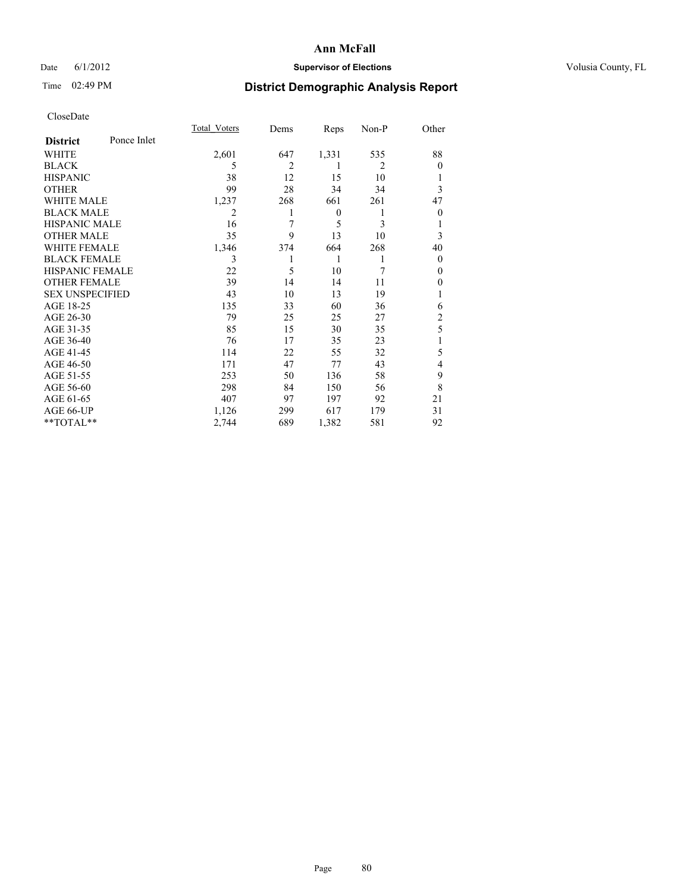# Ann McFall

Date 6/1/2012 **Supervisor of Elections** Volusia County, FL

Time 02:49 PM

## District Demographic Analysis Report

CloseDate

| **District** Ponce Inlet | Total_Voters | Dems | Reps | Non-P | Other |
|---|---|---|---|---|---|
| WHITE | 2,601 | 647 | 1,331 | 535 | 88 |
| BLACK | 5 | 2 | 1 | 2 | 0 |
| HISPANIC | 38 | 12 | 15 | 10 | 1 |
| OTHER | 99 | 28 | 34 | 34 | 3 |
| WHITE MALE | 1,237 | 268 | 661 | 261 | 47 |
| BLACK MALE | 2 | 1 | 0 | 1 | 0 |
| HISPANIC MALE | 16 | 7 | 5 | 3 | 1 |
| OTHER MALE | 35 | 9 | 13 | 10 | 3 |
| WHITE FEMALE | 1,346 | 374 | 664 | 268 | 40 |
| BLACK FEMALE | 3 | 1 | 1 | 1 | 0 |
| HISPANIC FEMALE | 22 | 5 | 10 | 7 | 0 |
| OTHER FEMALE | 39 | 14 | 14 | 11 | 0 |
| SEX UNSPECIFIED | 43 | 10 | 13 | 19 | 1 |
| AGE 18-25 | 135 | 33 | 60 | 36 | 6 |
| AGE 26-30 | 79 | 25 | 25 | 27 | 2 |
| AGE 31-35 | 85 | 15 | 30 | 35 | 5 |
| AGE 36-40 | 76 | 17 | 35 | 23 | 1 |
| AGE 41-45 | 114 | 22 | 55 | 32 | 5 |
| AGE 46-50 | 171 | 47 | 77 | 43 | 4 |
| AGE 51-55 | 253 | 50 | 136 | 58 | 9 |
| AGE 56-60 | 298 | 84 | 150 | 56 | 8 |
| AGE 61-65 | 407 | 97 | 197 | 92 | 21 |
| AGE 66-UP | 1,126 | 299 | 617 | 179 | 31 |
| **TOTAL** | 2,744 | 689 | 1,382 | 581 | 92 |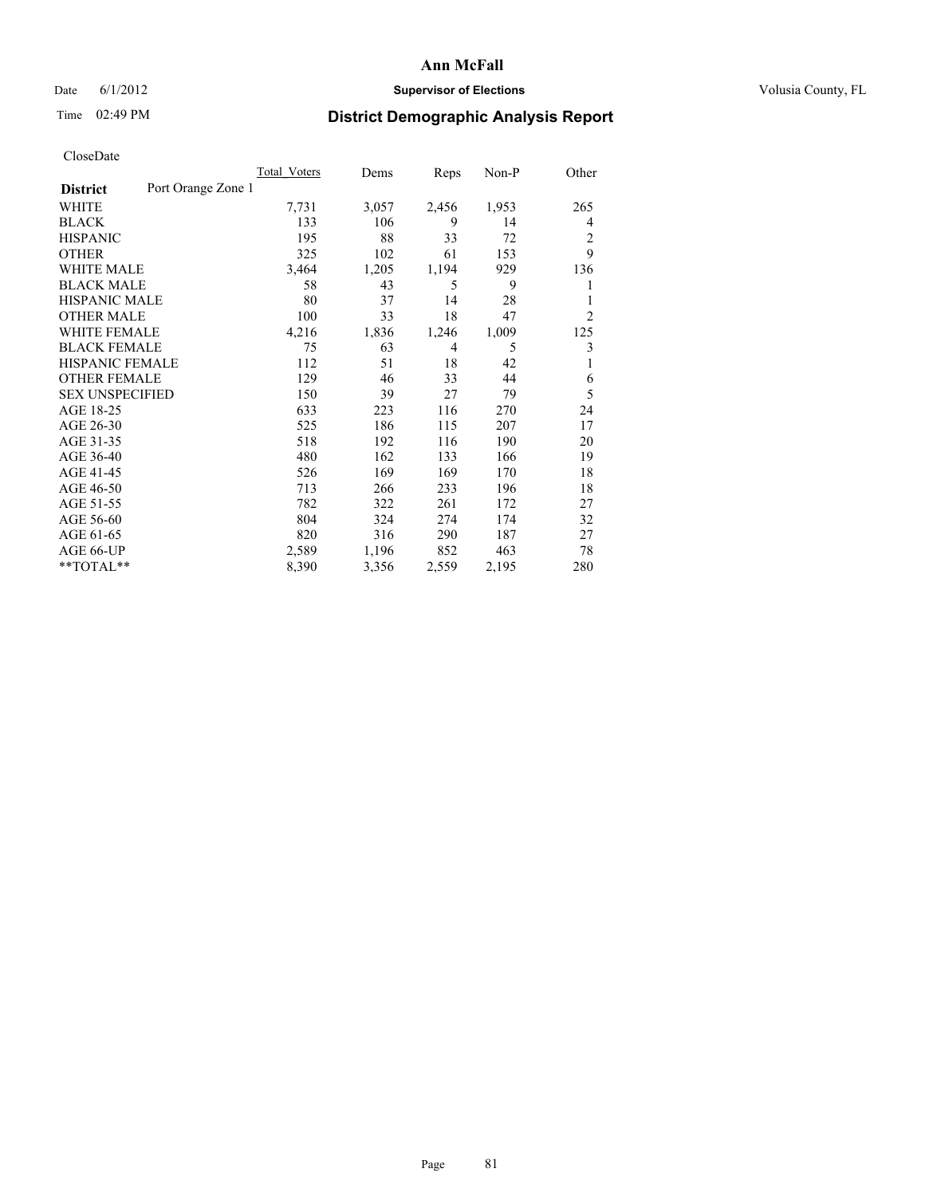# Ann McFall

Date 6/1/2012 **Supervisor of Elections** Volusia County, FL

Time 02:49 PM **District Demographic Analysis Report**

CloseDate

| | Total_Voters | Dems | Reps | Non-P | Other |
|---|---|---|---|---|---|
| **District** Port Orange Zone 1 | | | | | |
| WHITE | 7,731 | 3,057 | 2,456 | 1,953 | 265 |
| BLACK | 133 | 106 | 9 | 14 | 4 |
| HISPANIC | 195 | 88 | 33 | 72 | 2 |
| OTHER | 325 | 102 | 61 | 153 | 9 |
| WHITE MALE | 3,464 | 1,205 | 1,194 | 929 | 136 |
| BLACK MALE | 58 | 43 | 5 | 9 | 1 |
| HISPANIC MALE | 80 | 37 | 14 | 28 | 1 |
| OTHER MALE | 100 | 33 | 18 | 47 | 2 |
| WHITE FEMALE | 4,216 | 1,836 | 1,246 | 1,009 | 125 |
| BLACK FEMALE | 75 | 63 | 4 | 5 | 3 |
| HISPANIC FEMALE | 112 | 51 | 18 | 42 | 1 |
| OTHER FEMALE | 129 | 46 | 33 | 44 | 6 |
| SEX UNSPECIFIED | 150 | 39 | 27 | 79 | 5 |
| AGE 18-25 | 633 | 223 | 116 | 270 | 24 |
| AGE 26-30 | 525 | 186 | 115 | 207 | 17 |
| AGE 31-35 | 518 | 192 | 116 | 190 | 20 |
| AGE 36-40 | 480 | 162 | 133 | 166 | 19 |
| AGE 41-45 | 526 | 169 | 169 | 170 | 18 |
| AGE 46-50 | 713 | 266 | 233 | 196 | 18 |
| AGE 51-55 | 782 | 322 | 261 | 172 | 27 |
| AGE 56-60 | 804 | 324 | 274 | 174 | 32 |
| AGE 61-65 | 820 | 316 | 290 | 187 | 27 |
| AGE 66-UP | 2,589 | 1,196 | 852 | 463 | 78 |
| **TOTAL** | 8,390 | 3,356 | 2,559 | 2,195 | 280 |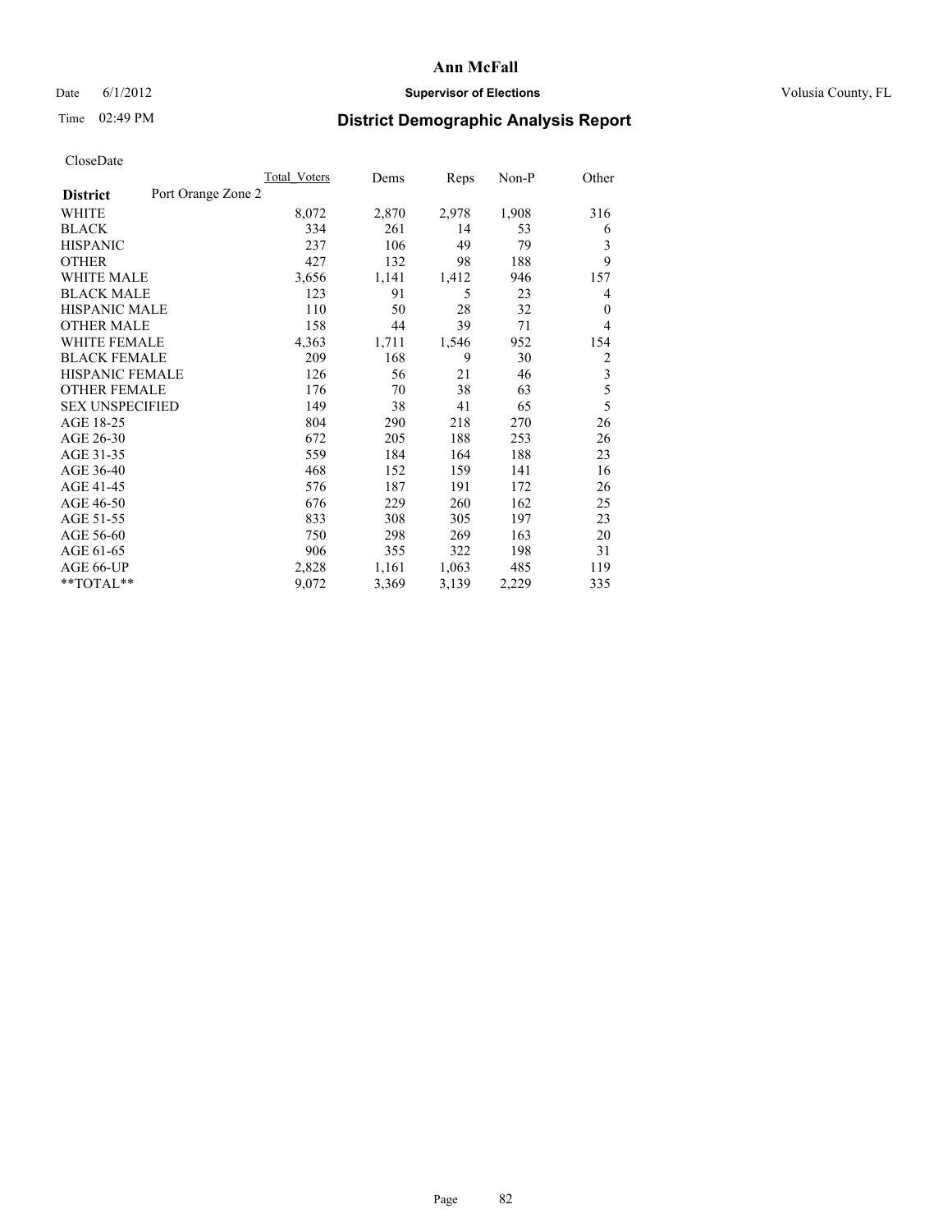# Ann McFall

Date 6/1/2012 **Supervisor of Elections** Volusia County, FL

Time 02:49 PM **District Demographic Analysis Report**

CloseDate

| | Total_Voters | Dems | Reps | Non-P | Other |
|---|---|---|---|---|---|
| **District** Port Orange Zone 2 | | | | | |
| WHITE | 8,072 | 2,870 | 2,978 | 1,908 | 316 |
| BLACK | 334 | 261 | 14 | 53 | 6 |
| HISPANIC | 237 | 106 | 49 | 79 | 3 |
| OTHER | 427 | 132 | 98 | 188 | 9 |
| WHITE MALE | 3,656 | 1,141 | 1,412 | 946 | 157 |
| BLACK MALE | 123 | 91 | 5 | 23 | 4 |
| HISPANIC MALE | 110 | 50 | 28 | 32 | 0 |
| OTHER MALE | 158 | 44 | 39 | 71 | 4 |
| WHITE FEMALE | 4,363 | 1,711 | 1,546 | 952 | 154 |
| BLACK FEMALE | 209 | 168 | 9 | 30 | 2 |
| HISPANIC FEMALE | 126 | 56 | 21 | 46 | 3 |
| OTHER FEMALE | 176 | 70 | 38 | 63 | 5 |
| SEX UNSPECIFIED | 149 | 38 | 41 | 65 | 5 |
| AGE 18-25 | 804 | 290 | 218 | 270 | 26 |
| AGE 26-30 | 672 | 205 | 188 | 253 | 26 |
| AGE 31-35 | 559 | 184 | 164 | 188 | 23 |
| AGE 36-40 | 468 | 152 | 159 | 141 | 16 |
| AGE 41-45 | 576 | 187 | 191 | 172 | 26 |
| AGE 46-50 | 676 | 229 | 260 | 162 | 25 |
| AGE 51-55 | 833 | 308 | 305 | 197 | 23 |
| AGE 56-60 | 750 | 298 | 269 | 163 | 20 |
| AGE 61-65 | 906 | 355 | 322 | 198 | 31 |
| AGE 66-UP | 2,828 | 1,161 | 1,063 | 485 | 119 |
| **TOTAL** | 9,072 | 3,369 | 3,139 | 2,229 | 335 |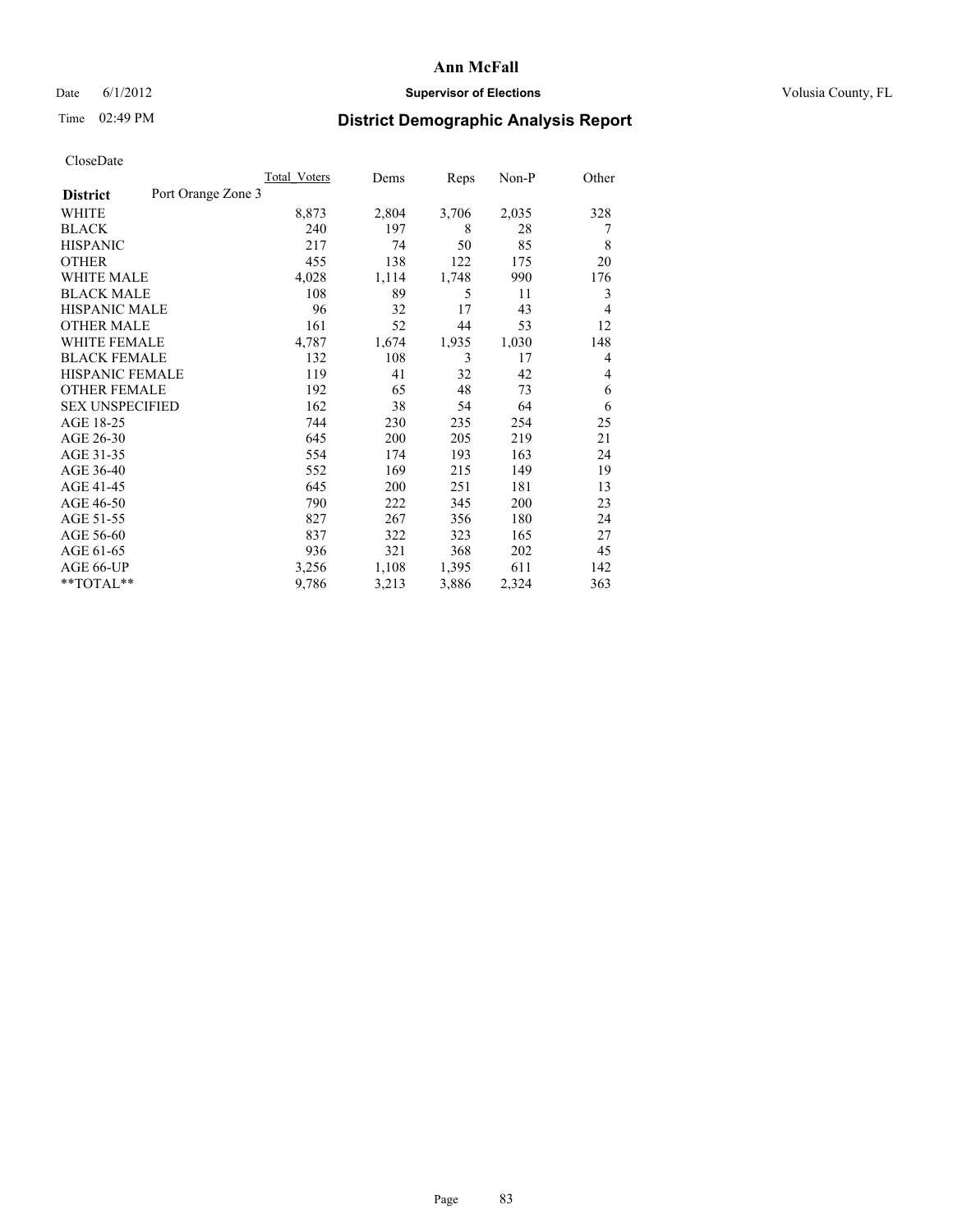# Ann McFall

Date 6/1/2012 **Supervisor of Elections** Volusia County, FL

Time 02:49 PM

## District Demographic Analysis Report

CloseDate

| | Total_Voters | Dems | Reps | Non-P | Other |
|---|---|---|---|---|---|
| **District** Port Orange Zone 3 | | | | | |
| WHITE | 8,873 | 2,804 | 3,706 | 2,035 | 328 |
| BLACK | 240 | 197 | 8 | 28 | 7 |
| HISPANIC | 217 | 74 | 50 | 85 | 8 |
| OTHER | 455 | 138 | 122 | 175 | 20 |
| WHITE MALE | 4,028 | 1,114 | 1,748 | 990 | 176 |
| BLACK MALE | 108 | 89 | 5 | 11 | 3 |
| HISPANIC MALE | 96 | 32 | 17 | 43 | 4 |
| OTHER MALE | 161 | 52 | 44 | 53 | 12 |
| WHITE FEMALE | 4,787 | 1,674 | 1,935 | 1,030 | 148 |
| BLACK FEMALE | 132 | 108 | 3 | 17 | 4 |
| HISPANIC FEMALE | 119 | 41 | 32 | 42 | 4 |
| OTHER FEMALE | 192 | 65 | 48 | 73 | 6 |
| SEX UNSPECIFIED | 162 | 38 | 54 | 64 | 6 |
| AGE 18-25 | 744 | 230 | 235 | 254 | 25 |
| AGE 26-30 | 645 | 200 | 205 | 219 | 21 |
| AGE 31-35 | 554 | 174 | 193 | 163 | 24 |
| AGE 36-40 | 552 | 169 | 215 | 149 | 19 |
| AGE 41-45 | 645 | 200 | 251 | 181 | 13 |
| AGE 46-50 | 790 | 222 | 345 | 200 | 23 |
| AGE 51-55 | 827 | 267 | 356 | 180 | 24 |
| AGE 56-60 | 837 | 322 | 323 | 165 | 27 |
| AGE 61-65 | 936 | 321 | 368 | 202 | 45 |
| AGE 66-UP | 3,256 | 1,108 | 1,395 | 611 | 142 |
| **TOTAL** | 9,786 | 3,213 | 3,886 | 2,324 | 363 |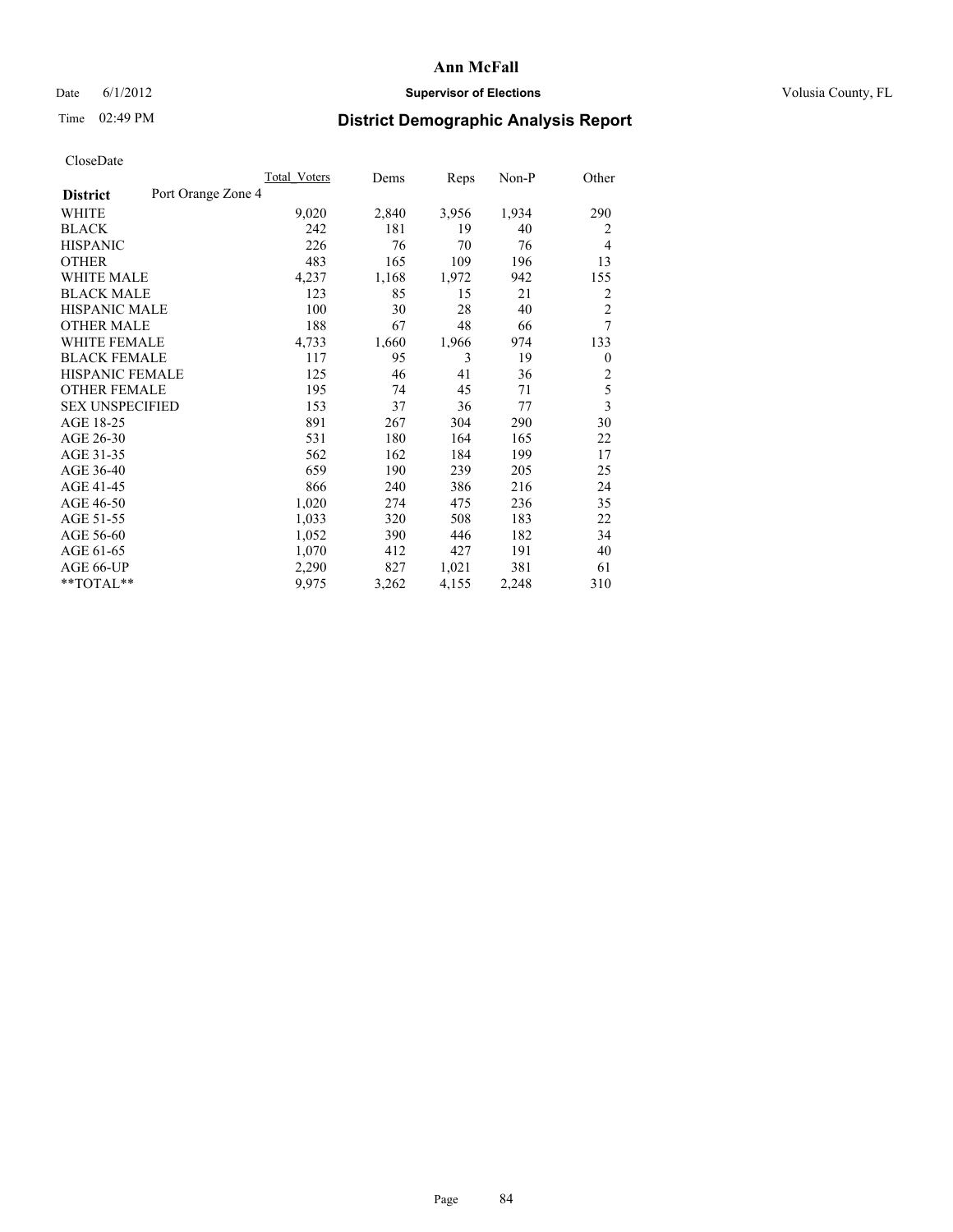# Ann McFall

Date 6/1/2012 **Supervisor of Elections** Volusia County, FL

Time 02:49 PM

## District Demographic Analysis Report

CloseDate

| **District** Port Orange Zone 4 | Total Voters | Dems | Reps | Non-P | Other |
|---|---|---|---|---|---|
| WHITE | 9,020 | 2,840 | 3,956 | 1,934 | 290 |
| BLACK | 242 | 181 | 19 | 40 | 2 |
| HISPANIC | 226 | 76 | 70 | 76 | 4 |
| OTHER | 483 | 165 | 109 | 196 | 13 |
| WHITE MALE | 4,237 | 1,168 | 1,972 | 942 | 155 |
| BLACK MALE | 123 | 85 | 15 | 21 | 2 |
| HISPANIC MALE | 100 | 30 | 28 | 40 | 2 |
| OTHER MALE | 188 | 67 | 48 | 66 | 7 |
| WHITE FEMALE | 4,733 | 1,660 | 1,966 | 974 | 133 |
| BLACK FEMALE | 117 | 95 | 3 | 19 | 0 |
| HISPANIC FEMALE | 125 | 46 | 41 | 36 | 2 |
| OTHER FEMALE | 195 | 74 | 45 | 71 | 5 |
| SEX UNSPECIFIED | 153 | 37 | 36 | 77 | 3 |
| AGE 18-25 | 891 | 267 | 304 | 290 | 30 |
| AGE 26-30 | 531 | 180 | 164 | 165 | 22 |
| AGE 31-35 | 562 | 162 | 184 | 199 | 17 |
| AGE 36-40 | 659 | 190 | 239 | 205 | 25 |
| AGE 41-45 | 866 | 240 | 386 | 216 | 24 |
| AGE 46-50 | 1,020 | 274 | 475 | 236 | 35 |
| AGE 51-55 | 1,033 | 320 | 508 | 183 | 22 |
| AGE 56-60 | 1,052 | 390 | 446 | 182 | 34 |
| AGE 61-65 | 1,070 | 412 | 427 | 191 | 40 |
| AGE 66-UP | 2,290 | 827 | 1,021 | 381 | 61 |
| **TOTAL** | 9,975 | 3,262 | 4,155 | 2,248 | 310 |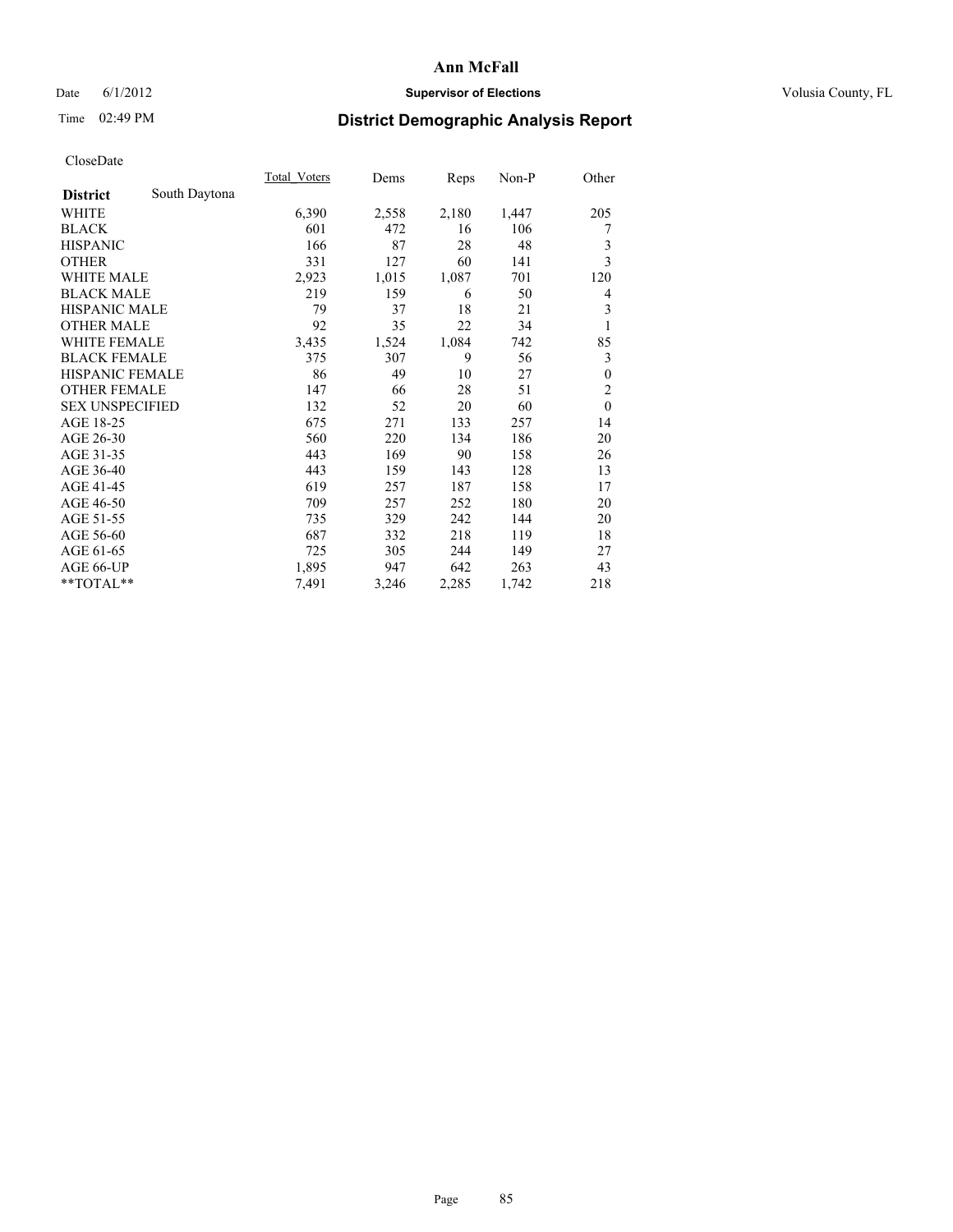# Ann McFall

Date 6/1/2012 **Supervisor of Elections** Volusia County, FL

Time 02:49 PM

## District Demographic Analysis Report

CloseDate

| | Total_Voters | Dems | Reps | Non-P | Other |
|---|---|---|---|---|---|
| **District** South Daytona | | | | | |
| WHITE | 6,390 | 2,558 | 2,180 | 1,447 | 205 |
| BLACK | 601 | 472 | 16 | 106 | 7 |
| HISPANIC | 166 | 87 | 28 | 48 | 3 |
| OTHER | 331 | 127 | 60 | 141 | 3 |
| WHITE MALE | 2,923 | 1,015 | 1,087 | 701 | 120 |
| BLACK MALE | 219 | 159 | 6 | 50 | 4 |
| HISPANIC MALE | 79 | 37 | 18 | 21 | 3 |
| OTHER MALE | 92 | 35 | 22 | 34 | 1 |
| WHITE FEMALE | 3,435 | 1,524 | 1,084 | 742 | 85 |
| BLACK FEMALE | 375 | 307 | 9 | 56 | 3 |
| HISPANIC FEMALE | 86 | 49 | 10 | 27 | 0 |
| OTHER FEMALE | 147 | 66 | 28 | 51 | 2 |
| SEX UNSPECIFIED | 132 | 52 | 20 | 60 | 0 |
| AGE 18-25 | 675 | 271 | 133 | 257 | 14 |
| AGE 26-30 | 560 | 220 | 134 | 186 | 20 |
| AGE 31-35 | 443 | 169 | 90 | 158 | 26 |
| AGE 36-40 | 443 | 159 | 143 | 128 | 13 |
| AGE 41-45 | 619 | 257 | 187 | 158 | 17 |
| AGE 46-50 | 709 | 257 | 252 | 180 | 20 |
| AGE 51-55 | 735 | 329 | 242 | 144 | 20 |
| AGE 56-60 | 687 | 332 | 218 | 119 | 18 |
| AGE 61-65 | 725 | 305 | 244 | 149 | 27 |
| AGE 66-UP | 1,895 | 947 | 642 | 263 | 43 |
| **TOTAL** | 7,491 | 3,246 | 2,285 | 1,742 | 218 |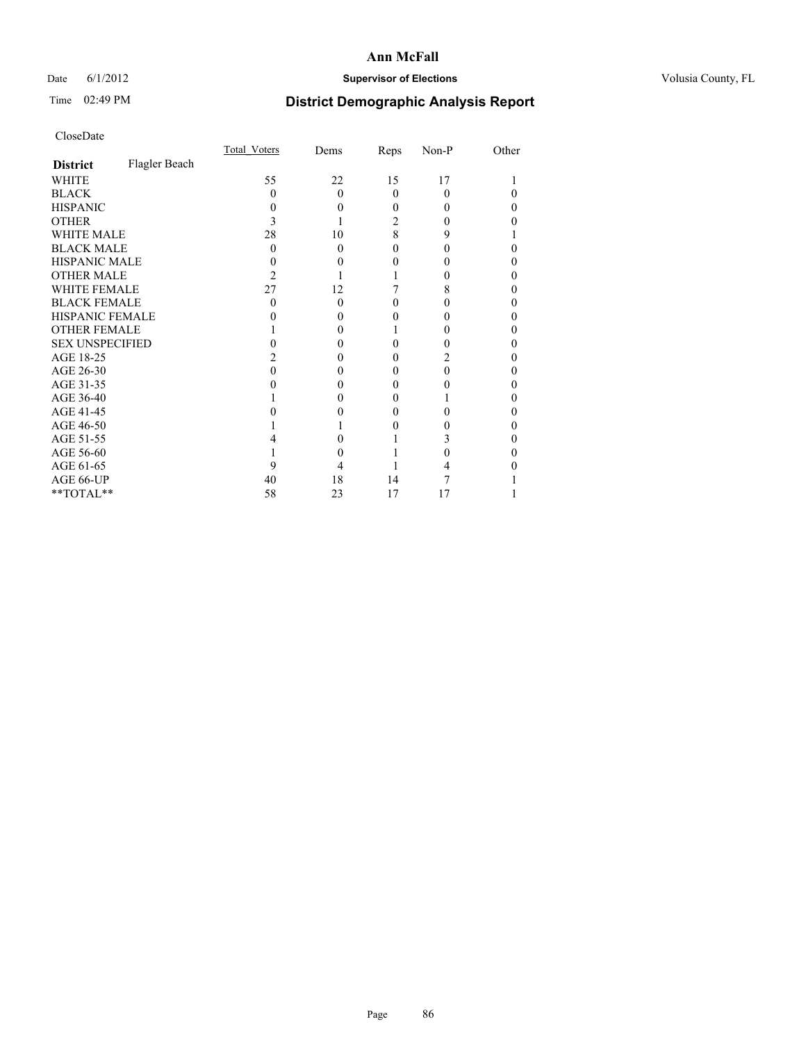# Ann McFall

Date 6/1/2012 **Supervisor of Elections** Volusia County, FL

Time 02:49 PM **District Demographic Analysis Report**

CloseDate

| **District** Flagler Beach | Total_Voters | Dems | Reps | Non-P | Other |
|---|---|---|---|---|---|
| WHITE | 55 | 22 | 15 | 17 | 1 |
| BLACK | 0 | 0 | 0 | 0 | 0 |
| HISPANIC | 0 | 0 | 0 | 0 | 0 |
| OTHER | 3 | 1 | 2 | 0 | 0 |
| WHITE MALE | 28 | 10 | 8 | 9 | 1 |
| BLACK MALE | 0 | 0 | 0 | 0 | 0 |
| HISPANIC MALE | 0 | 0 | 0 | 0 | 0 |
| OTHER MALE | 2 | 1 | 1 | 0 | 0 |
| WHITE FEMALE | 27 | 12 | 7 | 8 | 0 |
| BLACK FEMALE | 0 | 0 | 0 | 0 | 0 |
| HISPANIC FEMALE | 0 | 0 | 0 | 0 | 0 |
| OTHER FEMALE | 1 | 0 | 1 | 0 | 0 |
| SEX UNSPECIFIED | 0 | 0 | 0 | 0 | 0 |
| AGE 18-25 | 2 | 0 | 0 | 2 | 0 |
| AGE 26-30 | 0 | 0 | 0 | 0 | 0 |
| AGE 31-35 | 0 | 0 | 0 | 0 | 0 |
| AGE 36-40 | 1 | 0 | 0 | 1 | 0 |
| AGE 41-45 | 0 | 0 | 0 | 0 | 0 |
| AGE 46-50 | 1 | 1 | 0 | 0 | 0 |
| AGE 51-55 | 4 | 0 | 1 | 3 | 0 |
| AGE 56-60 | 1 | 0 | 1 | 0 | 0 |
| AGE 61-65 | 9 | 4 | 1 | 4 | 0 |
| AGE 66-UP | 40 | 18 | 14 | 7 | 1 |
| **TOTAL** | 58 | 23 | 17 | 17 | 1 |